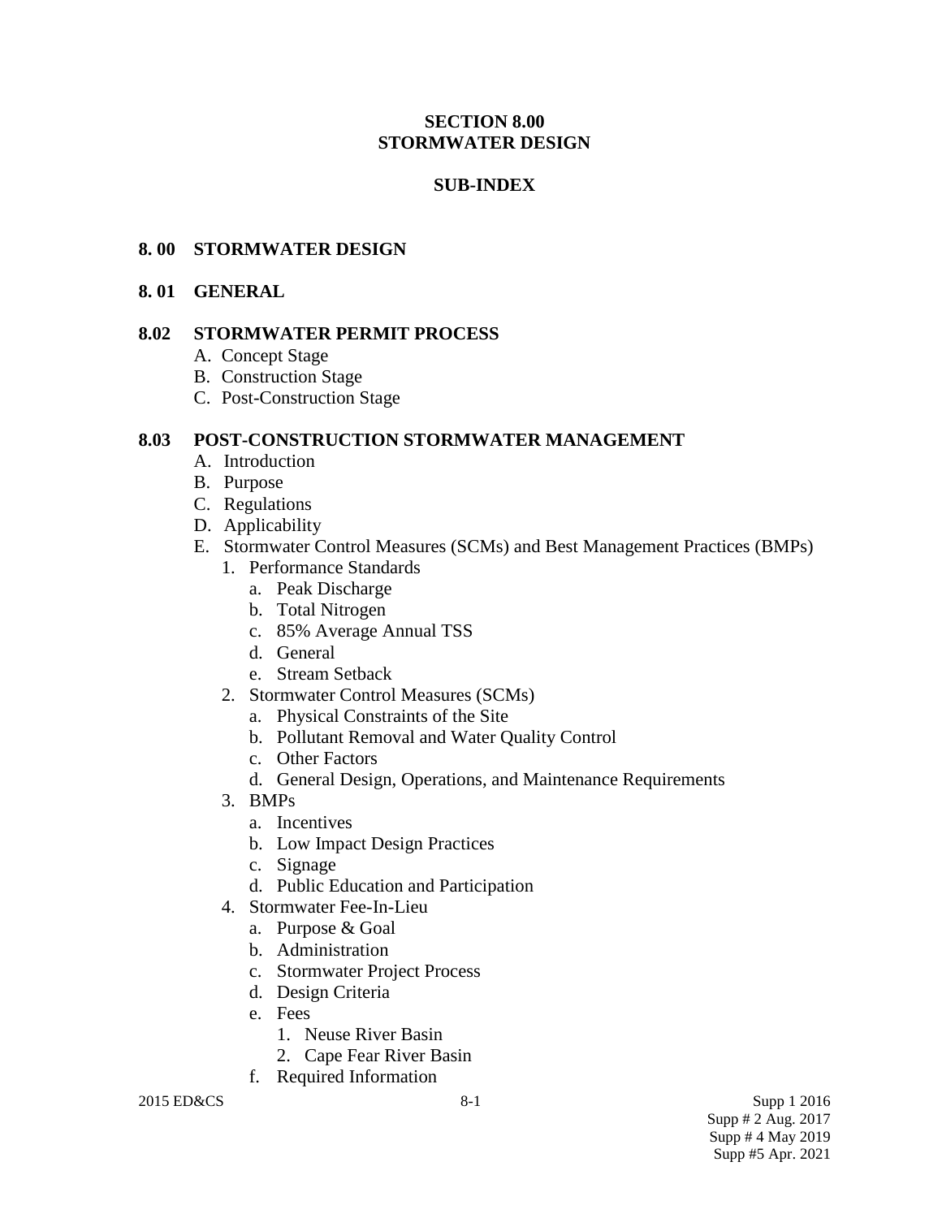# SECTION 8.00
# STORMWATER DESIGN

## SUB-INDEX

**8. 00 STORMWATER DESIGN**

**8. 01 GENERAL**

**8.02 STORMWATER PERMIT PROCESS**

- A. Concept Stage
- B. Construction Stage
- C. Post-Construction Stage

**8.03 POST-CONSTRUCTION STORMWATER MANAGEMENT**

- A. Introduction
- B. Purpose
- C. Regulations
- D. Applicability
- E. Stormwater Control Measures (SCMs) and Best Management Practices (BMPs)
  1. Performance Standards
     - a. Peak Discharge
     - b. Total Nitrogen
     - c. 85% Average Annual TSS
     - d. General
     - e. Stream Setback
  2. Stormwater Control Measures (SCMs)
     - a. Physical Constraints of the Site
     - b. Pollutant Removal and Water Quality Control
     - c. Other Factors
     - d. General Design, Operations, and Maintenance Requirements
  3. BMPs
     - a. Incentives
     - b. Low Impact Design Practices
     - c. Signage
     - d. Public Education and Participation
  4. Stormwater Fee-In-Lieu
     - a. Purpose & Goal
     - b. Administration
     - c. Stormwater Project Process
     - d. Design Criteria
     - e. Fees
       1. Neuse River Basin
       2. Cape Fear River Basin
     - f. Required Information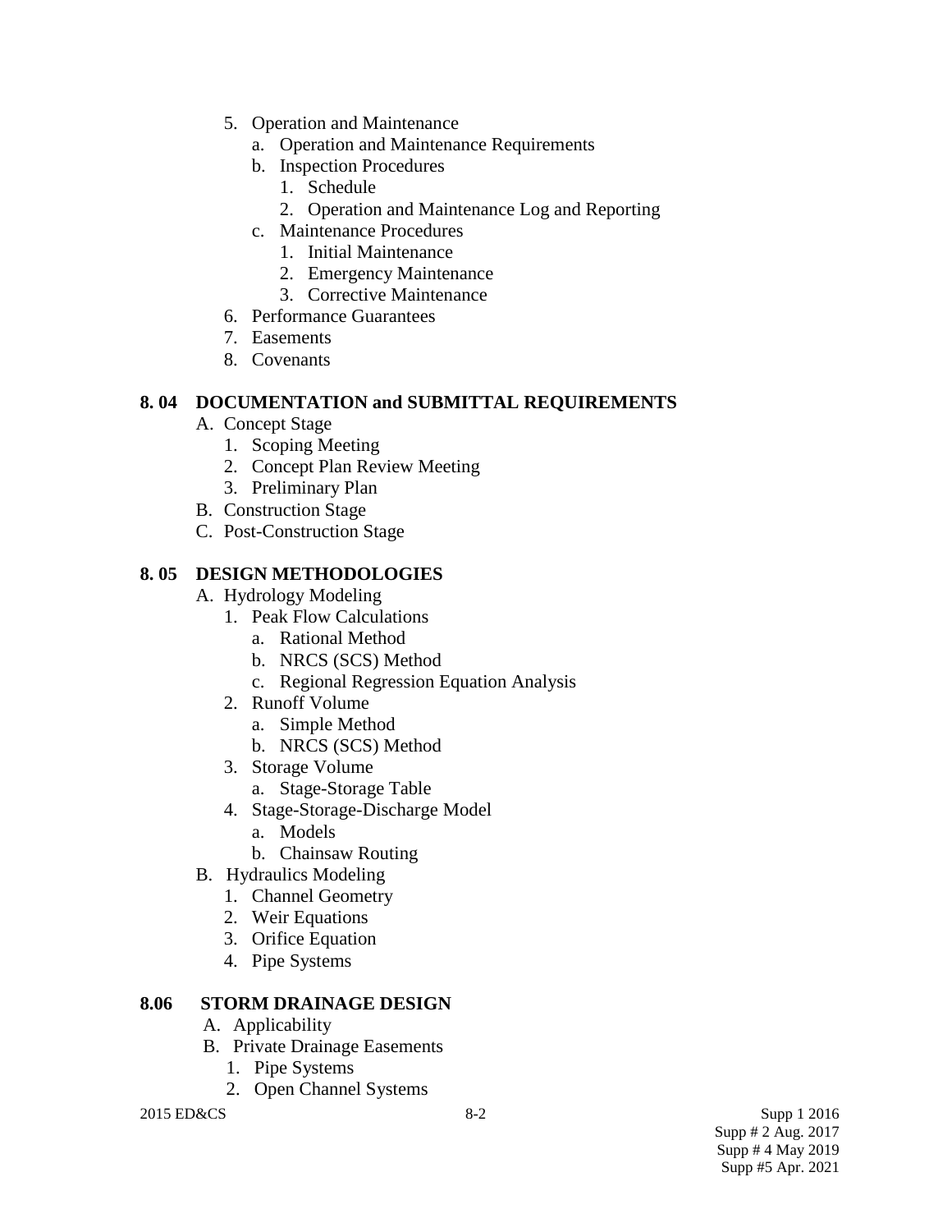5. Operation and Maintenance
    a. Operation and Maintenance Requirements
    b. Inspection Procedures
        1. Schedule
        2. Operation and Maintenance Log and Reporting
    c. Maintenance Procedures
        1. Initial Maintenance
        2. Emergency Maintenance
        3. Corrective Maintenance
6. Performance Guarantees
7. Easements
8. Covenants

**8. 04 DOCUMENTATION and SUBMITTAL REQUIREMENTS**

A. Concept Stage
    1. Scoping Meeting
    2. Concept Plan Review Meeting
    3. Preliminary Plan

B. Construction Stage

C. Post-Construction Stage

**8. 05 DESIGN METHODOLOGIES**

A. Hydrology Modeling
    1. Peak Flow Calculations
        a. Rational Method
        b. NRCS (SCS) Method
        c. Regional Regression Equation Analysis
    2. Runoff Volume
        a. Simple Method
        b. NRCS (SCS) Method
    3. Storage Volume
        a. Stage-Storage Table
    4. Stage-Storage-Discharge Model
        a. Models
        b. Chainsaw Routing

B. Hydraulics Modeling
    1. Channel Geometry
    2. Weir Equations
    3. Orifice Equation
    4. Pipe Systems

**8.06 STORM DRAINAGE DESIGN**

A. Applicability

B. Private Drainage Easements
    1. Pipe Systems
    2. Open Channel Systems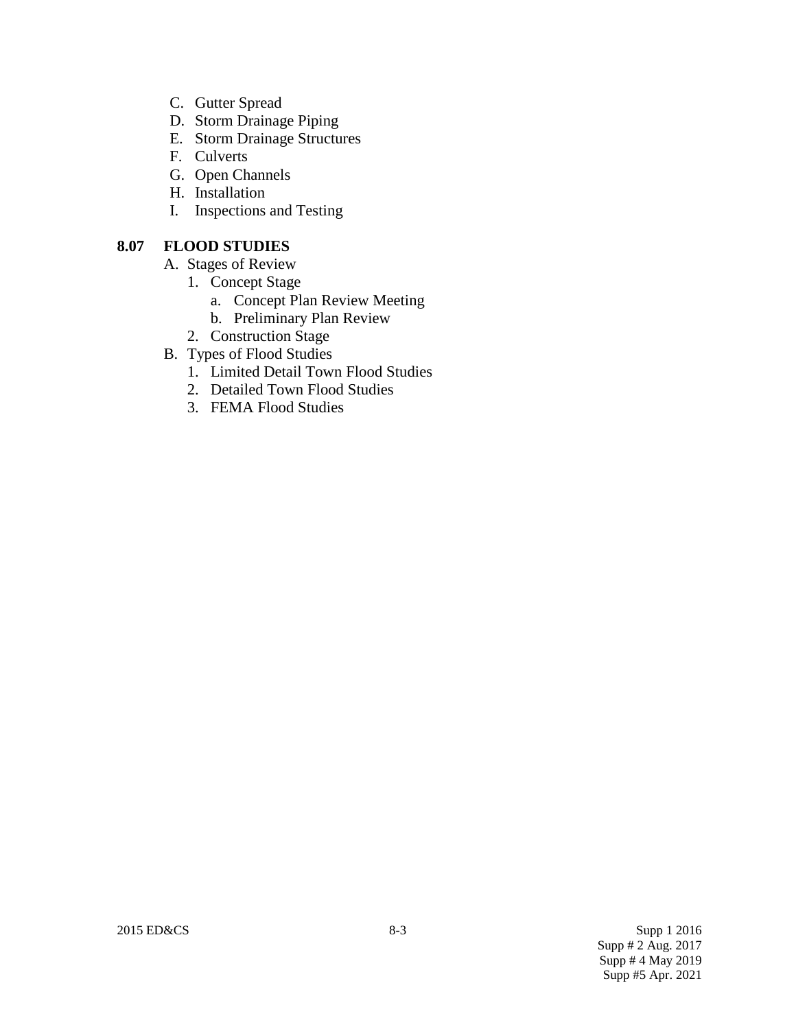C. Gutter Spread
D. Storm Drainage Piping
E. Storm Drainage Structures
F. Culverts
G. Open Channels
H. Installation
I. Inspections and Testing

**8.07 FLOOD STUDIES**

A. Stages of Review
   1. Concept Stage
      a. Concept Plan Review Meeting
      b. Preliminary Plan Review
   2. Construction Stage
B. Types of Flood Studies
   1. Limited Detail Town Flood Studies
   2. Detailed Town Flood Studies
   3. FEMA Flood Studies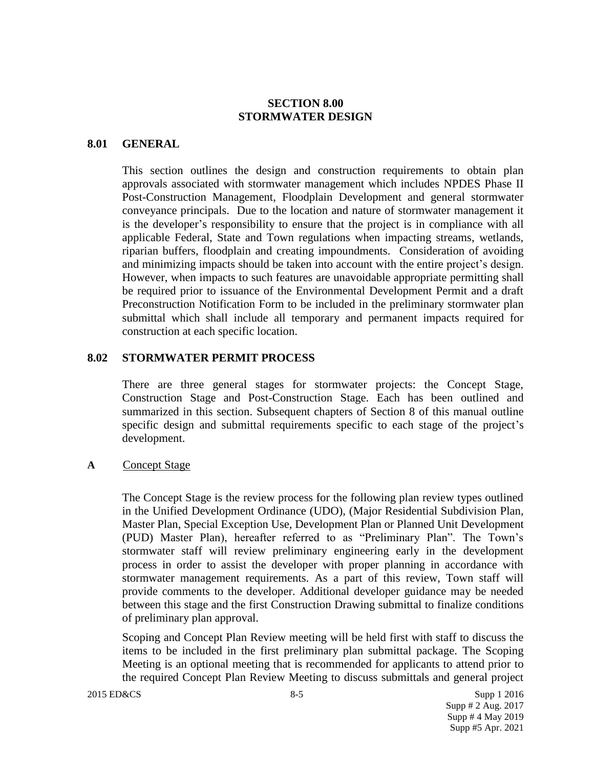# SECTION 8.00
# STORMWATER DESIGN

## 8.01 GENERAL

This section outlines the design and construction requirements to obtain plan approvals associated with stormwater management which includes NPDES Phase II Post-Construction Management, Floodplain Development and general stormwater conveyance principals. Due to the location and nature of stormwater management it is the developer's responsibility to ensure that the project is in compliance with all applicable Federal, State and Town regulations when impacting streams, wetlands, riparian buffers, floodplain and creating impoundments. Consideration of avoiding and minimizing impacts should be taken into account with the entire project's design. However, when impacts to such features are unavoidable appropriate permitting shall be required prior to issuance of the Environmental Development Permit and a draft Preconstruction Notification Form to be included in the preliminary stormwater plan submittal which shall include all temporary and permanent impacts required for construction at each specific location.

## 8.02 STORMWATER PERMIT PROCESS

There are three general stages for stormwater projects: the Concept Stage, Construction Stage and Post-Construction Stage. Each has been outlined and summarized in this section. Subsequent chapters of Section 8 of this manual outline specific design and submittal requirements specific to each stage of the project's development.

### A Concept Stage

The Concept Stage is the review process for the following plan review types outlined in the Unified Development Ordinance (UDO), (Major Residential Subdivision Plan, Master Plan, Special Exception Use, Development Plan or Planned Unit Development (PUD) Master Plan), hereafter referred to as "Preliminary Plan". The Town's stormwater staff will review preliminary engineering early in the development process in order to assist the developer with proper planning in accordance with stormwater management requirements. As a part of this review, Town staff will provide comments to the developer. Additional developer guidance may be needed between this stage and the first Construction Drawing submittal to finalize conditions of preliminary plan approval.

Scoping and Concept Plan Review meeting will be held first with staff to discuss the items to be included in the first preliminary plan submittal package. The Scoping Meeting is an optional meeting that is recommended for applicants to attend prior to the required Concept Plan Review Meeting to discuss submittals and general project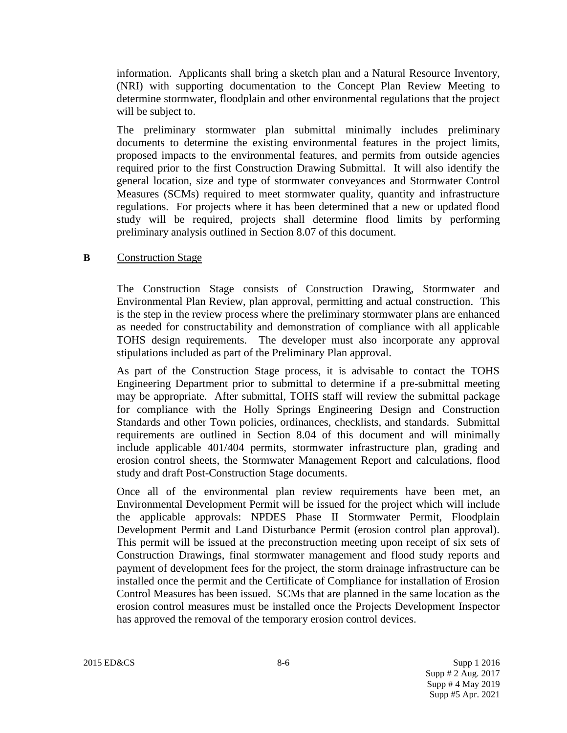information. Applicants shall bring a sketch plan and a Natural Resource Inventory, (NRI) with supporting documentation to the Concept Plan Review Meeting to determine stormwater, floodplain and other environmental regulations that the project will be subject to.

The preliminary stormwater plan submittal minimally includes preliminary documents to determine the existing environmental features in the project limits, proposed impacts to the environmental features, and permits from outside agencies required prior to the first Construction Drawing Submittal. It will also identify the general location, size and type of stormwater conveyances and Stormwater Control Measures (SCMs) required to meet stormwater quality, quantity and infrastructure regulations. For projects where it has been determined that a new or updated flood study will be required, projects shall determine flood limits by performing preliminary analysis outlined in Section 8.07 of this document.

**B** Construction Stage

The Construction Stage consists of Construction Drawing, Stormwater and Environmental Plan Review, plan approval, permitting and actual construction. This is the step in the review process where the preliminary stormwater plans are enhanced as needed for constructability and demonstration of compliance with all applicable TOHS design requirements. The developer must also incorporate any approval stipulations included as part of the Preliminary Plan approval.

As part of the Construction Stage process, it is advisable to contact the TOHS Engineering Department prior to submittal to determine if a pre-submittal meeting may be appropriate. After submittal, TOHS staff will review the submittal package for compliance with the Holly Springs Engineering Design and Construction Standards and other Town policies, ordinances, checklists, and standards. Submittal requirements are outlined in Section 8.04 of this document and will minimally include applicable 401/404 permits, stormwater infrastructure plan, grading and erosion control sheets, the Stormwater Management Report and calculations, flood study and draft Post-Construction Stage documents.

Once all of the environmental plan review requirements have been met, an Environmental Development Permit will be issued for the project which will include the applicable approvals: NPDES Phase II Stormwater Permit, Floodplain Development Permit and Land Disturbance Permit (erosion control plan approval). This permit will be issued at the preconstruction meeting upon receipt of six sets of Construction Drawings, final stormwater management and flood study reports and payment of development fees for the project, the storm drainage infrastructure can be installed once the permit and the Certificate of Compliance for installation of Erosion Control Measures has been issued. SCMs that are planned in the same location as the erosion control measures must be installed once the Projects Development Inspector has approved the removal of the temporary erosion control devices.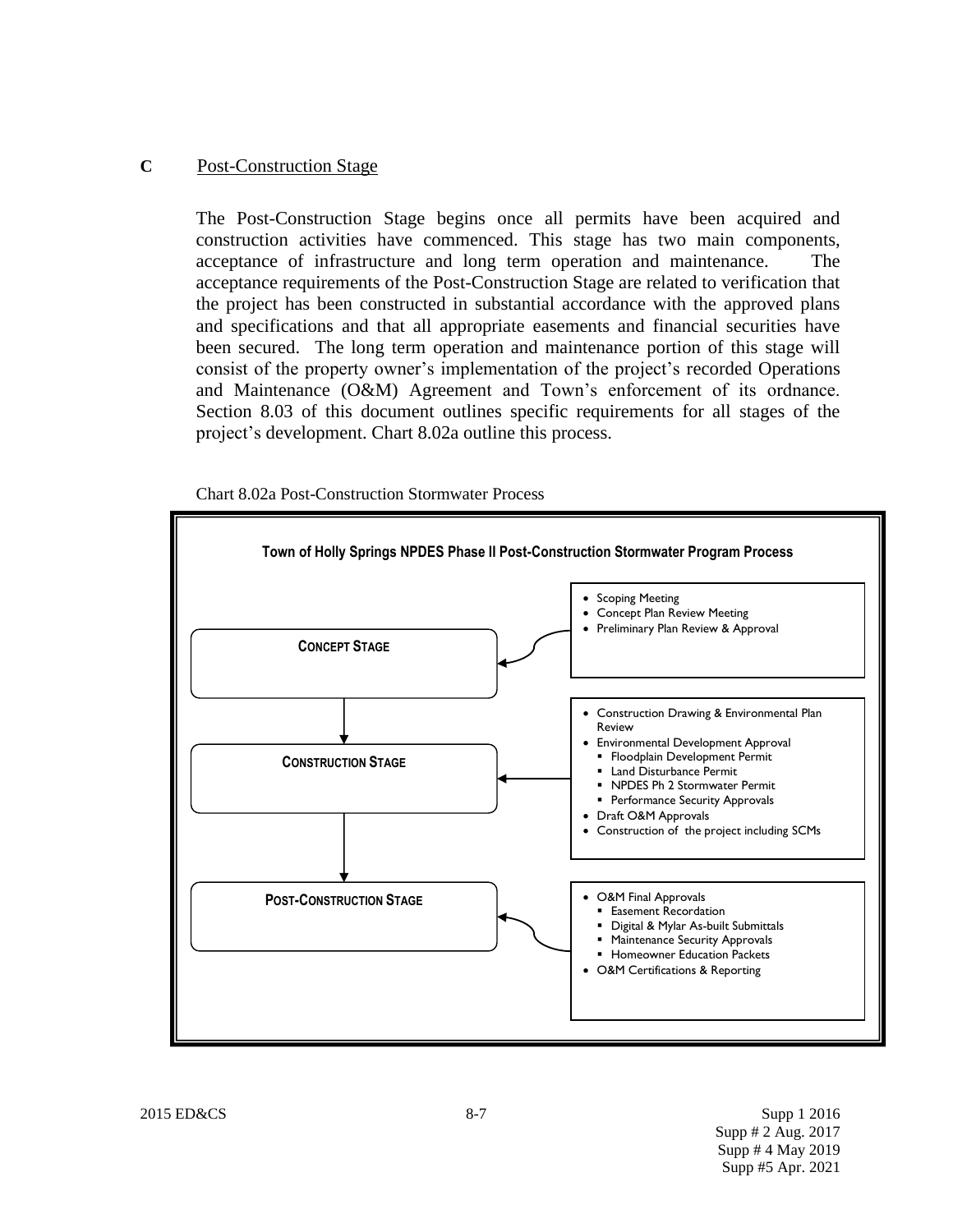**C** Post-Construction Stage

The Post-Construction Stage begins once all permits have been acquired and construction activities have commenced. This stage has two main components, acceptance of infrastructure and long term operation and maintenance. The acceptance requirements of the Post-Construction Stage are related to verification that the project has been constructed in substantial accordance with the approved plans and specifications and that all appropriate easements and financial securities have been secured. The long term operation and maintenance portion of this stage will consist of the property owner's implementation of the project's recorded Operations and Maintenance (O&M) Agreement and Town's enforcement of its ordnance. Section 8.03 of this document outlines specific requirements for all stages of the project's development. Chart 8.02a outline this process.

Chart 8.02a Post-Construction Stormwater Process

**Town of Holly Springs NPDES Phase II Post-Construction Stormwater Program Process**

**CONCEPT STAGE**

- Scoping Meeting
- Concept Plan Review Meeting
- Preliminary Plan Review & Approval

**CONSTRUCTION STAGE**

- Construction Drawing & Environmental Plan Review
- Environmental Development Approval
  - Floodplain Development Permit
  - Land Disturbance Permit
  - NPDES Ph 2 Stormwater Permit
  - Performance Security Approvals
- Draft O&M Approvals
- Construction of the project including SCMs

**POST-CONSTRUCTION STAGE**

- O&M Final Approvals
  - Easement Recordation
  - Digital & Mylar As-built Submittals
  - Maintenance Security Approvals
  - Homeowner Education Packets
- O&M Certifications & Reporting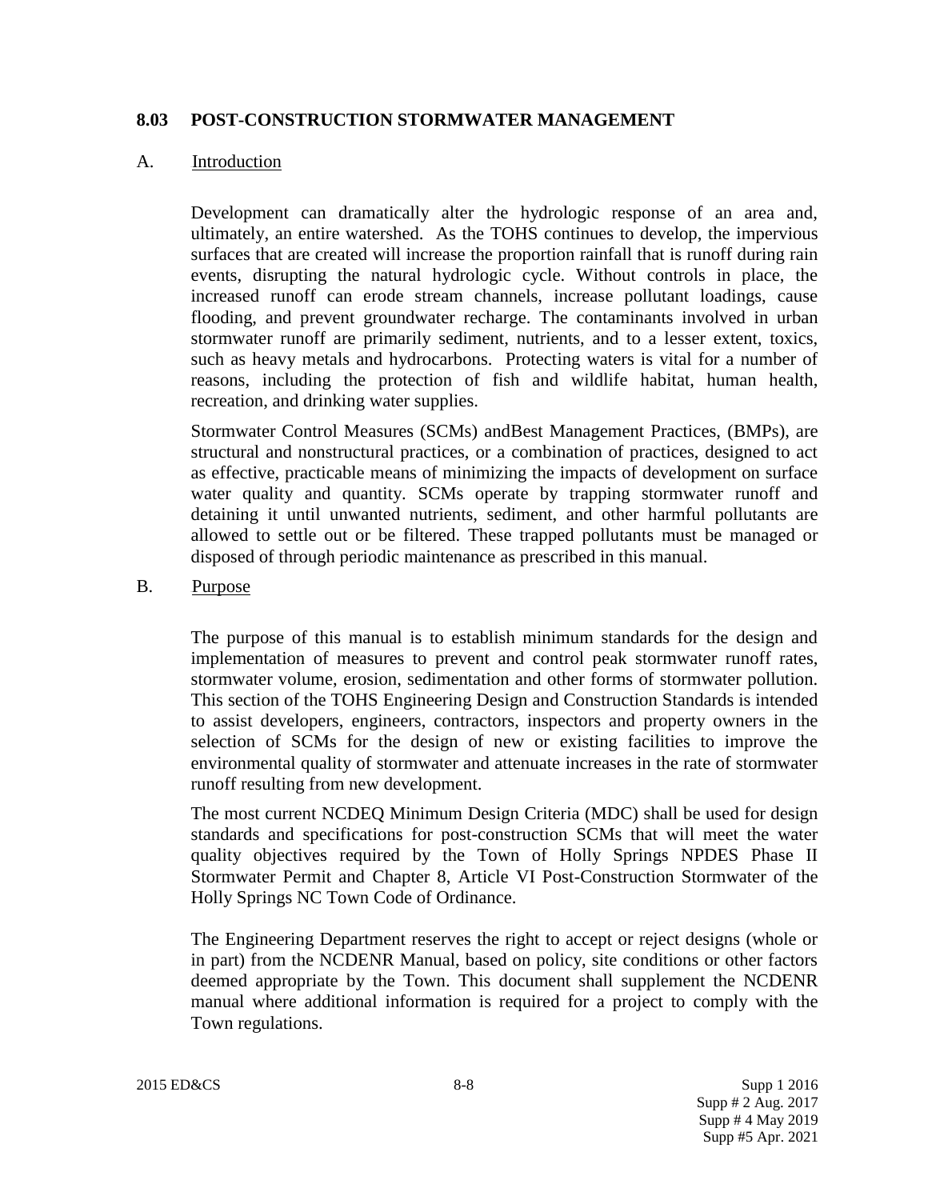## 8.03 POST-CONSTRUCTION STORMWATER MANAGEMENT

### A. Introduction

Development can dramatically alter the hydrologic response of an area and, ultimately, an entire watershed. As the TOHS continues to develop, the impervious surfaces that are created will increase the proportion rainfall that is runoff during rain events, disrupting the natural hydrologic cycle. Without controls in place, the increased runoff can erode stream channels, increase pollutant loadings, cause flooding, and prevent groundwater recharge. The contaminants involved in urban stormwater runoff are primarily sediment, nutrients, and to a lesser extent, toxics, such as heavy metals and hydrocarbons. Protecting waters is vital for a number of reasons, including the protection of fish and wildlife habitat, human health, recreation, and drinking water supplies.

Stormwater Control Measures (SCMs) andBest Management Practices, (BMPs), are structural and nonstructural practices, or a combination of practices, designed to act as effective, practicable means of minimizing the impacts of development on surface water quality and quantity. SCMs operate by trapping stormwater runoff and detaining it until unwanted nutrients, sediment, and other harmful pollutants are allowed to settle out or be filtered. These trapped pollutants must be managed or disposed of through periodic maintenance as prescribed in this manual.

### B. Purpose

The purpose of this manual is to establish minimum standards for the design and implementation of measures to prevent and control peak stormwater runoff rates, stormwater volume, erosion, sedimentation and other forms of stormwater pollution. This section of the TOHS Engineering Design and Construction Standards is intended to assist developers, engineers, contractors, inspectors and property owners in the selection of SCMs for the design of new or existing facilities to improve the environmental quality of stormwater and attenuate increases in the rate of stormwater runoff resulting from new development.

The most current NCDEQ Minimum Design Criteria (MDC) shall be used for design standards and specifications for post-construction SCMs that will meet the water quality objectives required by the Town of Holly Springs NPDES Phase II Stormwater Permit and Chapter 8, Article VI Post-Construction Stormwater of the Holly Springs NC Town Code of Ordinance.

The Engineering Department reserves the right to accept or reject designs (whole or in part) from the NCDENR Manual, based on policy, site conditions or other factors deemed appropriate by the Town. This document shall supplement the NCDENR manual where additional information is required for a project to comply with the Town regulations.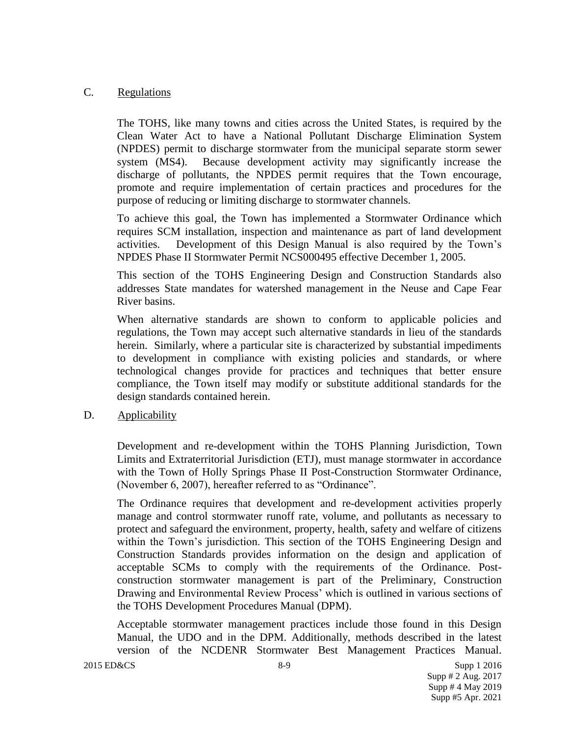## C. Regulations

The TOHS, like many towns and cities across the United States, is required by the Clean Water Act to have a National Pollutant Discharge Elimination System (NPDES) permit to discharge stormwater from the municipal separate storm sewer system (MS4). Because development activity may significantly increase the discharge of pollutants, the NPDES permit requires that the Town encourage, promote and require implementation of certain practices and procedures for the purpose of reducing or limiting discharge to stormwater channels.

To achieve this goal, the Town has implemented a Stormwater Ordinance which requires SCM installation, inspection and maintenance as part of land development activities. Development of this Design Manual is also required by the Town's NPDES Phase II Stormwater Permit NCS000495 effective December 1, 2005.

This section of the TOHS Engineering Design and Construction Standards also addresses State mandates for watershed management in the Neuse and Cape Fear River basins.

When alternative standards are shown to conform to applicable policies and regulations, the Town may accept such alternative standards in lieu of the standards herein. Similarly, where a particular site is characterized by substantial impediments to development in compliance with existing policies and standards, or where technological changes provide for practices and techniques that better ensure compliance, the Town itself may modify or substitute additional standards for the design standards contained herein.

## D. Applicability

Development and re-development within the TOHS Planning Jurisdiction, Town Limits and Extraterritorial Jurisdiction (ETJ), must manage stormwater in accordance with the Town of Holly Springs Phase II Post-Construction Stormwater Ordinance, (November 6, 2007), hereafter referred to as "Ordinance".

The Ordinance requires that development and re-development activities properly manage and control stormwater runoff rate, volume, and pollutants as necessary to protect and safeguard the environment, property, health, safety and welfare of citizens within the Town's jurisdiction. This section of the TOHS Engineering Design and Construction Standards provides information on the design and application of acceptable SCMs to comply with the requirements of the Ordinance. Post-construction stormwater management is part of the Preliminary, Construction Drawing and Environmental Review Process' which is outlined in various sections of the TOHS Development Procedures Manual (DPM).

Acceptable stormwater management practices include those found in this Design Manual, the UDO and in the DPM. Additionally, methods described in the latest version of the NCDENR Stormwater Best Management Practices Manual.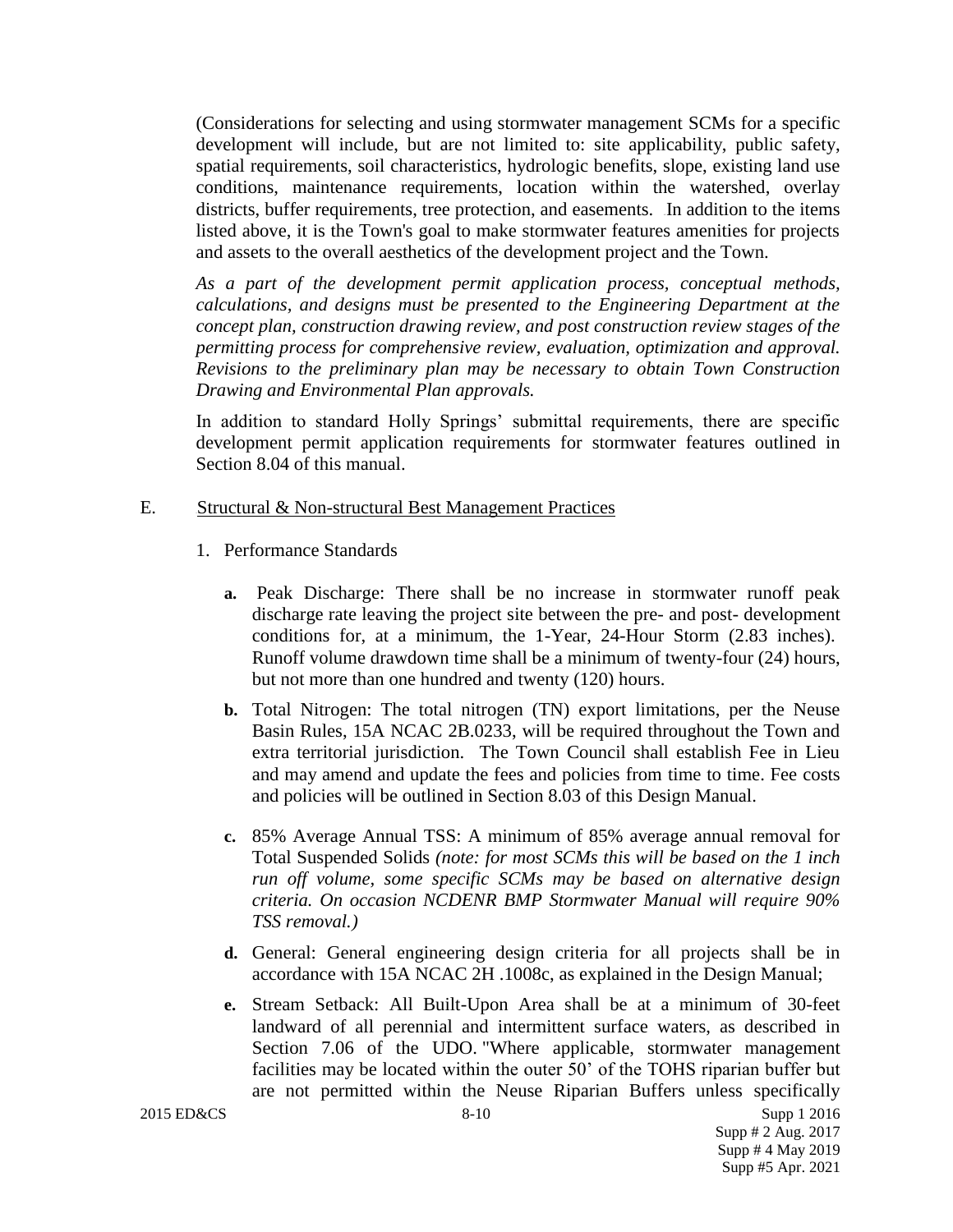(Considerations for selecting and using stormwater management SCMs for a specific development will include, but are not limited to: site applicability, public safety, spatial requirements, soil characteristics, hydrologic benefits, slope, existing land use conditions, maintenance requirements, location within the watershed, overlay districts, buffer requirements, tree protection, and easements. In addition to the items listed above, it is the Town's goal to make stormwater features amenities for projects and assets to the overall aesthetics of the development project and the Town.

*As a part of the development permit application process, conceptual methods, calculations, and designs must be presented to the Engineering Department at the concept plan, construction drawing review, and post construction review stages of the permitting process for comprehensive review, evaluation, optimization and approval. Revisions to the preliminary plan may be necessary to obtain Town Construction Drawing and Environmental Plan approvals.*

In addition to standard Holly Springs' submittal requirements, there are specific development permit application requirements for stormwater features outlined in Section 8.04 of this manual.

E. Structural & Non-structural Best Management Practices

1. Performance Standards

   **a.** Peak Discharge: There shall be no increase in stormwater runoff peak discharge rate leaving the project site between the pre- and post- development conditions for, at a minimum, the 1-Year, 24-Hour Storm (2.83 inches). Runoff volume drawdown time shall be a minimum of twenty-four (24) hours, but not more than one hundred and twenty (120) hours.

   **b.** Total Nitrogen: The total nitrogen (TN) export limitations, per the Neuse Basin Rules, 15A NCAC 2B.0233, will be required throughout the Town and extra territorial jurisdiction. The Town Council shall establish Fee in Lieu and may amend and update the fees and policies from time to time. Fee costs and policies will be outlined in Section 8.03 of this Design Manual.

   **c.** 85% Average Annual TSS: A minimum of 85% average annual removal for Total Suspended Solids *(note: for most SCMs this will be based on the 1 inch run off volume, some specific SCMs may be based on alternative design criteria. On occasion NCDENR BMP Stormwater Manual will require 90% TSS removal.)*

   **d.** General: General engineering design criteria for all projects shall be in accordance with 15A NCAC 2H .1008c, as explained in the Design Manual;

   **e.** Stream Setback: All Built-Upon Area shall be at a minimum of 30-feet landward of all perennial and intermittent surface waters, as described in Section 7.06 of the UDO. "Where applicable, stormwater management facilities may be located within the outer 50' of the TOHS riparian buffer but are not permitted within the Neuse Riparian Buffers unless specifically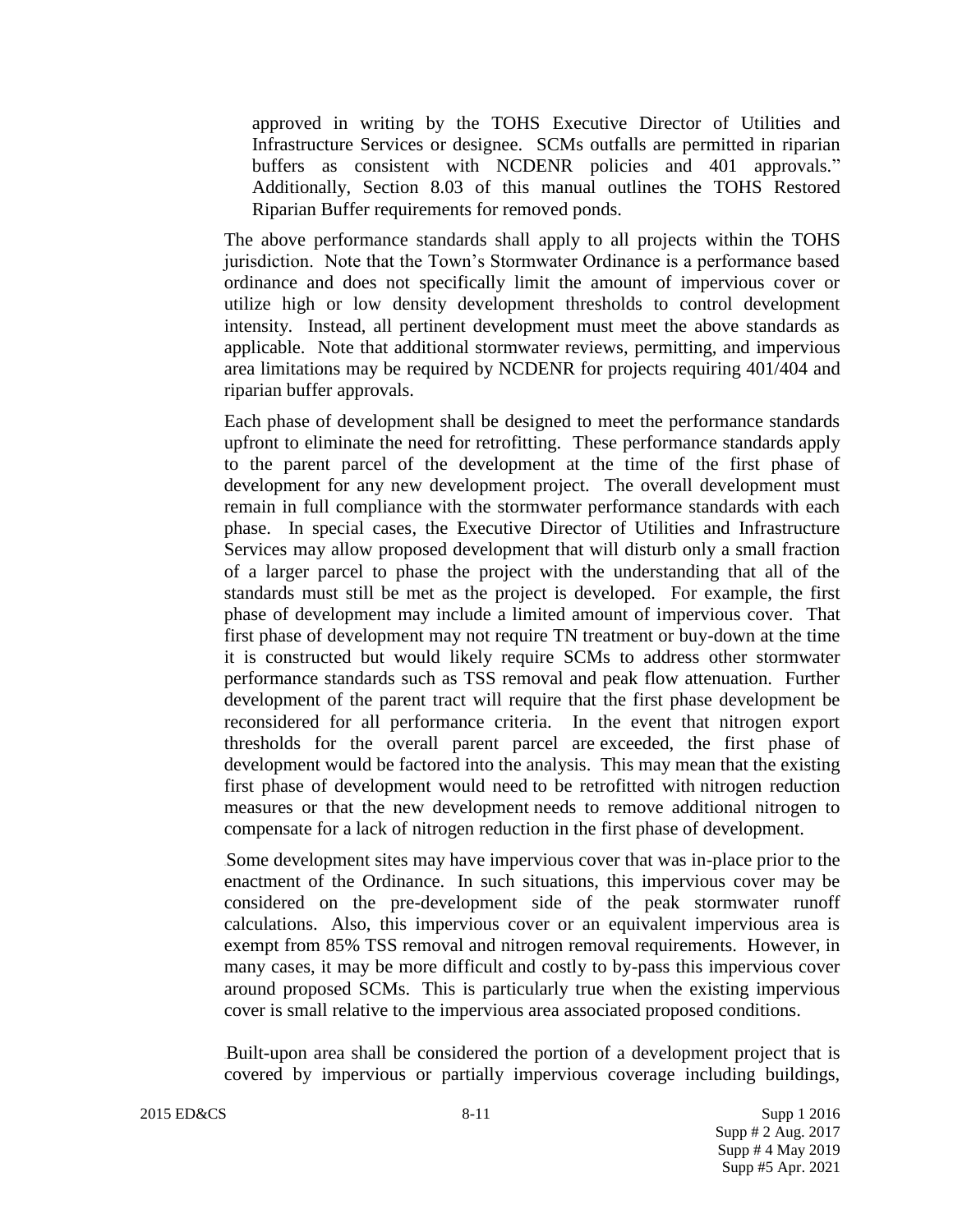approved in writing by the TOHS Executive Director of Utilities and Infrastructure Services or designee. SCMs outfalls are permitted in riparian buffers as consistent with NCDENR policies and 401 approvals." Additionally, Section 8.03 of this manual outlines the TOHS Restored Riparian Buffer requirements for removed ponds.

The above performance standards shall apply to all projects within the TOHS jurisdiction. Note that the Town's Stormwater Ordinance is a performance based ordinance and does not specifically limit the amount of impervious cover or utilize high or low density development thresholds to control development intensity. Instead, all pertinent development must meet the above standards as applicable. Note that additional stormwater reviews, permitting, and impervious area limitations may be required by NCDENR for projects requiring 401/404 and riparian buffer approvals.

Each phase of development shall be designed to meet the performance standards upfront to eliminate the need for retrofitting. These performance standards apply to the parent parcel of the development at the time of the first phase of development for any new development project. The overall development must remain in full compliance with the stormwater performance standards with each phase. In special cases, the Executive Director of Utilities and Infrastructure Services may allow proposed development that will disturb only a small fraction of a larger parcel to phase the project with the understanding that all of the standards must still be met as the project is developed. For example, the first phase of development may include a limited amount of impervious cover. That first phase of development may not require TN treatment or buy-down at the time it is constructed but would likely require SCMs to address other stormwater performance standards such as TSS removal and peak flow attenuation. Further development of the parent tract will require that the first phase development be reconsidered for all performance criteria. In the event that nitrogen export thresholds for the overall parent parcel are exceeded, the first phase of development would be factored into the analysis. This may mean that the existing first phase of development would need to be retrofitted with nitrogen reduction measures or that the new development needs to remove additional nitrogen to compensate for a lack of nitrogen reduction in the first phase of development.

Some development sites may have impervious cover that was in-place prior to the enactment of the Ordinance. In such situations, this impervious cover may be considered on the pre-development side of the peak stormwater runoff calculations. Also, this impervious cover or an equivalent impervious area is exempt from 85% TSS removal and nitrogen removal requirements. However, in many cases, it may be more difficult and costly to by-pass this impervious cover around proposed SCMs. This is particularly true when the existing impervious cover is small relative to the impervious area associated proposed conditions.

Built-upon area shall be considered the portion of a development project that is covered by impervious or partially impervious coverage including buildings,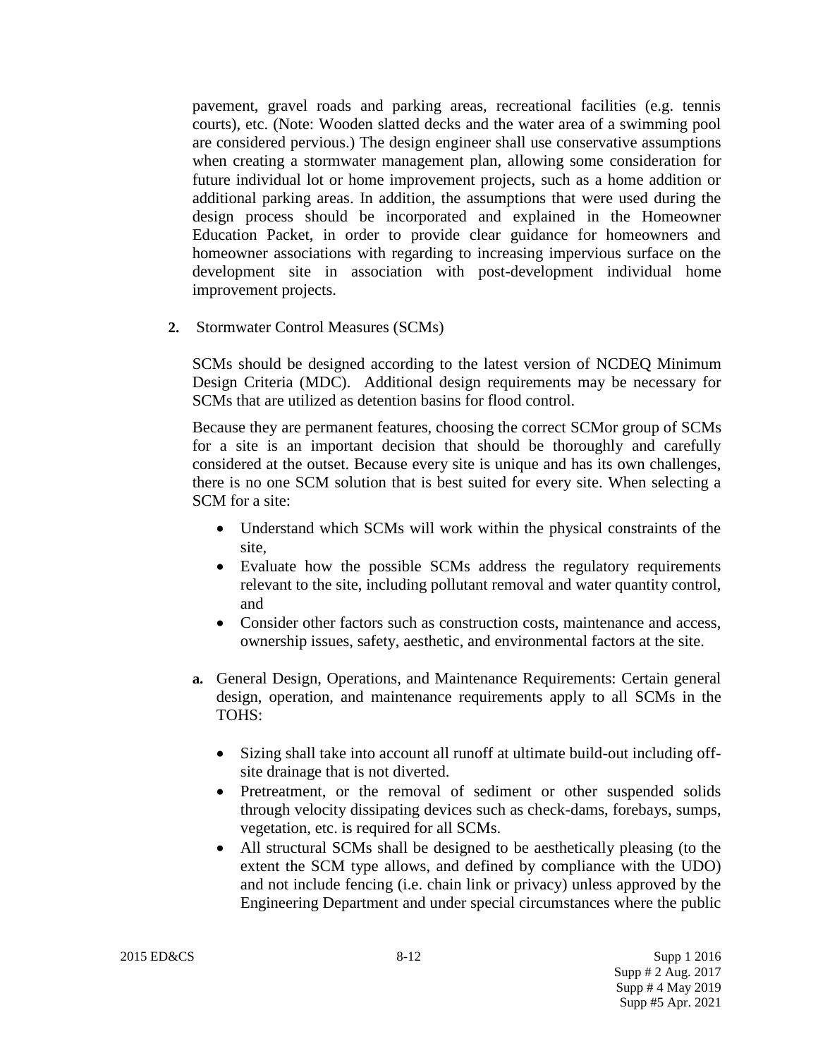pavement, gravel roads and parking areas, recreational facilities (e.g. tennis courts), etc. (Note: Wooden slatted decks and the water area of a swimming pool are considered pervious.) The design engineer shall use conservative assumptions when creating a stormwater management plan, allowing some consideration for future individual lot or home improvement projects, such as a home addition or additional parking areas. In addition, the assumptions that were used during the design process should be incorporated and explained in the Homeowner Education Packet, in order to provide clear guidance for homeowners and homeowner associations with regarding to increasing impervious surface on the development site in association with post-development individual home improvement projects.

**2.** Stormwater Control Measures (SCMs)

SCMs should be designed according to the latest version of NCDEQ Minimum Design Criteria (MDC). Additional design requirements may be necessary for SCMs that are utilized as detention basins for flood control.

Because they are permanent features, choosing the correct SCMor group of SCMs for a site is an important decision that should be thoroughly and carefully considered at the outset. Because every site is unique and has its own challenges, there is no one SCM solution that is best suited for every site. When selecting a SCM for a site:

- Understand which SCMs will work within the physical constraints of the site,
- Evaluate how the possible SCMs address the regulatory requirements relevant to the site, including pollutant removal and water quantity control, and
- Consider other factors such as construction costs, maintenance and access, ownership issues, safety, aesthetic, and environmental factors at the site.

**a.** General Design, Operations, and Maintenance Requirements: Certain general design, operation, and maintenance requirements apply to all SCMs in the TOHS:

- Sizing shall take into account all runoff at ultimate build-out including off-site drainage that is not diverted.
- Pretreatment, or the removal of sediment or other suspended solids through velocity dissipating devices such as check-dams, forebays, sumps, vegetation, etc. is required for all SCMs.
- All structural SCMs shall be designed to be aesthetically pleasing (to the extent the SCM type allows, and defined by compliance with the UDO) and not include fencing (i.e. chain link or privacy) unless approved by the Engineering Department and under special circumstances where the public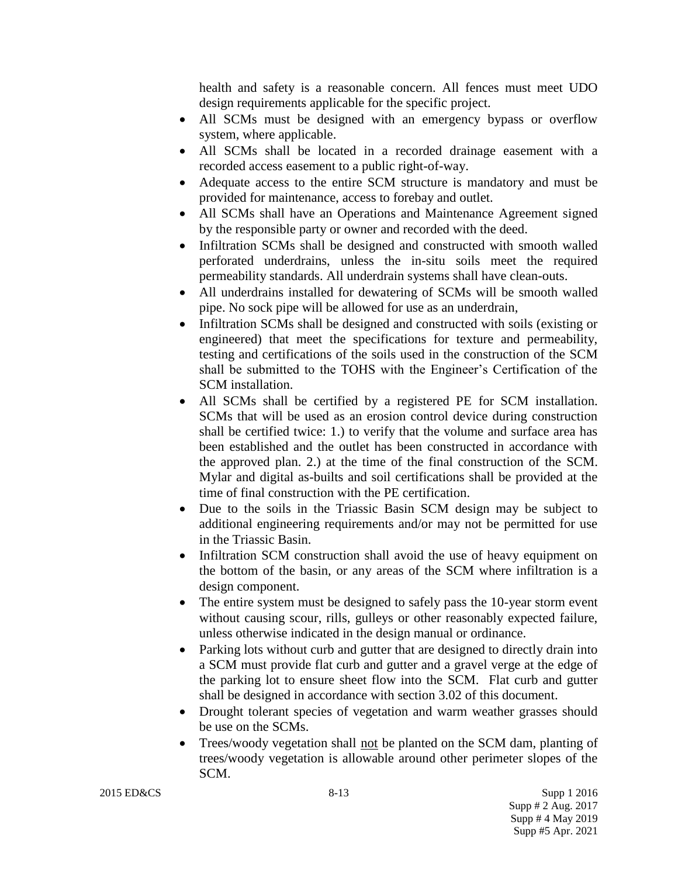health and safety is a reasonable concern. All fences must meet UDO design requirements applicable for the specific project.

- All SCMs must be designed with an emergency bypass or overflow system, where applicable.
- All SCMs shall be located in a recorded drainage easement with a recorded access easement to a public right-of-way.
- Adequate access to the entire SCM structure is mandatory and must be provided for maintenance, access to forebay and outlet.
- All SCMs shall have an Operations and Maintenance Agreement signed by the responsible party or owner and recorded with the deed.
- Infiltration SCMs shall be designed and constructed with smooth walled perforated underdrains, unless the in-situ soils meet the required permeability standards. All underdrain systems shall have clean-outs.
- All underdrains installed for dewatering of SCMs will be smooth walled pipe. No sock pipe will be allowed for use as an underdrain,
- Infiltration SCMs shall be designed and constructed with soils (existing or engineered) that meet the specifications for texture and permeability, testing and certifications of the soils used in the construction of the SCM shall be submitted to the TOHS with the Engineer's Certification of the SCM installation.
- All SCMs shall be certified by a registered PE for SCM installation. SCMs that will be used as an erosion control device during construction shall be certified twice: 1.) to verify that the volume and surface area has been established and the outlet has been constructed in accordance with the approved plan. 2.) at the time of the final construction of the SCM. Mylar and digital as-builts and soil certifications shall be provided at the time of final construction with the PE certification.
- Due to the soils in the Triassic Basin SCM design may be subject to additional engineering requirements and/or may not be permitted for use in the Triassic Basin.
- Infiltration SCM construction shall avoid the use of heavy equipment on the bottom of the basin, or any areas of the SCM where infiltration is a design component.
- The entire system must be designed to safely pass the 10-year storm event without causing scour, rills, gulleys or other reasonably expected failure, unless otherwise indicated in the design manual or ordinance.
- Parking lots without curb and gutter that are designed to directly drain into a SCM must provide flat curb and gutter and a gravel verge at the edge of the parking lot to ensure sheet flow into the SCM. Flat curb and gutter shall be designed in accordance with section 3.02 of this document.
- Drought tolerant species of vegetation and warm weather grasses should be use on the SCMs.
- Trees/woody vegetation shall <u>not</u> be planted on the SCM dam, planting of trees/woody vegetation is allowable around other perimeter slopes of the SCM.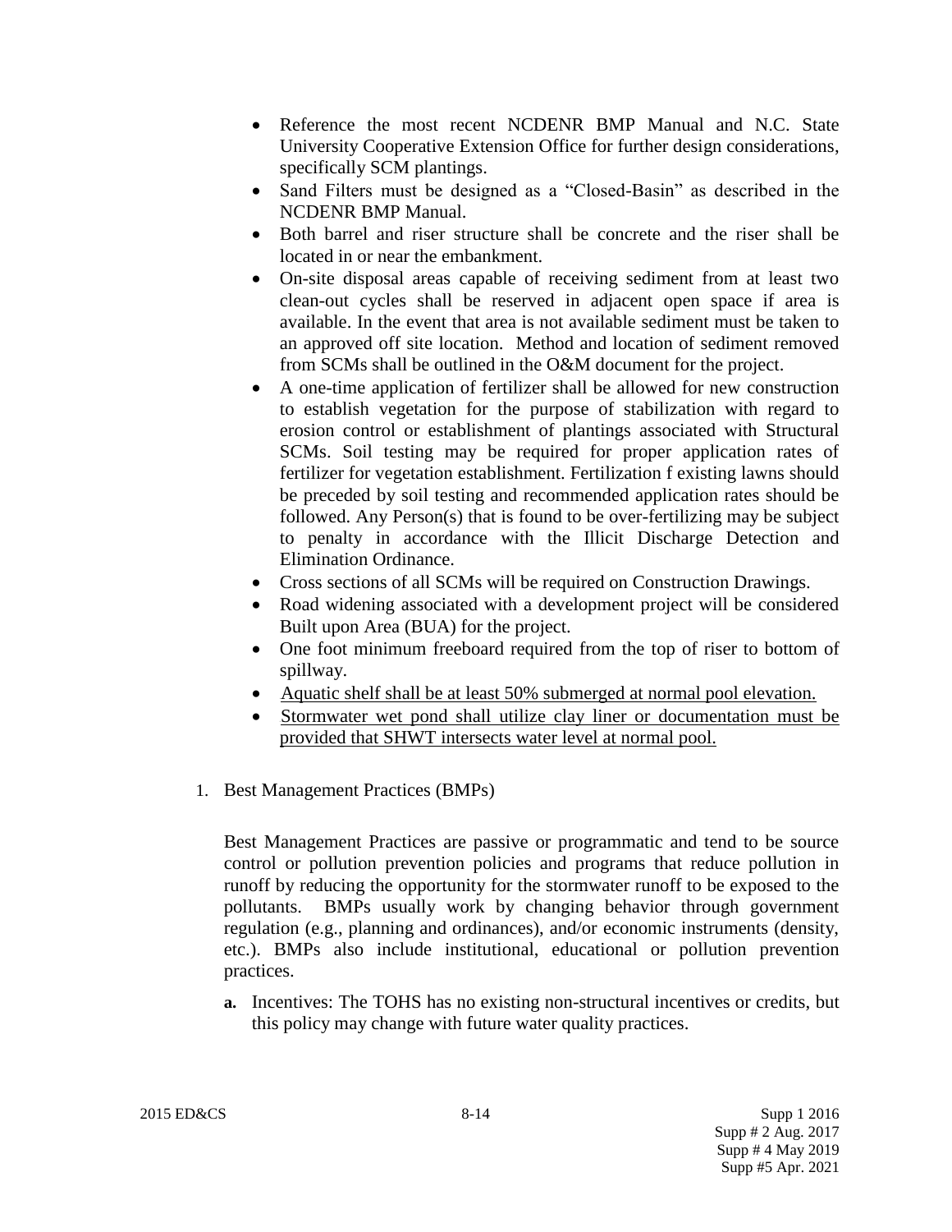- Reference the most recent NCDENR BMP Manual and N.C. State University Cooperative Extension Office for further design considerations, specifically SCM plantings.
- Sand Filters must be designed as a "Closed-Basin" as described in the NCDENR BMP Manual.
- Both barrel and riser structure shall be concrete and the riser shall be located in or near the embankment.
- On-site disposal areas capable of receiving sediment from at least two clean-out cycles shall be reserved in adjacent open space if area is available. In the event that area is not available sediment must be taken to an approved off site location. Method and location of sediment removed from SCMs shall be outlined in the O&M document for the project.
- A one-time application of fertilizer shall be allowed for new construction to establish vegetation for the purpose of stabilization with regard to erosion control or establishment of plantings associated with Structural SCMs. Soil testing may be required for proper application rates of fertilizer for vegetation establishment. Fertilization f existing lawns should be preceded by soil testing and recommended application rates should be followed. Any Person(s) that is found to be over-fertilizing may be subject to penalty in accordance with the Illicit Discharge Detection and Elimination Ordinance.
- Cross sections of all SCMs will be required on Construction Drawings.
- Road widening associated with a development project will be considered Built upon Area (BUA) for the project.
- One foot minimum freeboard required from the top of riser to bottom of spillway.
- Aquatic shelf shall be at least 50% submerged at normal pool elevation.
- Stormwater wet pond shall utilize clay liner or documentation must be provided that SHWT intersects water level at normal pool.

1. Best Management Practices (BMPs)

   Best Management Practices are passive or programmatic and tend to be source control or pollution prevention policies and programs that reduce pollution in runoff by reducing the opportunity for the stormwater runoff to be exposed to the pollutants. BMPs usually work by changing behavior through government regulation (e.g., planning and ordinances), and/or economic instruments (density, etc.). BMPs also include institutional, educational or pollution prevention practices.

   **a.** Incentives: The TOHS has no existing non-structural incentives or credits, but this policy may change with future water quality practices.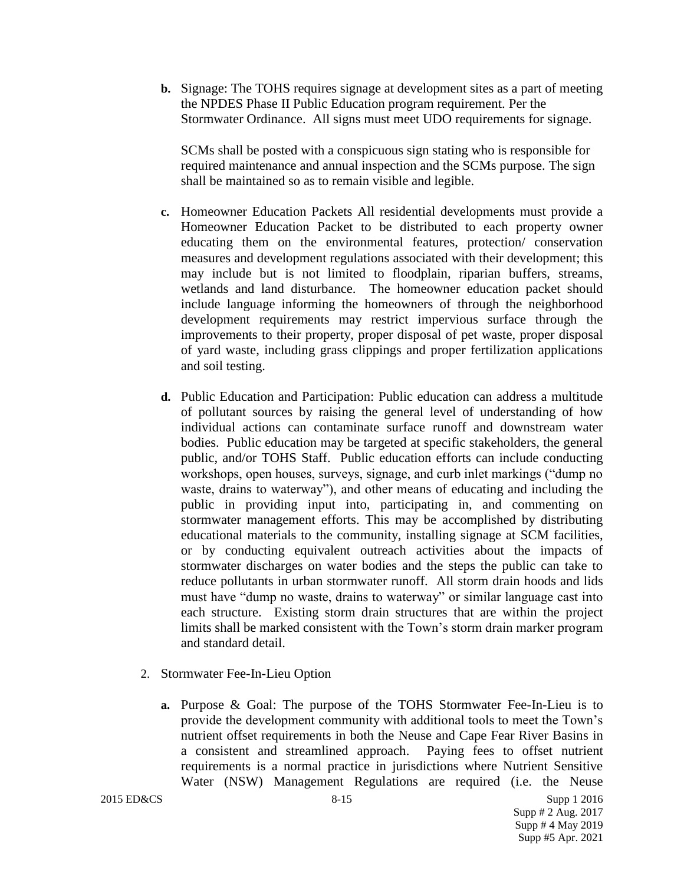**b.** Signage: The TOHS requires signage at development sites as a part of meeting the NPDES Phase II Public Education program requirement. Per the Stormwater Ordinance. All signs must meet UDO requirements for signage.

SCMs shall be posted with a conspicuous sign stating who is responsible for required maintenance and annual inspection and the SCMs purpose. The sign shall be maintained so as to remain visible and legible.

**c.** Homeowner Education Packets All residential developments must provide a Homeowner Education Packet to be distributed to each property owner educating them on the environmental features, protection/ conservation measures and development regulations associated with their development; this may include but is not limited to floodplain, riparian buffers, streams, wetlands and land disturbance. The homeowner education packet should include language informing the homeowners of through the neighborhood development requirements may restrict impervious surface through the improvements to their property, proper disposal of pet waste, proper disposal of yard waste, including grass clippings and proper fertilization applications and soil testing.

**d.** Public Education and Participation: Public education can address a multitude of pollutant sources by raising the general level of understanding of how individual actions can contaminate surface runoff and downstream water bodies. Public education may be targeted at specific stakeholders, the general public, and/or TOHS Staff. Public education efforts can include conducting workshops, open houses, surveys, signage, and curb inlet markings ("dump no waste, drains to waterway"), and other means of educating and including the public in providing input into, participating in, and commenting on stormwater management efforts. This may be accomplished by distributing educational materials to the community, installing signage at SCM facilities, or by conducting equivalent outreach activities about the impacts of stormwater discharges on water bodies and the steps the public can take to reduce pollutants in urban stormwater runoff. All storm drain hoods and lids must have "dump no waste, drains to waterway" or similar language cast into each structure. Existing storm drain structures that are within the project limits shall be marked consistent with the Town's storm drain marker program and standard detail.

2. Stormwater Fee-In-Lieu Option

**a.** Purpose & Goal: The purpose of the TOHS Stormwater Fee-In-Lieu is to provide the development community with additional tools to meet the Town's nutrient offset requirements in both the Neuse and Cape Fear River Basins in a consistent and streamlined approach. Paying fees to offset nutrient requirements is a normal practice in jurisdictions where Nutrient Sensitive Water (NSW) Management Regulations are required (i.e. the Neuse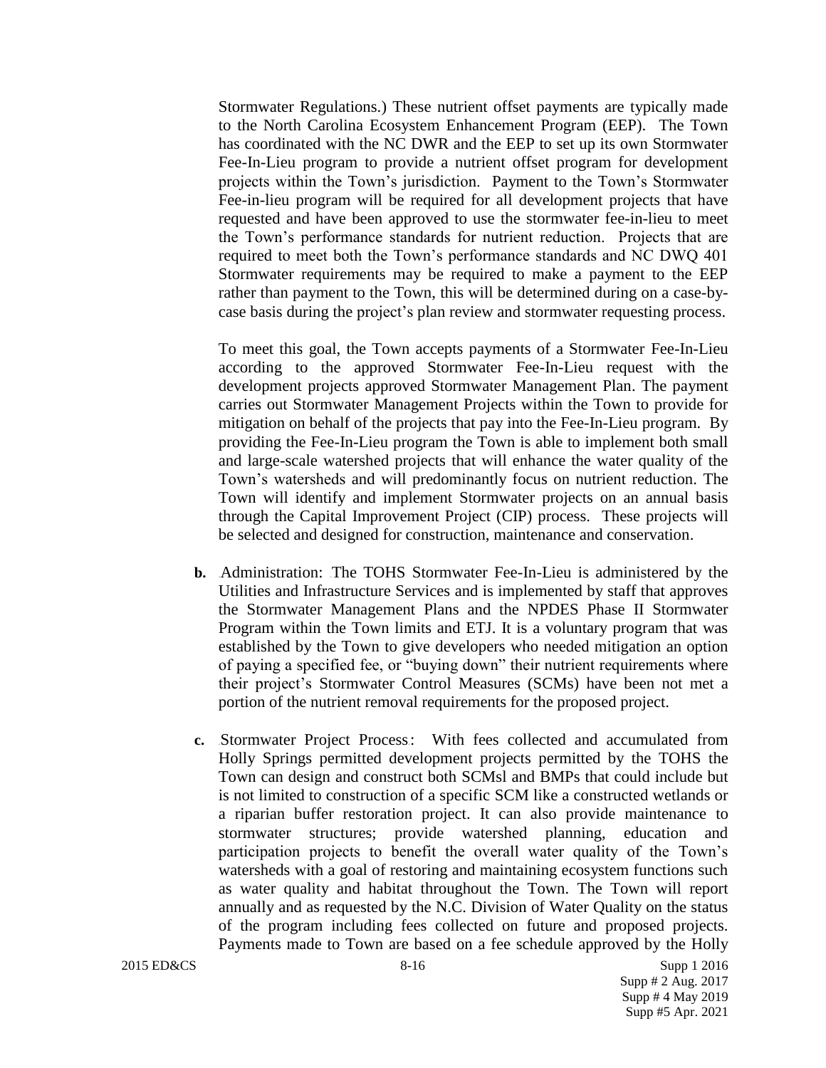Stormwater Regulations.) These nutrient offset payments are typically made to the North Carolina Ecosystem Enhancement Program (EEP). The Town has coordinated with the NC DWR and the EEP to set up its own Stormwater Fee-In-Lieu program to provide a nutrient offset program for development projects within the Town's jurisdiction. Payment to the Town's Stormwater Fee-in-lieu program will be required for all development projects that have requested and have been approved to use the stormwater fee-in-lieu to meet the Town's performance standards for nutrient reduction. Projects that are required to meet both the Town's performance standards and NC DWQ 401 Stormwater requirements may be required to make a payment to the EEP rather than payment to the Town, this will be determined during on a case-by-case basis during the project's plan review and stormwater requesting process.

To meet this goal, the Town accepts payments of a Stormwater Fee-In-Lieu according to the approved Stormwater Fee-In-Lieu request with the development projects approved Stormwater Management Plan. The payment carries out Stormwater Management Projects within the Town to provide for mitigation on behalf of the projects that pay into the Fee-In-Lieu program. By providing the Fee-In-Lieu program the Town is able to implement both small and large-scale watershed projects that will enhance the water quality of the Town's watersheds and will predominantly focus on nutrient reduction. The Town will identify and implement Stormwater projects on an annual basis through the Capital Improvement Project (CIP) process. These projects will be selected and designed for construction, maintenance and conservation.

**b.** Administration: The TOHS Stormwater Fee-In-Lieu is administered by the Utilities and Infrastructure Services and is implemented by staff that approves the Stormwater Management Plans and the NPDES Phase II Stormwater Program within the Town limits and ETJ. It is a voluntary program that was established by the Town to give developers who needed mitigation an option of paying a specified fee, or "buying down" their nutrient requirements where their project's Stormwater Control Measures (SCMs) have been not met a portion of the nutrient removal requirements for the proposed project.

**c.** Stormwater Project Process: With fees collected and accumulated from Holly Springs permitted development projects permitted by the TOHS the Town can design and construct both SCMsl and BMPs that could include but is not limited to construction of a specific SCM like a constructed wetlands or a riparian buffer restoration project. It can also provide maintenance to stormwater structures; provide watershed planning, education and participation projects to benefit the overall water quality of the Town's watersheds with a goal of restoring and maintaining ecosystem functions such as water quality and habitat throughout the Town. The Town will report annually and as requested by the N.C. Division of Water Quality on the status of the program including fees collected on future and proposed projects. Payments made to Town are based on a fee schedule approved by the Holly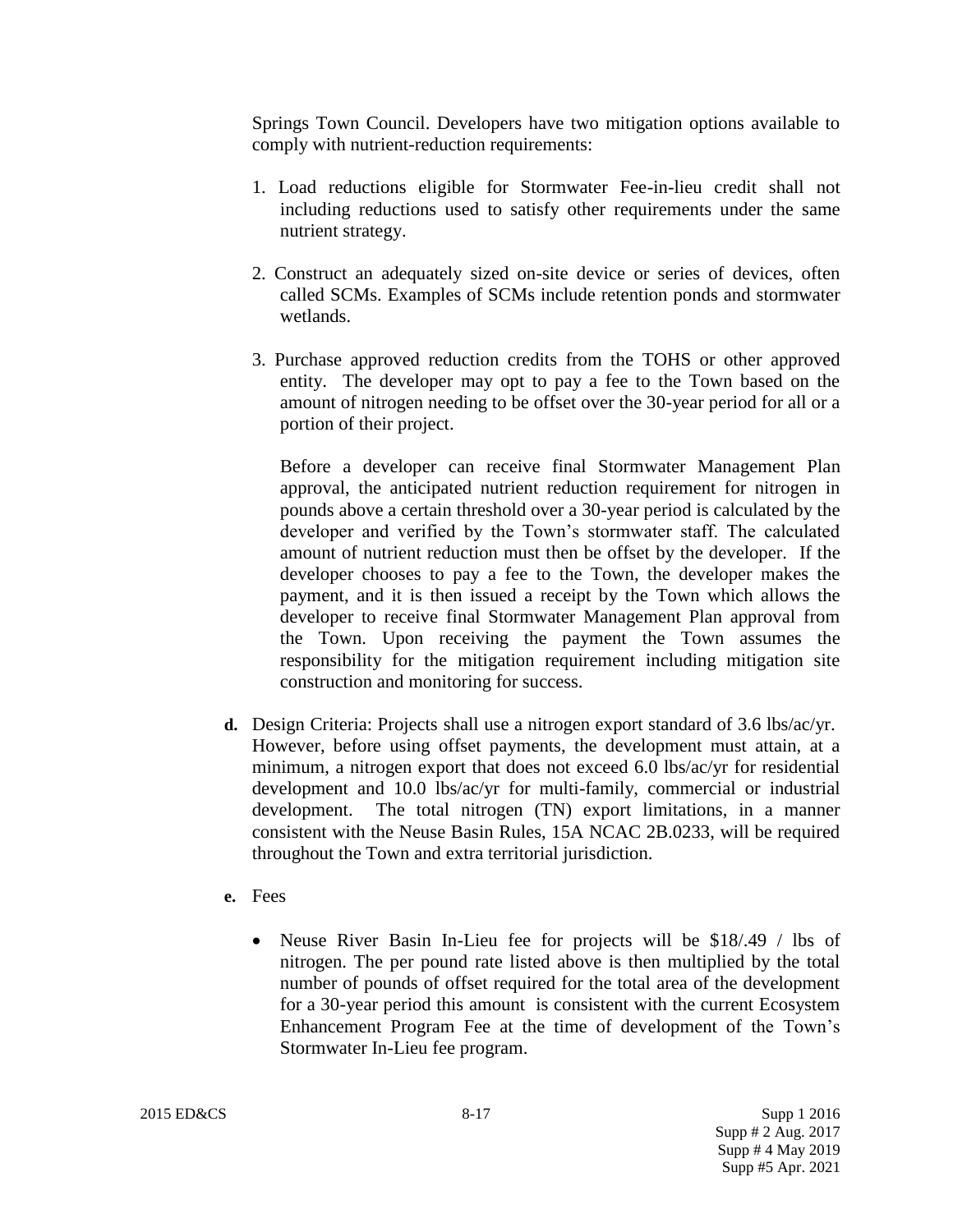Springs Town Council. Developers have two mitigation options available to comply with nutrient-reduction requirements:

1. Load reductions eligible for Stormwater Fee-in-lieu credit shall not including reductions used to satisfy other requirements under the same nutrient strategy.

2. Construct an adequately sized on-site device or series of devices, often called SCMs. Examples of SCMs include retention ponds and stormwater wetlands.

3. Purchase approved reduction credits from the TOHS or other approved entity. The developer may opt to pay a fee to the Town based on the amount of nitrogen needing to be offset over the 30-year period for all or a portion of their project.

   Before a developer can receive final Stormwater Management Plan approval, the anticipated nutrient reduction requirement for nitrogen in pounds above a certain threshold over a 30-year period is calculated by the developer and verified by the Town's stormwater staff. The calculated amount of nutrient reduction must then be offset by the developer. If the developer chooses to pay a fee to the Town, the developer makes the payment, and it is then issued a receipt by the Town which allows the developer to receive final Stormwater Management Plan approval from the Town. Upon receiving the payment the Town assumes the responsibility for the mitigation requirement including mitigation site construction and monitoring for success.

**d.** Design Criteria: Projects shall use a nitrogen export standard of 3.6 lbs/ac/yr. However, before using offset payments, the development must attain, at a minimum, a nitrogen export that does not exceed 6.0 lbs/ac/yr for residential development and 10.0 lbs/ac/yr for multi-family, commercial or industrial development. The total nitrogen (TN) export limitations, in a manner consistent with the Neuse Basin Rules, 15A NCAC 2B.0233, will be required throughout the Town and extra territorial jurisdiction.

**e.** Fees

- Neuse River Basin In-Lieu fee for projects will be $18/.49 / lbs of nitrogen. The per pound rate listed above is then multiplied by the total number of pounds of offset required for the total area of the development for a 30-year period this amount is consistent with the current Ecosystem Enhancement Program Fee at the time of development of the Town's Stormwater In-Lieu fee program.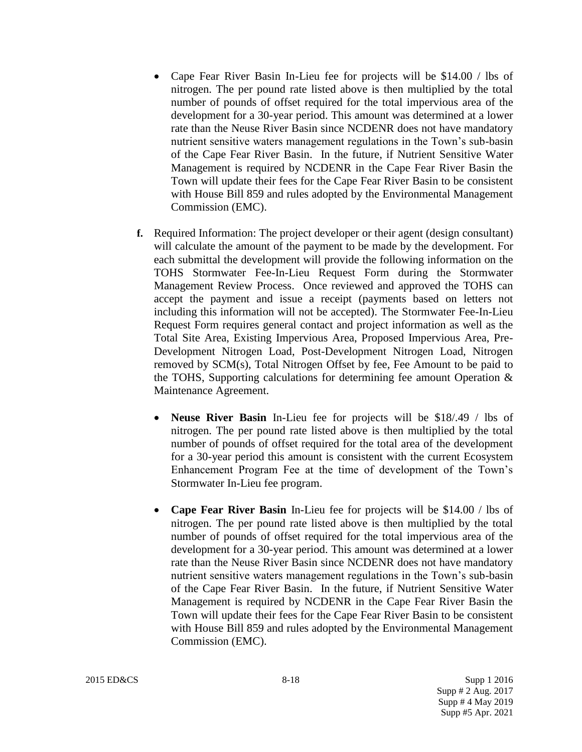- Cape Fear River Basin In-Lieu fee for projects will be $14.00 / lbs of nitrogen. The per pound rate listed above is then multiplied by the total number of pounds of offset required for the total impervious area of the development for a 30-year period. This amount was determined at a lower rate than the Neuse River Basin since NCDENR does not have mandatory nutrient sensitive waters management regulations in the Town's sub-basin of the Cape Fear River Basin. In the future, if Nutrient Sensitive Water Management is required by NCDENR in the Cape Fear River Basin the Town will update their fees for the Cape Fear River Basin to be consistent with House Bill 859 and rules adopted by the Environmental Management Commission (EMC).

**f.** Required Information: The project developer or their agent (design consultant) will calculate the amount of the payment to be made by the development. For each submittal the development will provide the following information on the TOHS Stormwater Fee-In-Lieu Request Form during the Stormwater Management Review Process. Once reviewed and approved the TOHS can accept the payment and issue a receipt (payments based on letters not including this information will not be accepted). The Stormwater Fee-In-Lieu Request Form requires general contact and project information as well as the Total Site Area, Existing Impervious Area, Proposed Impervious Area, Pre-Development Nitrogen Load, Post-Development Nitrogen Load, Nitrogen removed by SCM(s), Total Nitrogen Offset by fee, Fee Amount to be paid to the TOHS, Supporting calculations for determining fee amount Operation & Maintenance Agreement.

- **Neuse River Basin** In-Lieu fee for projects will be $18/.49 / lbs of nitrogen. The per pound rate listed above is then multiplied by the total number of pounds of offset required for the total area of the development for a 30-year period this amount is consistent with the current Ecosystem Enhancement Program Fee at the time of development of the Town's Stormwater In-Lieu fee program.

- **Cape Fear River Basin** In-Lieu fee for projects will be $14.00 / lbs of nitrogen. The per pound rate listed above is then multiplied by the total number of pounds of offset required for the total impervious area of the development for a 30-year period. This amount was determined at a lower rate than the Neuse River Basin since NCDENR does not have mandatory nutrient sensitive waters management regulations in the Town's sub-basin of the Cape Fear River Basin. In the future, if Nutrient Sensitive Water Management is required by NCDENR in the Cape Fear River Basin the Town will update their fees for the Cape Fear River Basin to be consistent with House Bill 859 and rules adopted by the Environmental Management Commission (EMC).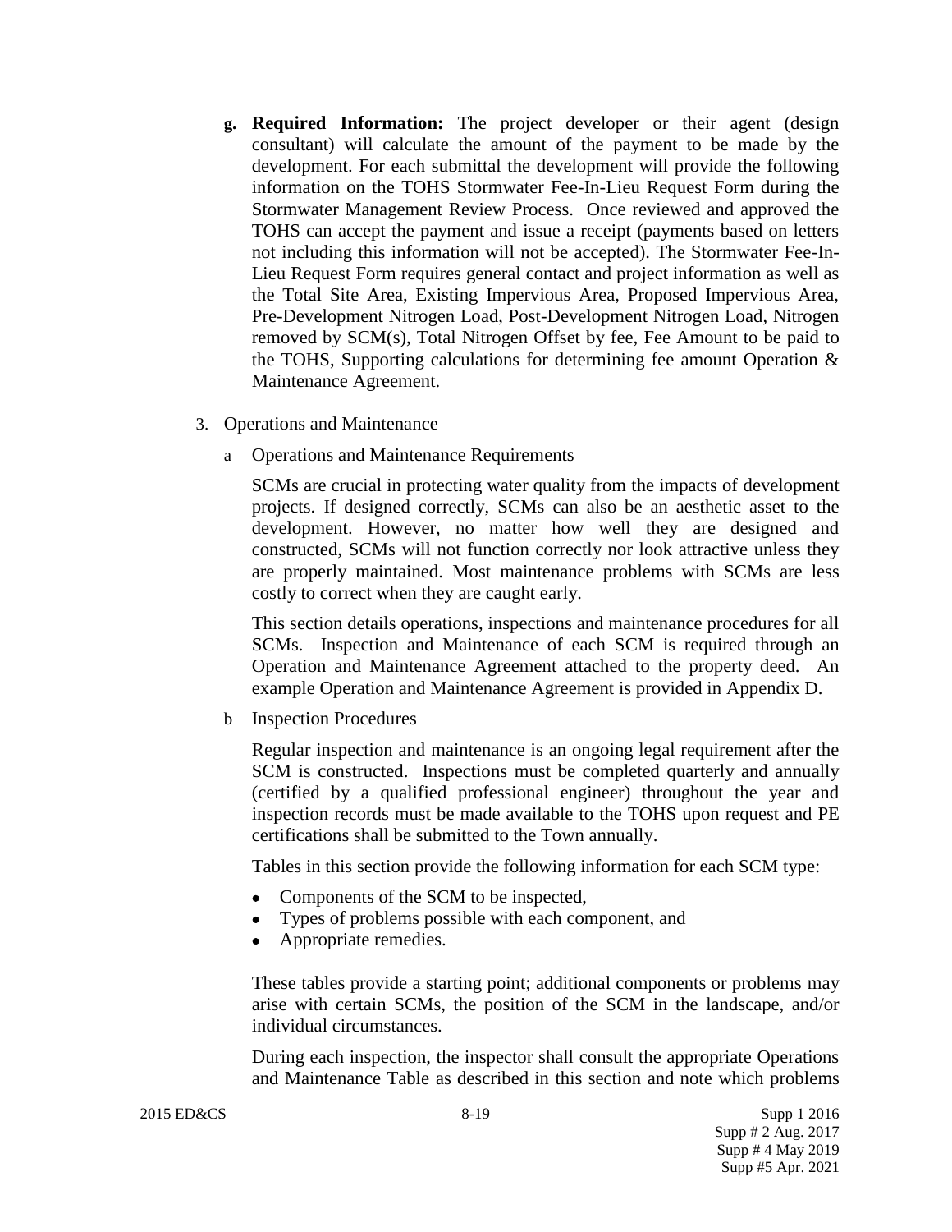g. **Required Information:** The project developer or their agent (design consultant) will calculate the amount of the payment to be made by the development. For each submittal the development will provide the following information on the TOHS Stormwater Fee-In-Lieu Request Form during the Stormwater Management Review Process. Once reviewed and approved the TOHS can accept the payment and issue a receipt (payments based on letters not including this information will not be accepted). The Stormwater Fee-In-Lieu Request Form requires general contact and project information as well as the Total Site Area, Existing Impervious Area, Proposed Impervious Area, Pre-Development Nitrogen Load, Post-Development Nitrogen Load, Nitrogen removed by SCM(s), Total Nitrogen Offset by fee, Fee Amount to be paid to the TOHS, Supporting calculations for determining fee amount Operation & Maintenance Agreement.

3. Operations and Maintenance

a Operations and Maintenance Requirements

SCMs are crucial in protecting water quality from the impacts of development projects. If designed correctly, SCMs can also be an aesthetic asset to the development. However, no matter how well they are designed and constructed, SCMs will not function correctly nor look attractive unless they are properly maintained. Most maintenance problems with SCMs are less costly to correct when they are caught early.

This section details operations, inspections and maintenance procedures for all SCMs. Inspection and Maintenance of each SCM is required through an Operation and Maintenance Agreement attached to the property deed. An example Operation and Maintenance Agreement is provided in Appendix D.

b Inspection Procedures

Regular inspection and maintenance is an ongoing legal requirement after the SCM is constructed. Inspections must be completed quarterly and annually (certified by a qualified professional engineer) throughout the year and inspection records must be made available to the TOHS upon request and PE certifications shall be submitted to the Town annually.

Tables in this section provide the following information for each SCM type:

- Components of the SCM to be inspected,
- Types of problems possible with each component, and
- Appropriate remedies.

These tables provide a starting point; additional components or problems may arise with certain SCMs, the position of the SCM in the landscape, and/or individual circumstances.

During each inspection, the inspector shall consult the appropriate Operations and Maintenance Table as described in this section and note which problems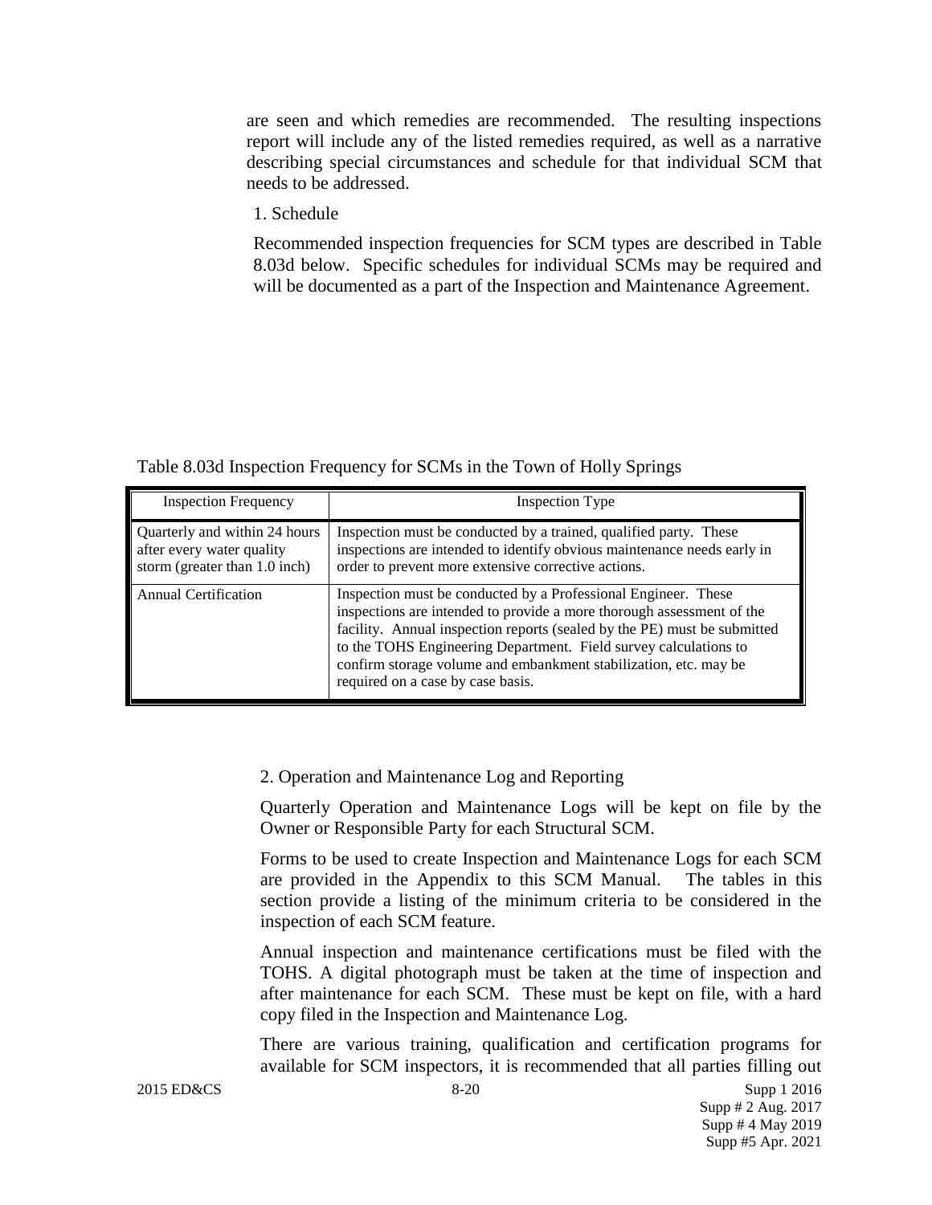are seen and which remedies are recommended. The resulting inspections report will include any of the listed remedies required, as well as a narrative describing special circumstances and schedule for that individual SCM that needs to be addressed.

1. Schedule

Recommended inspection frequencies for SCM types are described in Table 8.03d below. Specific schedules for individual SCMs may be required and will be documented as a part of the Inspection and Maintenance Agreement.

Table 8.03d Inspection Frequency for SCMs in the Town of Holly Springs

| Inspection Frequency | Inspection Type |
|---|---|
| Quarterly and within 24 hours after every water quality storm (greater than 1.0 inch) | Inspection must be conducted by a trained, qualified party. These inspections are intended to identify obvious maintenance needs early in order to prevent more extensive corrective actions. |
| Annual Certification | Inspection must be conducted by a Professional Engineer. These inspections are intended to provide a more thorough assessment of the facility. Annual inspection reports (sealed by the PE) must be submitted to the TOHS Engineering Department. Field survey calculations to confirm storage volume and embankment stabilization, etc. may be required on a case by case basis. |

2. Operation and Maintenance Log and Reporting

Quarterly Operation and Maintenance Logs will be kept on file by the Owner or Responsible Party for each Structural SCM.

Forms to be used to create Inspection and Maintenance Logs for each SCM are provided in the Appendix to this SCM Manual. The tables in this section provide a listing of the minimum criteria to be considered in the inspection of each SCM feature.

Annual inspection and maintenance certifications must be filed with the TOHS. A digital photograph must be taken at the time of inspection and after maintenance for each SCM. These must be kept on file, with a hard copy filed in the Inspection and Maintenance Log.

There are various training, qualification and certification programs for available for SCM inspectors, it is recommended that all parties filling out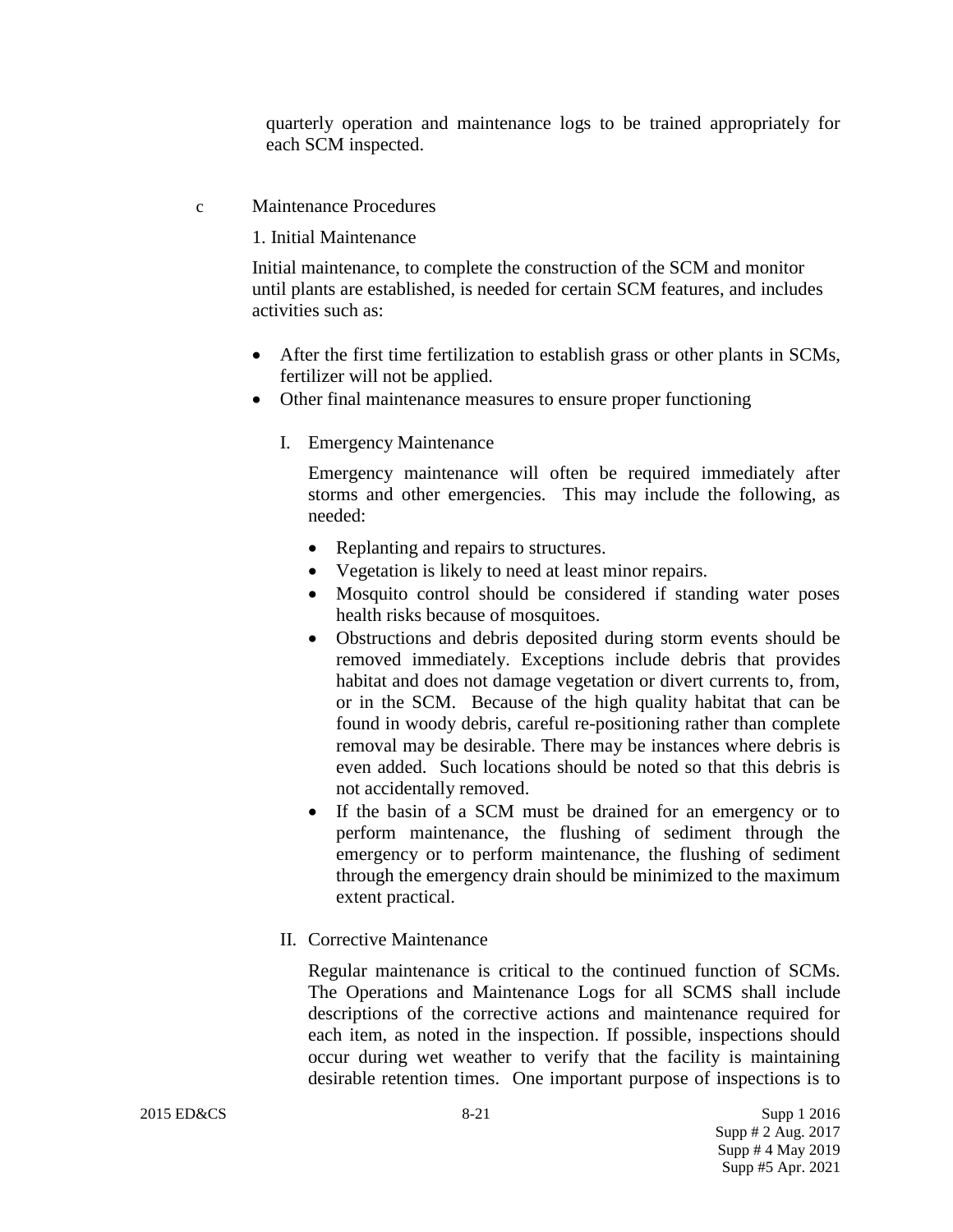quarterly operation and maintenance logs to be trained appropriately for each SCM inspected.

c Maintenance Procedures

1. Initial Maintenance

Initial maintenance, to complete the construction of the SCM and monitor until plants are established, is needed for certain SCM features, and includes activities such as:

- After the first time fertilization to establish grass or other plants in SCMs, fertilizer will not be applied.
- Other final maintenance measures to ensure proper functioning

I. Emergency Maintenance

Emergency maintenance will often be required immediately after storms and other emergencies. This may include the following, as needed:

- Replanting and repairs to structures.
- Vegetation is likely to need at least minor repairs.
- Mosquito control should be considered if standing water poses health risks because of mosquitoes.
- Obstructions and debris deposited during storm events should be removed immediately. Exceptions include debris that provides habitat and does not damage vegetation or divert currents to, from, or in the SCM. Because of the high quality habitat that can be found in woody debris, careful re-positioning rather than complete removal may be desirable. There may be instances where debris is even added. Such locations should be noted so that this debris is not accidentally removed.
- If the basin of a SCM must be drained for an emergency or to perform maintenance, the flushing of sediment through the emergency or to perform maintenance, the flushing of sediment through the emergency drain should be minimized to the maximum extent practical.

II. Corrective Maintenance

Regular maintenance is critical to the continued function of SCMs. The Operations and Maintenance Logs for all SCMS shall include descriptions of the corrective actions and maintenance required for each item, as noted in the inspection. If possible, inspections should occur during wet weather to verify that the facility is maintaining desirable retention times. One important purpose of inspections is to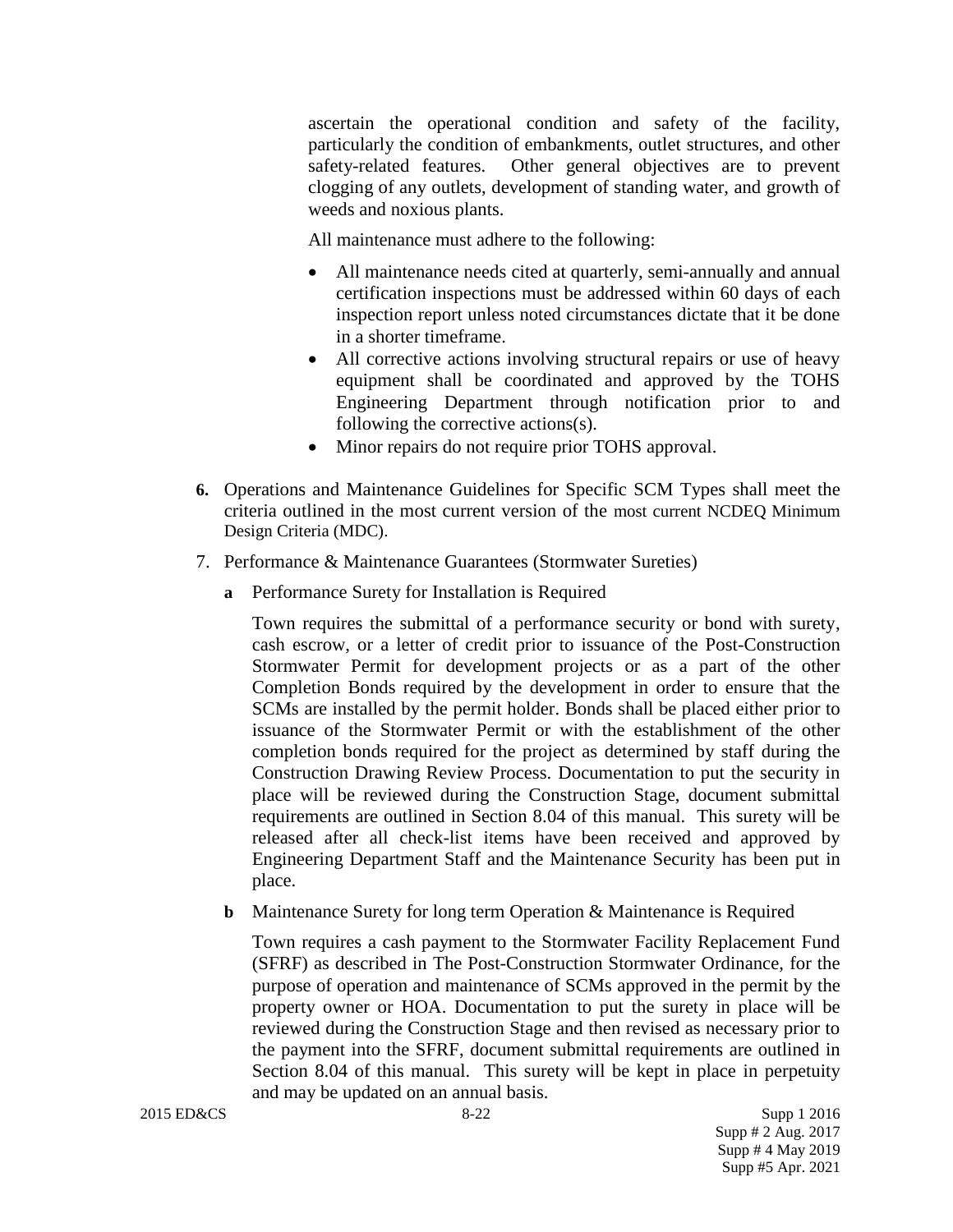ascertain the operational condition and safety of the facility, particularly the condition of embankments, outlet structures, and other safety-related features. Other general objectives are to prevent clogging of any outlets, development of standing water, and growth of weeds and noxious plants.

All maintenance must adhere to the following:

- All maintenance needs cited at quarterly, semi-annually and annual certification inspections must be addressed within 60 days of each inspection report unless noted circumstances dictate that it be done in a shorter timeframe.
- All corrective actions involving structural repairs or use of heavy equipment shall be coordinated and approved by the TOHS Engineering Department through notification prior to and following the corrective actions(s).
- Minor repairs do not require prior TOHS approval.

**6.** Operations and Maintenance Guidelines for Specific SCM Types shall meet the criteria outlined in the most current version of the most current NCDEQ Minimum Design Criteria (MDC).

7. Performance & Maintenance Guarantees (Stormwater Sureties)

**a** Performance Surety for Installation is Required

Town requires the submittal of a performance security or bond with surety, cash escrow, or a letter of credit prior to issuance of the Post-Construction Stormwater Permit for development projects or as a part of the other Completion Bonds required by the development in order to ensure that the SCMs are installed by the permit holder. Bonds shall be placed either prior to issuance of the Stormwater Permit or with the establishment of the other completion bonds required for the project as determined by staff during the Construction Drawing Review Process. Documentation to put the security in place will be reviewed during the Construction Stage, document submittal requirements are outlined in Section 8.04 of this manual. This surety will be released after all check-list items have been received and approved by Engineering Department Staff and the Maintenance Security has been put in place.

**b** Maintenance Surety for long term Operation & Maintenance is Required

Town requires a cash payment to the Stormwater Facility Replacement Fund (SFRF) as described in The Post-Construction Stormwater Ordinance, for the purpose of operation and maintenance of SCMs approved in the permit by the property owner or HOA. Documentation to put the surety in place will be reviewed during the Construction Stage and then revised as necessary prior to the payment into the SFRF, document submittal requirements are outlined in Section 8.04 of this manual. This surety will be kept in place in perpetuity and may be updated on an annual basis.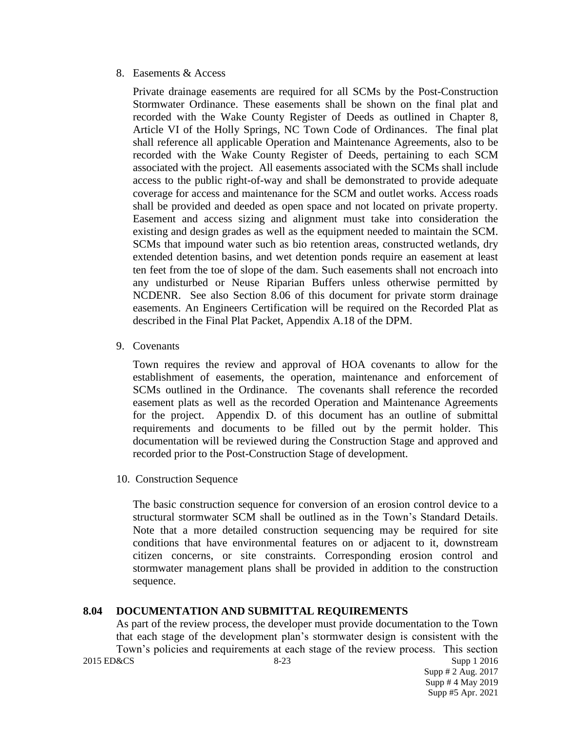8. Easements & Access

   Private drainage easements are required for all SCMs by the Post-Construction Stormwater Ordinance. These easements shall be shown on the final plat and recorded with the Wake County Register of Deeds as outlined in Chapter 8, Article VI of the Holly Springs, NC Town Code of Ordinances. The final plat shall reference all applicable Operation and Maintenance Agreements, also to be recorded with the Wake County Register of Deeds, pertaining to each SCM associated with the project. All easements associated with the SCMs shall include access to the public right-of-way and shall be demonstrated to provide adequate coverage for access and maintenance for the SCM and outlet works. Access roads shall be provided and deeded as open space and not located on private property. Easement and access sizing and alignment must take into consideration the existing and design grades as well as the equipment needed to maintain the SCM. SCMs that impound water such as bio retention areas, constructed wetlands, dry extended detention basins, and wet detention ponds require an easement at least ten feet from the toe of slope of the dam. Such easements shall not encroach into any undisturbed or Neuse Riparian Buffers unless otherwise permitted by NCDENR. See also Section 8.06 of this document for private storm drainage easements. An Engineers Certification will be required on the Recorded Plat as described in the Final Plat Packet, Appendix A.18 of the DPM.

9. Covenants

   Town requires the review and approval of HOA covenants to allow for the establishment of easements, the operation, maintenance and enforcement of SCMs outlined in the Ordinance. The covenants shall reference the recorded easement plats as well as the recorded Operation and Maintenance Agreements for the project. Appendix D. of this document has an outline of submittal requirements and documents to be filled out by the permit holder. This documentation will be reviewed during the Construction Stage and approved and recorded prior to the Post-Construction Stage of development.

10. Construction Sequence

    The basic construction sequence for conversion of an erosion control device to a structural stormwater SCM shall be outlined as in the Town's Standard Details. Note that a more detailed construction sequencing may be required for site conditions that have environmental features on or adjacent to it, downstream citizen concerns, or site constraints. Corresponding erosion control and stormwater management plans shall be provided in addition to the construction sequence.

## 8.04 DOCUMENTATION AND SUBMITTAL REQUIREMENTS

As part of the review process, the developer must provide documentation to the Town that each stage of the development plan's stormwater design is consistent with the Town's policies and requirements at each stage of the review process. This section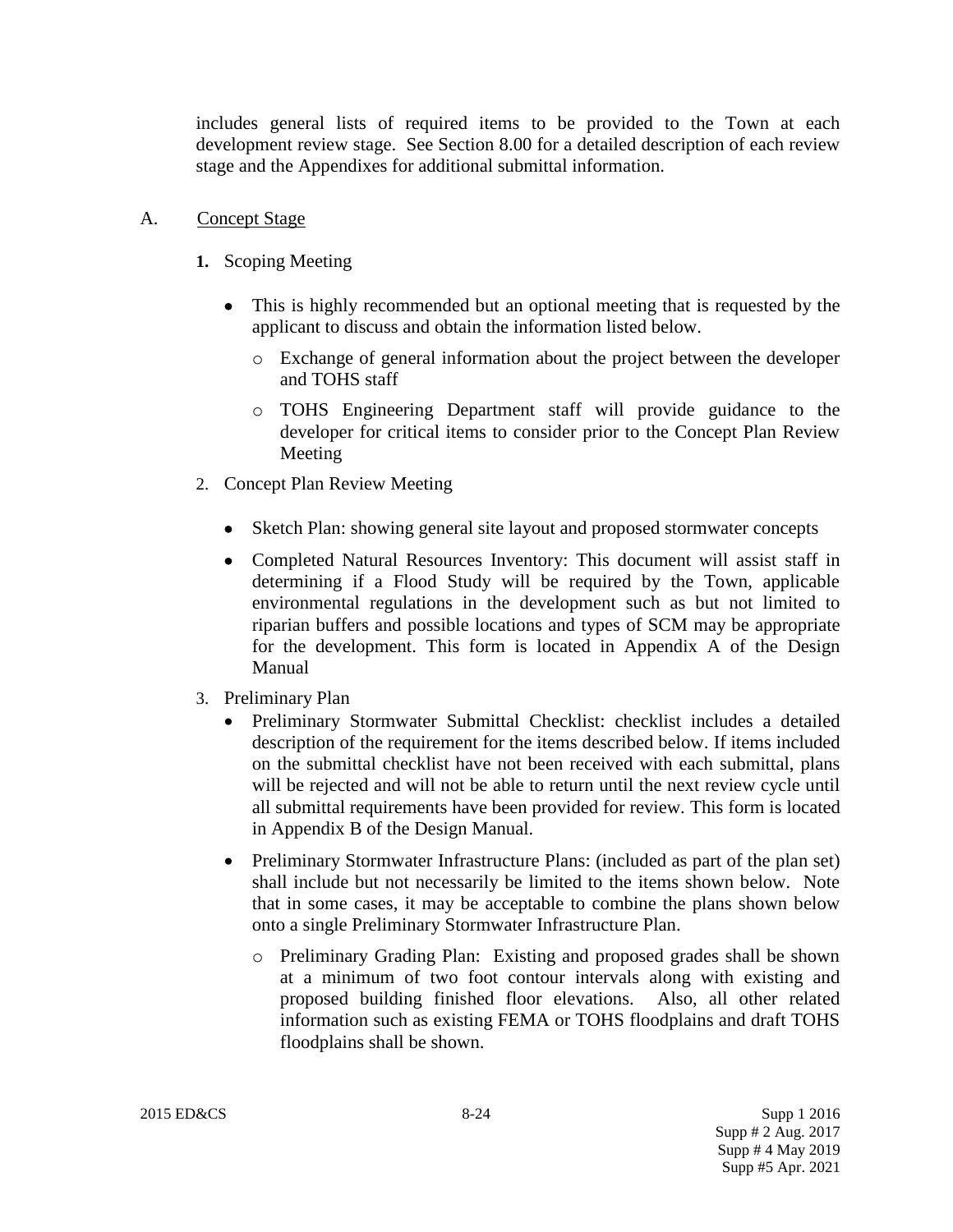includes general lists of required items to be provided to the Town at each development review stage. See Section 8.00 for a detailed description of each review stage and the Appendixes for additional submittal information.

A. <u>Concept Stage</u>

1. Scoping Meeting

   - This is highly recommended but an optional meeting that is requested by the applicant to discuss and obtain the information listed below.
     - Exchange of general information about the project between the developer and TOHS staff
     - TOHS Engineering Department staff will provide guidance to the developer for critical items to consider prior to the Concept Plan Review Meeting

2. Concept Plan Review Meeting

   - Sketch Plan: showing general site layout and proposed stormwater concepts
   - Completed Natural Resources Inventory: This document will assist staff in determining if a Flood Study will be required by the Town, applicable environmental regulations in the development such as but not limited to riparian buffers and possible locations and types of SCM may be appropriate for the development. This form is located in Appendix A of the Design Manual

3. Preliminary Plan

   - Preliminary Stormwater Submittal Checklist: checklist includes a detailed description of the requirement for the items described below. If items included on the submittal checklist have not been received with each submittal, plans will be rejected and will not be able to return until the next review cycle until all submittal requirements have been provided for review. This form is located in Appendix B of the Design Manual.
   - Preliminary Stormwater Infrastructure Plans: (included as part of the plan set) shall include but not necessarily be limited to the items shown below. Note that in some cases, it may be acceptable to combine the plans shown below onto a single Preliminary Stormwater Infrastructure Plan.
     - Preliminary Grading Plan: Existing and proposed grades shall be shown at a minimum of two foot contour intervals along with existing and proposed building finished floor elevations. Also, all other related information such as existing FEMA or TOHS floodplains and draft TOHS floodplains shall be shown.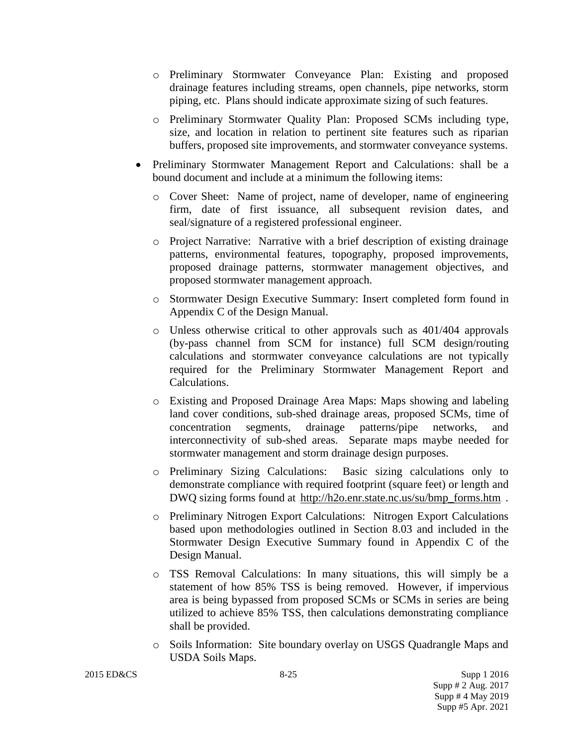- Preliminary Stormwater Conveyance Plan: Existing and proposed drainage features including streams, open channels, pipe networks, storm piping, etc. Plans should indicate approximate sizing of such features.
  - Preliminary Stormwater Quality Plan: Proposed SCMs including type, size, and location in relation to pertinent site features such as riparian buffers, proposed site improvements, and stormwater conveyance systems.

- Preliminary Stormwater Management Report and Calculations: shall be a bound document and include at a minimum the following items:
  - Cover Sheet: Name of project, name of developer, name of engineering firm, date of first issuance, all subsequent revision dates, and seal/signature of a registered professional engineer.
  - Project Narrative: Narrative with a brief description of existing drainage patterns, environmental features, topography, proposed improvements, proposed drainage patterns, stormwater management objectives, and proposed stormwater management approach.
  - Stormwater Design Executive Summary: Insert completed form found in Appendix C of the Design Manual.
  - Unless otherwise critical to other approvals such as 401/404 approvals (by-pass channel from SCM for instance) full SCM design/routing calculations and stormwater conveyance calculations are not typically required for the Preliminary Stormwater Management Report and Calculations.
  - Existing and Proposed Drainage Area Maps: Maps showing and labeling land cover conditions, sub-shed drainage areas, proposed SCMs, time of concentration segments, drainage patterns/pipe networks, and interconnectivity of sub-shed areas. Separate maps maybe needed for stormwater management and storm drainage design purposes.
  - Preliminary Sizing Calculations: Basic sizing calculations only to demonstrate compliance with required footprint (square feet) or length and DWQ sizing forms found at http://h2o.enr.state.nc.us/su/bmp_forms.htm .
  - Preliminary Nitrogen Export Calculations: Nitrogen Export Calculations based upon methodologies outlined in Section 8.03 and included in the Stormwater Design Executive Summary found in Appendix C of the Design Manual.
  - TSS Removal Calculations: In many situations, this will simply be a statement of how 85% TSS is being removed. However, if impervious area is being bypassed from proposed SCMs or SCMs in series are being utilized to achieve 85% TSS, then calculations demonstrating compliance shall be provided.
  - Soils Information: Site boundary overlay on USGS Quadrangle Maps and USDA Soils Maps.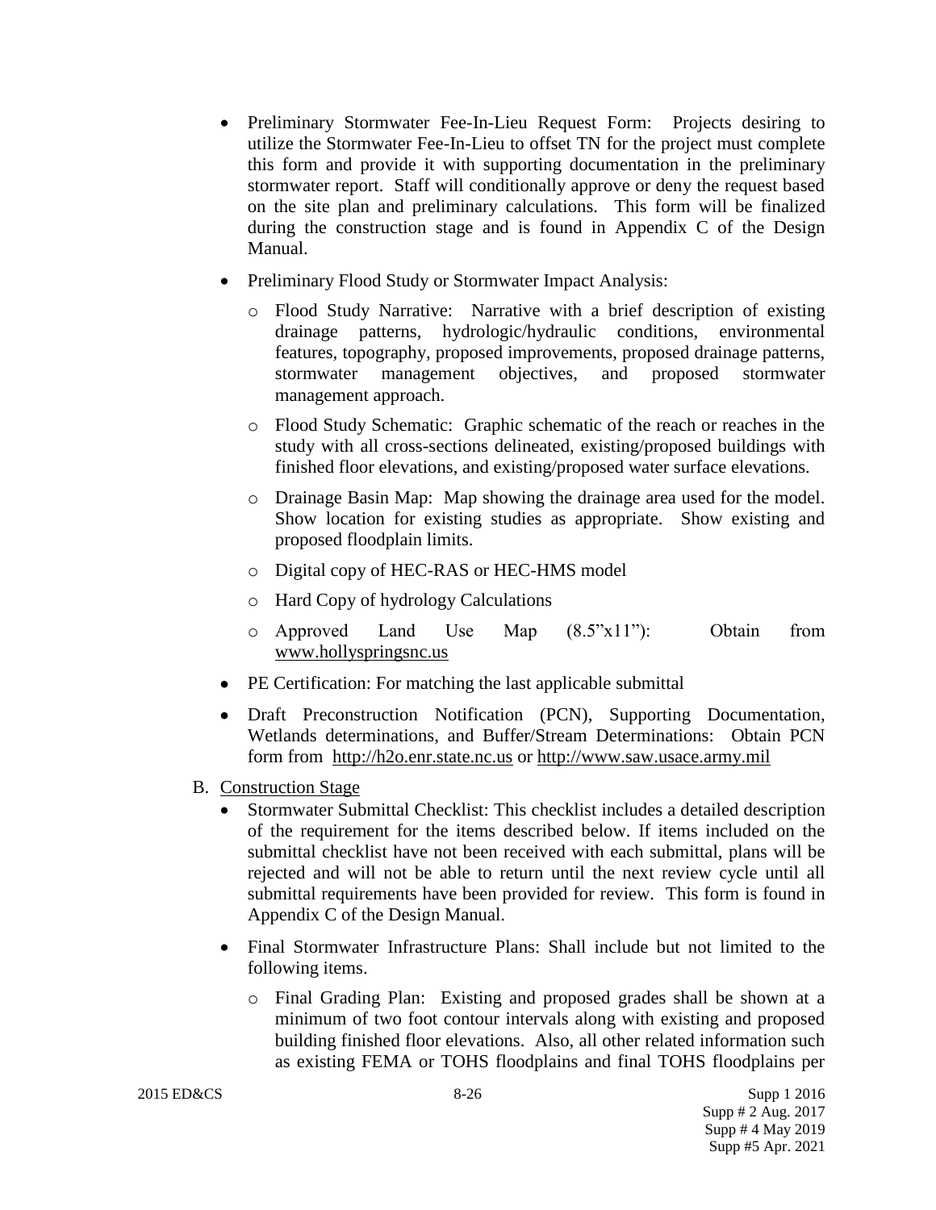- Preliminary Stormwater Fee-In-Lieu Request Form: Projects desiring to utilize the Stormwater Fee-In-Lieu to offset TN for the project must complete this form and provide it with supporting documentation in the preliminary stormwater report. Staff will conditionally approve or deny the request based on the site plan and preliminary calculations. This form will be finalized during the construction stage and is found in Appendix C of the Design Manual.
- Preliminary Flood Study or Stormwater Impact Analysis:
  - Flood Study Narrative: Narrative with a brief description of existing drainage patterns, hydrologic/hydraulic conditions, environmental features, topography, proposed improvements, proposed drainage patterns, stormwater management objectives, and proposed stormwater management approach.
  - Flood Study Schematic: Graphic schematic of the reach or reaches in the study with all cross-sections delineated, existing/proposed buildings with finished floor elevations, and existing/proposed water surface elevations.
  - Drainage Basin Map: Map showing the drainage area used for the model. Show location for existing studies as appropriate. Show existing and proposed floodplain limits.
  - Digital copy of HEC-RAS or HEC-HMS model
  - Hard Copy of hydrology Calculations
  - Approved Land Use Map (8.5"x11"): Obtain from www.hollyspringsnc.us
- PE Certification: For matching the last applicable submittal
- Draft Preconstruction Notification (PCN), Supporting Documentation, Wetlands determinations, and Buffer/Stream Determinations: Obtain PCN form from http://h2o.enr.state.nc.us or http://www.saw.usace.army.mil

B. Construction Stage

- Stormwater Submittal Checklist: This checklist includes a detailed description of the requirement for the items described below. If items included on the submittal checklist have not been received with each submittal, plans will be rejected and will not be able to return until the next review cycle until all submittal requirements have been provided for review. This form is found in Appendix C of the Design Manual.
- Final Stormwater Infrastructure Plans: Shall include but not limited to the following items.
  - Final Grading Plan: Existing and proposed grades shall be shown at a minimum of two foot contour intervals along with existing and proposed building finished floor elevations. Also, all other related information such as existing FEMA or TOHS floodplains and final TOHS floodplains per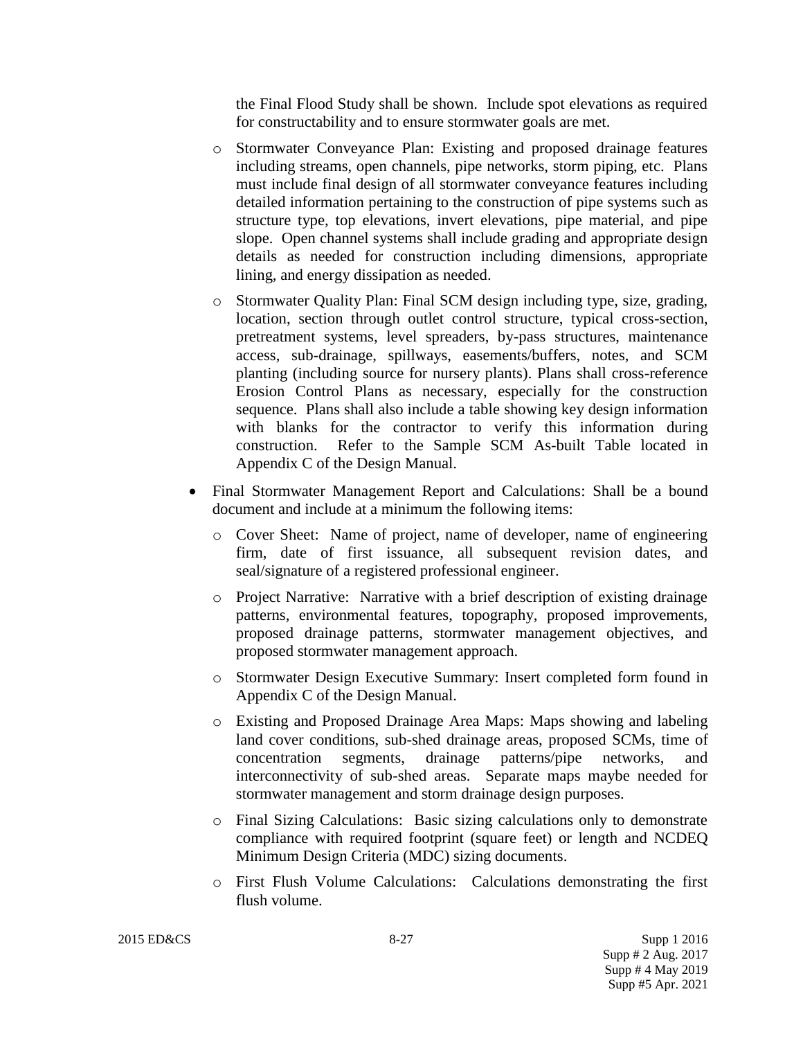the Final Flood Study shall be shown. Include spot elevations as required for constructability and to ensure stormwater goals are met.

  - Stormwater Conveyance Plan: Existing and proposed drainage features including streams, open channels, pipe networks, storm piping, etc. Plans must include final design of all stormwater conveyance features including detailed information pertaining to the construction of pipe systems such as structure type, top elevations, invert elevations, pipe material, and pipe slope. Open channel systems shall include grading and appropriate design details as needed for construction including dimensions, appropriate lining, and energy dissipation as needed.
  - Stormwater Quality Plan: Final SCM design including type, size, grading, location, section through outlet control structure, typical cross-section, pretreatment systems, level spreaders, by-pass structures, maintenance access, sub-drainage, spillways, easements/buffers, notes, and SCM planting (including source for nursery plants). Plans shall cross-reference Erosion Control Plans as necessary, especially for the construction sequence. Plans shall also include a table showing key design information with blanks for the contractor to verify this information during construction. Refer to the Sample SCM As-built Table located in Appendix C of the Design Manual.

- Final Stormwater Management Report and Calculations: Shall be a bound document and include at a minimum the following items:
  - Cover Sheet: Name of project, name of developer, name of engineering firm, date of first issuance, all subsequent revision dates, and seal/signature of a registered professional engineer.
  - Project Narrative: Narrative with a brief description of existing drainage patterns, environmental features, topography, proposed improvements, proposed drainage patterns, stormwater management objectives, and proposed stormwater management approach.
  - Stormwater Design Executive Summary: Insert completed form found in Appendix C of the Design Manual.
  - Existing and Proposed Drainage Area Maps: Maps showing and labeling land cover conditions, sub-shed drainage areas, proposed SCMs, time of concentration segments, drainage patterns/pipe networks, and interconnectivity of sub-shed areas. Separate maps maybe needed for stormwater management and storm drainage design purposes.
  - Final Sizing Calculations: Basic sizing calculations only to demonstrate compliance with required footprint (square feet) or length and NCDEQ Minimum Design Criteria (MDC) sizing documents.
  - First Flush Volume Calculations: Calculations demonstrating the first flush volume.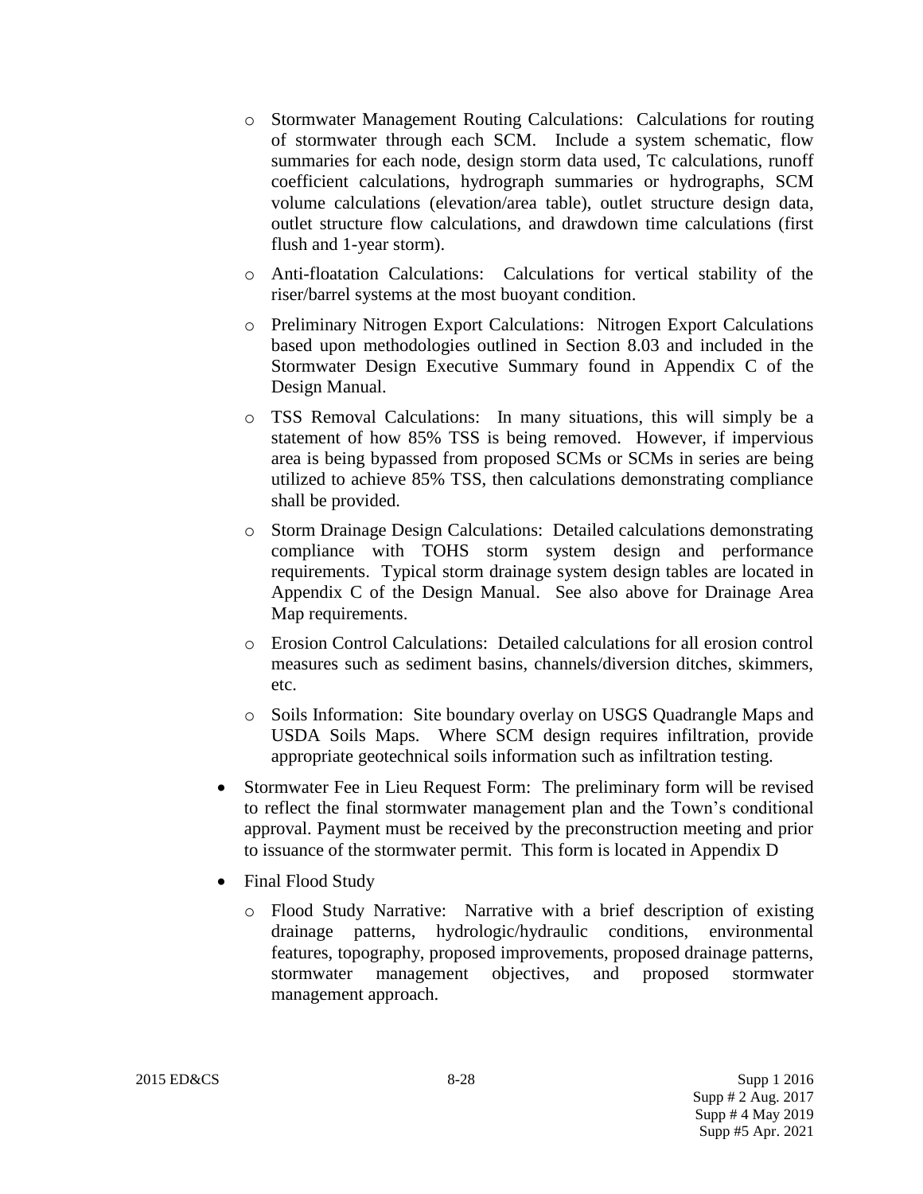- Stormwater Management Routing Calculations: Calculations for routing of stormwater through each SCM. Include a system schematic, flow summaries for each node, design storm data used, Tc calculations, runoff coefficient calculations, hydrograph summaries or hydrographs, SCM volume calculations (elevation/area table), outlet structure design data, outlet structure flow calculations, and drawdown time calculations (first flush and 1-year storm).
- Anti-floatation Calculations: Calculations for vertical stability of the riser/barrel systems at the most buoyant condition.
- Preliminary Nitrogen Export Calculations: Nitrogen Export Calculations based upon methodologies outlined in Section 8.03 and included in the Stormwater Design Executive Summary found in Appendix C of the Design Manual.
- TSS Removal Calculations: In many situations, this will simply be a statement of how 85% TSS is being removed. However, if impervious area is being bypassed from proposed SCMs or SCMs in series are being utilized to achieve 85% TSS, then calculations demonstrating compliance shall be provided.
- Storm Drainage Design Calculations: Detailed calculations demonstrating compliance with TOHS storm system design and performance requirements. Typical storm drainage system design tables are located in Appendix C of the Design Manual. See also above for Drainage Area Map requirements.
- Erosion Control Calculations: Detailed calculations for all erosion control measures such as sediment basins, channels/diversion ditches, skimmers, etc.
- Soils Information: Site boundary overlay on USGS Quadrangle Maps and USDA Soils Maps. Where SCM design requires infiltration, provide appropriate geotechnical soils information such as infiltration testing.

- Stormwater Fee in Lieu Request Form: The preliminary form will be revised to reflect the final stormwater management plan and the Town's conditional approval. Payment must be received by the preconstruction meeting and prior to issuance of the stormwater permit. This form is located in Appendix D
- Final Flood Study
  - Flood Study Narrative: Narrative with a brief description of existing drainage patterns, hydrologic/hydraulic conditions, environmental features, topography, proposed improvements, proposed drainage patterns, stormwater management objectives, and proposed stormwater management approach.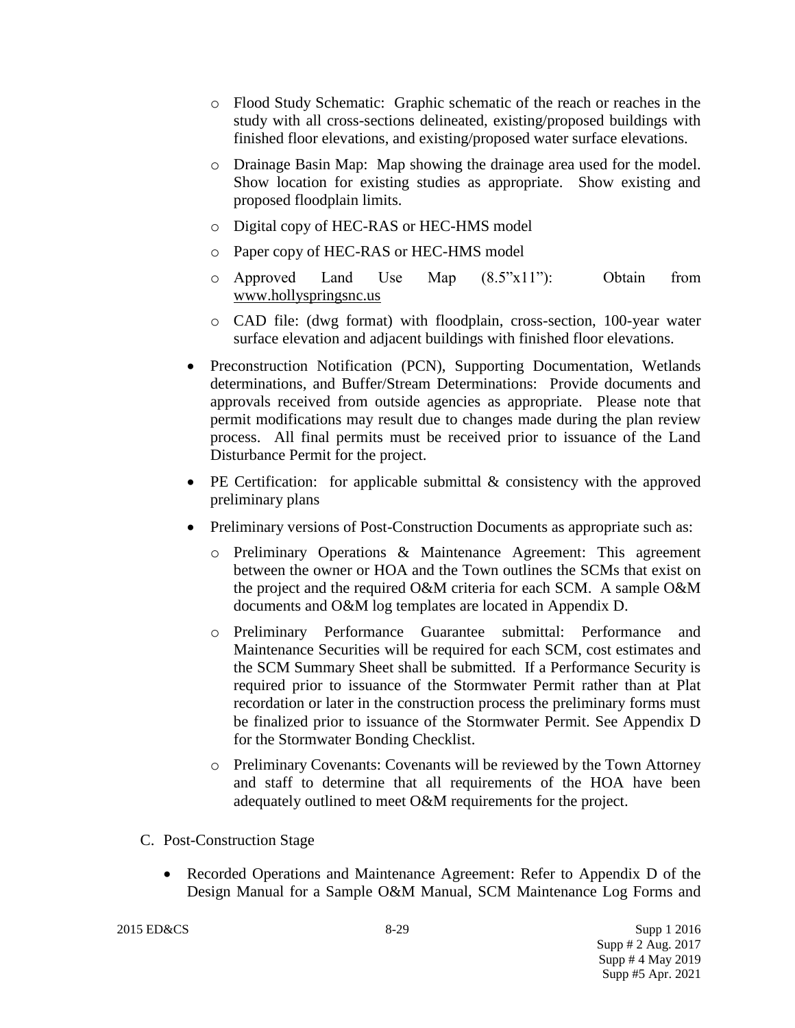- Flood Study Schematic: Graphic schematic of the reach or reaches in the study with all cross-sections delineated, existing/proposed buildings with finished floor elevations, and existing/proposed water surface elevations.
- Drainage Basin Map: Map showing the drainage area used for the model. Show location for existing studies as appropriate. Show existing and proposed floodplain limits.
- Digital copy of HEC-RAS or HEC-HMS model
- Paper copy of HEC-RAS or HEC-HMS model
- Approved Land Use Map (8.5"x11"): Obtain from www.hollyspringsnc.us
- CAD file: (dwg format) with floodplain, cross-section, 100-year water surface elevation and adjacent buildings with finished floor elevations.

- Preconstruction Notification (PCN), Supporting Documentation, Wetlands determinations, and Buffer/Stream Determinations: Provide documents and approvals received from outside agencies as appropriate. Please note that permit modifications may result due to changes made during the plan review process. All final permits must be received prior to issuance of the Land Disturbance Permit for the project.
- PE Certification: for applicable submittal & consistency with the approved preliminary plans
- Preliminary versions of Post-Construction Documents as appropriate such as:
  - Preliminary Operations & Maintenance Agreement: This agreement between the owner or HOA and the Town outlines the SCMs that exist on the project and the required O&M criteria for each SCM. A sample O&M documents and O&M log templates are located in Appendix D.
  - Preliminary Performance Guarantee submittal: Performance and Maintenance Securities will be required for each SCM, cost estimates and the SCM Summary Sheet shall be submitted. If a Performance Security is required prior to issuance of the Stormwater Permit rather than at Plat recordation or later in the construction process the preliminary forms must be finalized prior to issuance of the Stormwater Permit. See Appendix D for the Stormwater Bonding Checklist.
  - Preliminary Covenants: Covenants will be reviewed by the Town Attorney and staff to determine that all requirements of the HOA have been adequately outlined to meet O&M requirements for the project.

C. Post-Construction Stage

- Recorded Operations and Maintenance Agreement: Refer to Appendix D of the Design Manual for a Sample O&M Manual, SCM Maintenance Log Forms and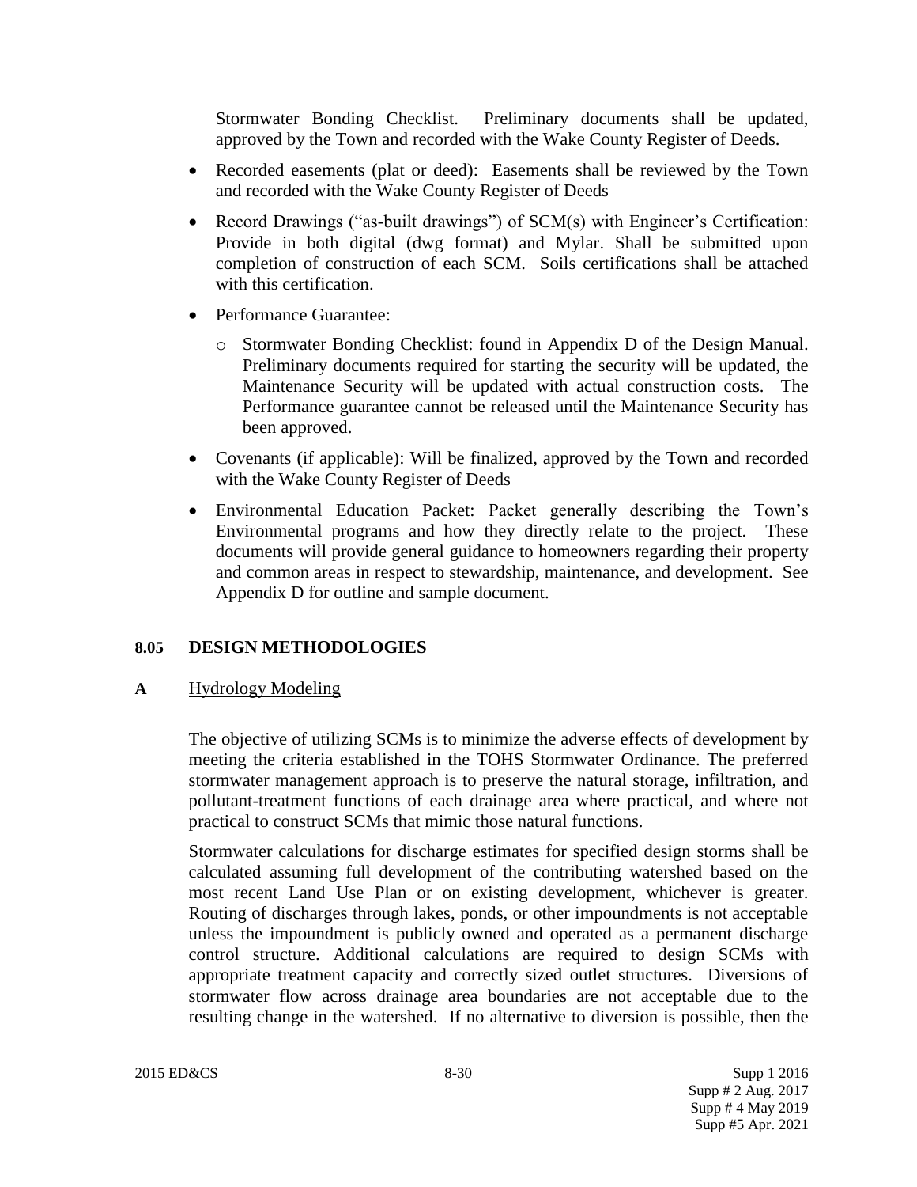Stormwater Bonding Checklist. Preliminary documents shall be updated, approved by the Town and recorded with the Wake County Register of Deeds.

- Recorded easements (plat or deed): Easements shall be reviewed by the Town and recorded with the Wake County Register of Deeds
- Record Drawings ("as-built drawings") of SCM(s) with Engineer's Certification: Provide in both digital (dwg format) and Mylar. Shall be submitted upon completion of construction of each SCM. Soils certifications shall be attached with this certification.
- Performance Guarantee:
  - Stormwater Bonding Checklist: found in Appendix D of the Design Manual. Preliminary documents required for starting the security will be updated, the Maintenance Security will be updated with actual construction costs. The Performance guarantee cannot be released until the Maintenance Security has been approved.
- Covenants (if applicable): Will be finalized, approved by the Town and recorded with the Wake County Register of Deeds
- Environmental Education Packet: Packet generally describing the Town's Environmental programs and how they directly relate to the project. These documents will provide general guidance to homeowners regarding their property and common areas in respect to stewardship, maintenance, and development. See Appendix D for outline and sample document.

## 8.05 DESIGN METHODOLOGIES

### A Hydrology Modeling

The objective of utilizing SCMs is to minimize the adverse effects of development by meeting the criteria established in the TOHS Stormwater Ordinance. The preferred stormwater management approach is to preserve the natural storage, infiltration, and pollutant-treatment functions of each drainage area where practical, and where not practical to construct SCMs that mimic those natural functions.

Stormwater calculations for discharge estimates for specified design storms shall be calculated assuming full development of the contributing watershed based on the most recent Land Use Plan or on existing development, whichever is greater. Routing of discharges through lakes, ponds, or other impoundments is not acceptable unless the impoundment is publicly owned and operated as a permanent discharge control structure. Additional calculations are required to design SCMs with appropriate treatment capacity and correctly sized outlet structures. Diversions of stormwater flow across drainage area boundaries are not acceptable due to the resulting change in the watershed. If no alternative to diversion is possible, then the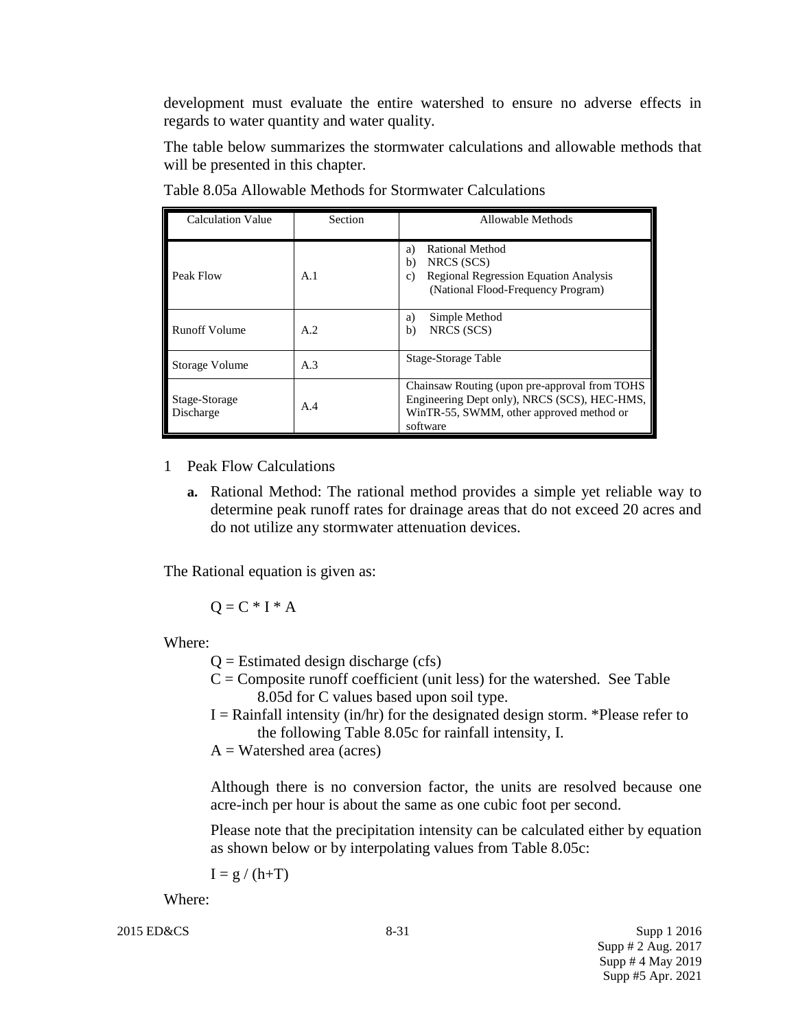development must evaluate the entire watershed to ensure no adverse effects in regards to water quantity and water quality.

The table below summarizes the stormwater calculations and allowable methods that will be presented in this chapter.

Table 8.05a Allowable Methods for Stormwater Calculations

| Calculation Value | Section | Allowable Methods |
|---|---|---|
| Peak Flow | A.1 | a) Rational Method<br>b) NRCS (SCS)<br>c) Regional Regression Equation Analysis (National Flood-Frequency Program) |
| Runoff Volume | A.2 | a) Simple Method<br>b) NRCS (SCS) |
| Storage Volume | A.3 | Stage-Storage Table |
| Stage-Storage Discharge | A.4 | Chainsaw Routing (upon pre-approval from TOHS Engineering Dept only), NRCS (SCS), HEC-HMS, WinTR-55, SWMM, other approved method or software |

1 Peak Flow Calculations

**a.** Rational Method: The rational method provides a simple yet reliable way to determine peak runoff rates for drainage areas that do not exceed 20 acres and do not utilize any stormwater attenuation devices.

The Rational equation is given as:

$$Q = C * I * A$$

Where:

$Q$ = Estimated design discharge (cfs)

$C$ = Composite runoff coefficient (unit less) for the watershed. See Table 8.05d for C values based upon soil type.

$I$ = Rainfall intensity (in/hr) for the designated design storm. *Please refer to the following Table 8.05c for rainfall intensity, I.

$A$ = Watershed area (acres)

Although there is no conversion factor, the units are resolved because one acre-inch per hour is about the same as one cubic foot per second.

Please note that the precipitation intensity can be calculated either by equation as shown below or by interpolating values from Table 8.05c:

$$I = g / (h+T)$$

Where: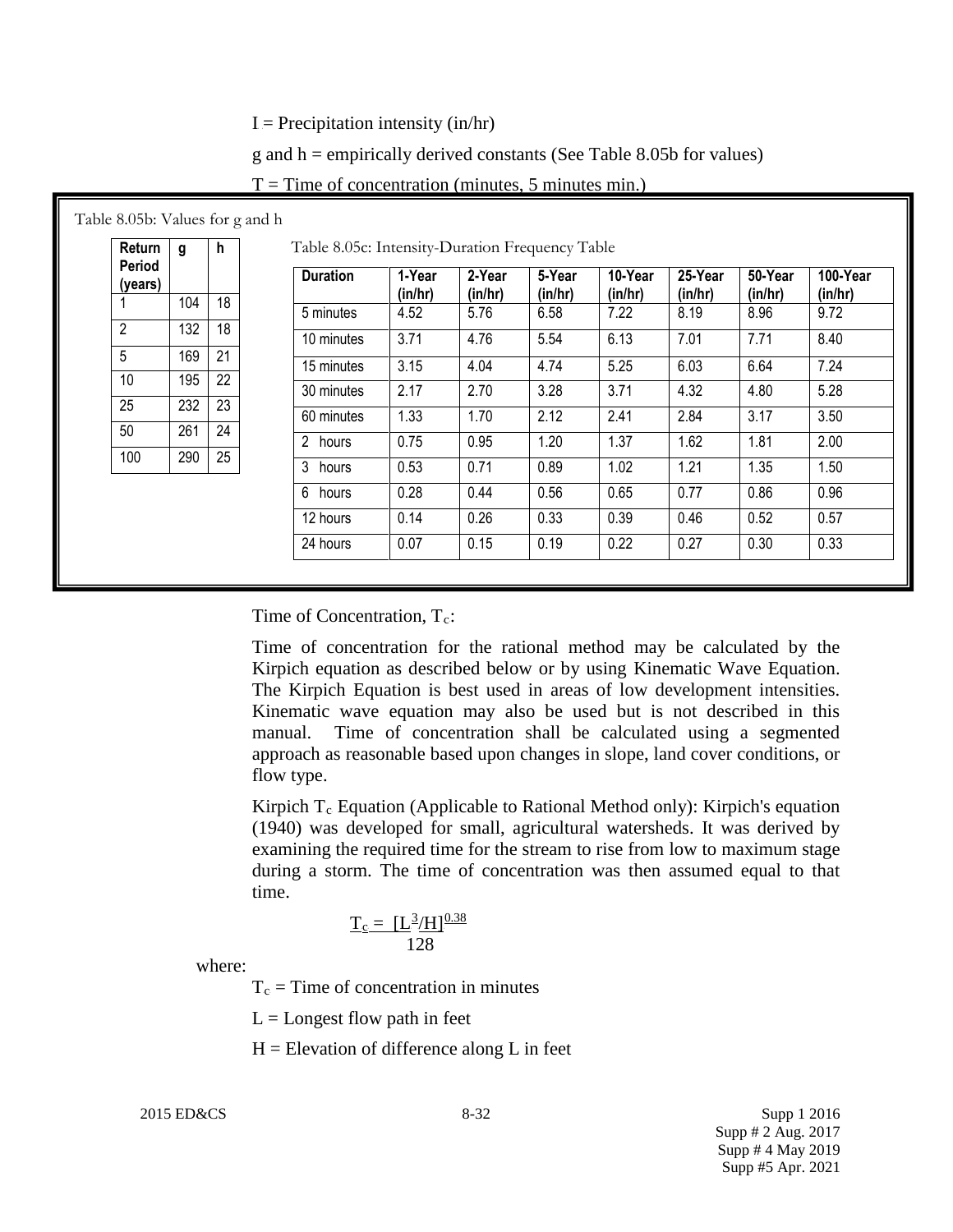I = Precipitation intensity (in/hr)

g and h = empirically derived constants (See Table 8.05b for values)

T = Time of concentration (minutes, 5 minutes min.)

Table 8.05b: Values for g and h

| Return Period (years) | g | h |
|---|---|---|
| 1 | 104 | 18 |
| 2 | 132 | 18 |
| 5 | 169 | 21 |
| 10 | 195 | 22 |
| 25 | 232 | 23 |
| 50 | 261 | 24 |
| 100 | 290 | 25 |

Table 8.05c: Intensity-Duration Frequency Table

| Duration | 1-Year (in/hr) | 2-Year (in/hr) | 5-Year (in/hr) | 10-Year (in/hr) | 25-Year (in/hr) | 50-Year (in/hr) | 100-Year (in/hr) |
|---|---|---|---|---|---|---|---|
| 5 minutes | 4.52 | 5.76 | 6.58 | 7.22 | 8.19 | 8.96 | 9.72 |
| 10 minutes | 3.71 | 4.76 | 5.54 | 6.13 | 7.01 | 7.71 | 8.40 |
| 15 minutes | 3.15 | 4.04 | 4.74 | 5.25 | 6.03 | 6.64 | 7.24 |
| 30 minutes | 2.17 | 2.70 | 3.28 | 3.71 | 4.32 | 4.80 | 5.28 |
| 60 minutes | 1.33 | 1.70 | 2.12 | 2.41 | 2.84 | 3.17 | 3.50 |
| 2 hours | 0.75 | 0.95 | 1.20 | 1.37 | 1.62 | 1.81 | 2.00 |
| 3 hours | 0.53 | 0.71 | 0.89 | 1.02 | 1.21 | 1.35 | 1.50 |
| 6 hours | 0.28 | 0.44 | 0.56 | 0.65 | 0.77 | 0.86 | 0.96 |
| 12 hours | 0.14 | 0.26 | 0.33 | 0.39 | 0.46 | 0.52 | 0.57 |
| 24 hours | 0.07 | 0.15 | 0.19 | 0.22 | 0.27 | 0.30 | 0.33 |

Time of Concentration, $T_c$:

Time of concentration for the rational method may be calculated by the Kirpich equation as described below or by using Kinematic Wave Equation. The Kirpich Equation is best used in areas of low development intensities. Kinematic wave equation may also be used but is not described in this manual. Time of concentration shall be calculated using a segmented approach as reasonable based upon changes in slope, land cover conditions, or flow type.

Kirpich $T_c$ Equation (Applicable to Rational Method only): Kirpich's equation (1940) was developed for small, agricultural watersheds. It was derived by examining the required time for the stream to rise from low to maximum stage during a storm. The time of concentration was then assumed equal to that time.

$$T_c = \frac{[L^3/H]^{0.38}}{128}$$

where:

$T_c$ = Time of concentration in minutes

L = Longest flow path in feet

H = Elevation of difference along L in feet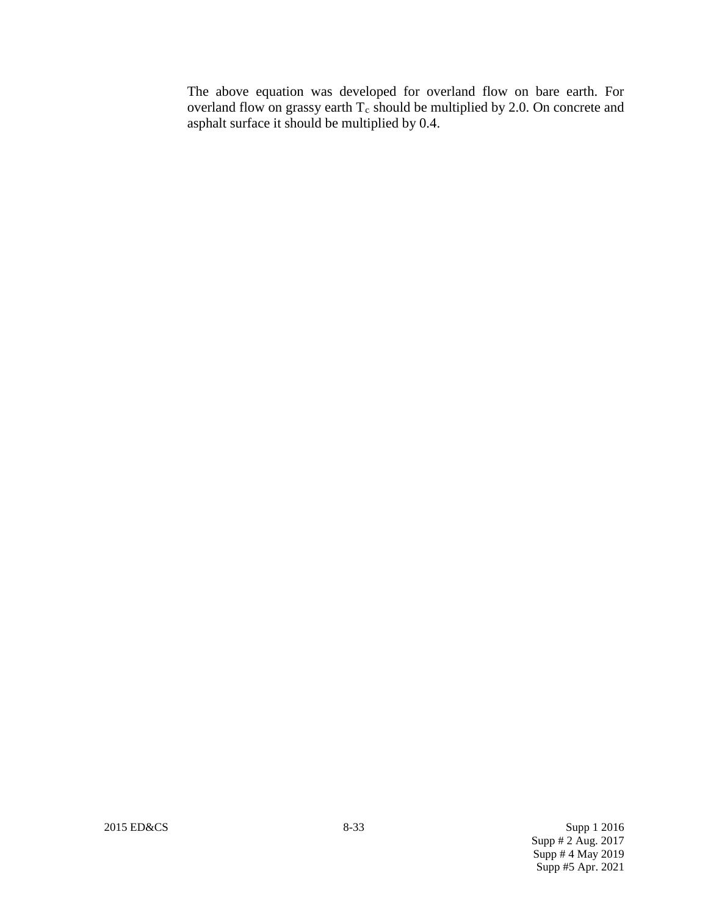The above equation was developed for overland flow on bare earth. For overland flow on grassy earth $T_c$ should be multiplied by 2.0. On concrete and asphalt surface it should be multiplied by 0.4.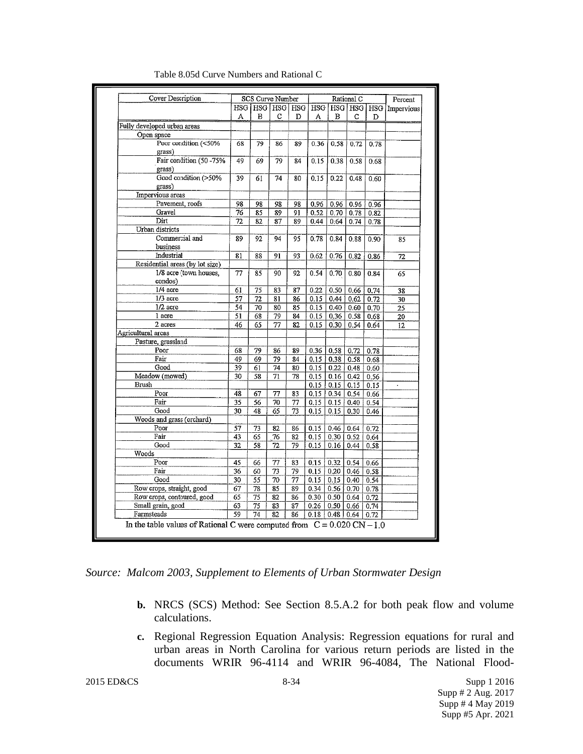Table 8.05d Curve Numbers and Rational C

| Cover Description | SCS Curve Number | | | | Rational C | | | | Percent Impervious |
|---|---|---|---|---|---|---|---|---|---|
| | HSG A | HSG B | HSG C | HSG D | HSG A | HSG B | HSG C | HSG D | |
| Fully developed urban areas | | | | | | | | | |
| Open space | | | | | | | | | |
| Poor condition (<50% grass) | 68 | 79 | 86 | 89 | 0.36 | 0.58 | 0.72 | 0.78 | |
| Fair condition (50 -75% grass) | 49 | 69 | 79 | 84 | 0.15 | 0.38 | 0.58 | 0.68 | |
| Good condition (>50% grass) | 39 | 61 | 74 | 80 | 0.15 | 0.22 | 0.48 | 0.60 | |
| Impervious areas | | | | | | | | | |
| Pavement, roofs | 98 | 98 | 98 | 98 | 0.96 | 0.96 | 0.96 | 0.96 | |
| Gravel | 76 | 85 | 89 | 91 | 0.52 | 0.70 | 0.78 | 0.82 | |
| Dirt | 72 | 82 | 87 | 89 | 0.44 | 0.64 | 0.74 | 0.78 | |
| Urban districts | | | | | | | | | |
| Commercial and business | 89 | 92 | 94 | 95 | 0.78 | 0.84 | 0.88 | 0.90 | 85 |
| Industrial | 81 | 88 | 91 | 93 | 0.62 | 0.76 | 0.82 | 0.86 | 72 |
| Residential areas (by lot size) | | | | | | | | | |
| 1/8 acre (town houses, condos) | 77 | 85 | 90 | 92 | 0.54 | 0.70 | 0.80 | 0.84 | 65 |
| 1/4 acre | 61 | 75 | 83 | 87 | 0.22 | 0.50 | 0.66 | 0.74 | 38 |
| 1/3 acre | 57 | 72 | 81 | 86 | 0.15 | 0.44 | 0.62 | 0.72 | 30 |
| 1/2 acre | 54 | 70 | 80 | 85 | 0.15 | 0.40 | 0.60 | 0.70 | 25 |
| 1 acre | 51 | 68 | 79 | 84 | 0.15 | 0.36 | 0.58 | 0.68 | 20 |
| 2 acres | 46 | 65 | 77 | 82 | 0.15 | 0.30 | 0.54 | 0.64 | 12 |
| Agricultural areas | | | | | | | | | |
| Pasture, grassland | | | | | | | | | |
| Poor | 68 | 79 | 86 | 89 | 0.36 | 0.58 | 0.72 | 0.78 | |
| Fair | 49 | 69 | 79 | 84 | 0.15 | 0.38 | 0.58 | 0.68 | |
| Good | 39 | 61 | 74 | 80 | 0.15 | 0.22 | 0.48 | 0.60 | |
| Meadow (mowed) | 30 | 58 | 71 | 78 | 0.15 | 0.16 | 0.42 | 0.56 | |
| Brush | | | | | 0.15 | 0.15 | 0.15 | 0.15 | |
| Poor | 48 | 67 | 77 | 83 | 0.15 | 0.34 | 0.54 | 0.66 | |
| Fair | 35 | 56 | 70 | 77 | 0.15 | 0.15 | 0.40 | 0.54 | |
| Good | 30 | 48 | 65 | 73 | 0.15 | 0.15 | 0.30 | 0.46 | |
| Woods and grass (orchard) | | | | | | | | | |
| Poor | 57 | 73 | 82 | 86 | 0.15 | 0.46 | 0.64 | 0.72 | |
| Fair | 43 | 65 | 76 | 82 | 0.15 | 0.30 | 0.52 | 0.64 | |
| Good | 32 | 58 | 72 | 79 | 0.15 | 0.16 | 0.44 | 0.58 | |
| Woods | | | | | | | | | |
| Poor | 45 | 66 | 77 | 83 | 0.15 | 0.32 | 0.54 | 0.66 | |
| Fair | 36 | 60 | 73 | 79 | 0.15 | 0.20 | 0.46 | 0.58 | |
| Good | 30 | 55 | 70 | 77 | 0.15 | 0.15 | 0.40 | 0.54 | |
| Row crops, straight, good | 67 | 78 | 85 | 89 | 0.34 | 0.56 | 0.70 | 0.78 | |
| Row crops, contoured, good | 65 | 75 | 82 | 86 | 0.30 | 0.50 | 0.64 | 0.72 | |
| Small grain, good | 63 | 75 | 83 | 87 | 0.26 | 0.50 | 0.66 | 0.74 | |
| Farmsteads | 59 | 74 | 82 | 86 | 0.18 | 0.48 | 0.64 | 0.72 | |

In the table values of Rational C were computed from $C = 0.020\,CN - 1.0$

*Source: Malcom 2003, Supplement to Elements of Urban Stormwater Design*

**b.** NRCS (SCS) Method: See Section 8.5.A.2 for both peak flow and volume calculations.

**c.** Regional Regression Equation Analysis: Regression equations for rural and urban areas in North Carolina for various return periods are listed in the documents WRIR 96-4114 and WRIR 96-4084, The National Flood-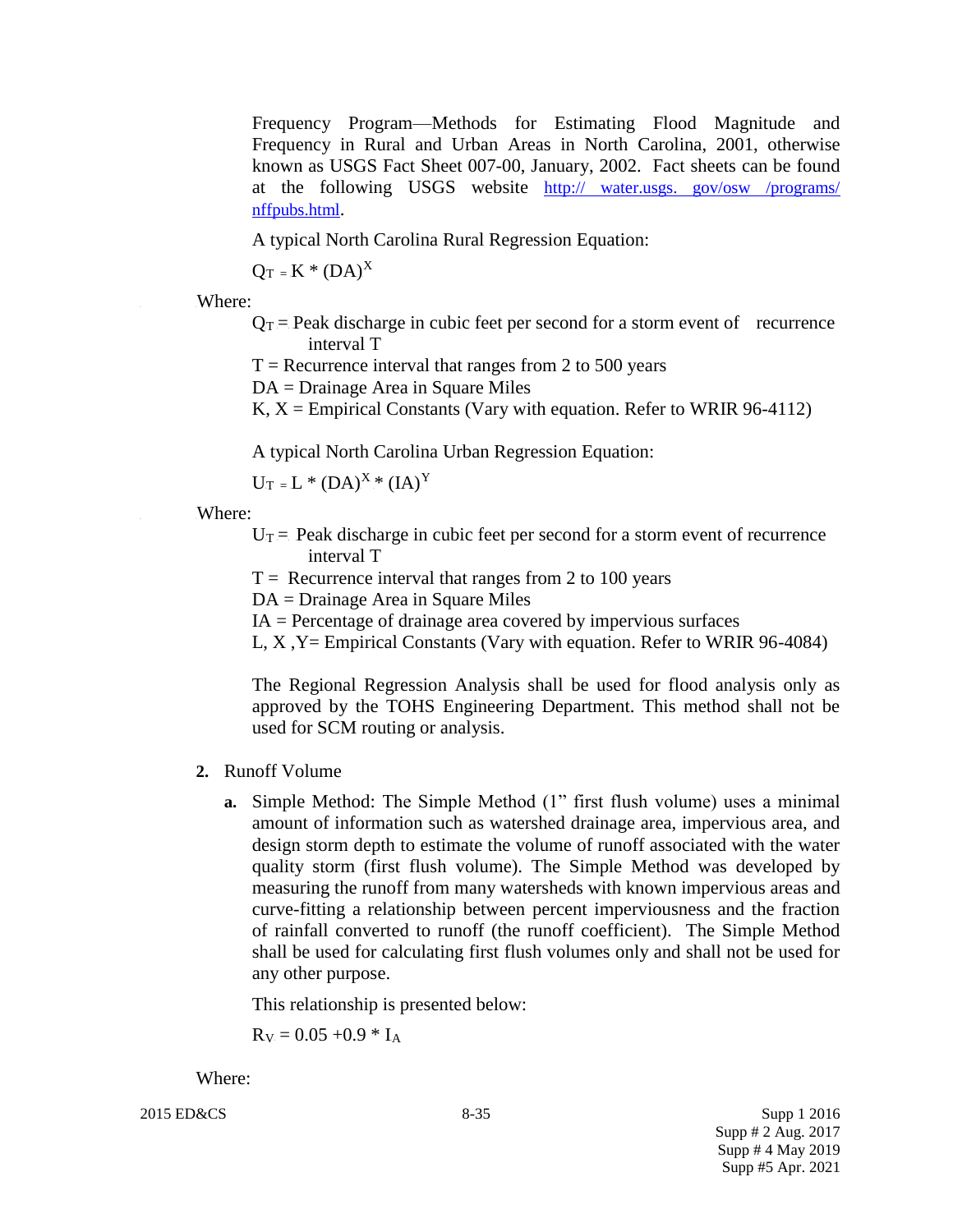Frequency Program—Methods for Estimating Flood Magnitude and Frequency in Rural and Urban Areas in North Carolina, 2001, otherwise known as USGS Fact Sheet 007-00, January, 2002. Fact sheets can be found at the following USGS website http:// water.usgs. gov/osw /programs/ nffpubs.html.

A typical North Carolina Rural Regression Equation:

$$Q_T = K * (DA)^X$$

Where:

$Q_T$ = Peak discharge in cubic feet per second for a storm event of recurrence interval T

T = Recurrence interval that ranges from 2 to 500 years

DA = Drainage Area in Square Miles

K, X = Empirical Constants (Vary with equation. Refer to WRIR 96-4112)

A typical North Carolina Urban Regression Equation:

$$U_T = L * (DA)^X * (IA)^Y$$

Where:

$U_T$ = Peak discharge in cubic feet per second for a storm event of recurrence interval T

T = Recurrence interval that ranges from 2 to 100 years

DA = Drainage Area in Square Miles

IA = Percentage of drainage area covered by impervious surfaces

L, X ,Y= Empirical Constants (Vary with equation. Refer to WRIR 96-4084)

The Regional Regression Analysis shall be used for flood analysis only as approved by the TOHS Engineering Department. This method shall not be used for SCM routing or analysis.

**2.** Runoff Volume

**a.** Simple Method: The Simple Method (1" first flush volume) uses a minimal amount of information such as watershed drainage area, impervious area, and design storm depth to estimate the volume of runoff associated with the water quality storm (first flush volume). The Simple Method was developed by measuring the runoff from many watersheds with known impervious areas and curve-fitting a relationship between percent imperviousness and the fraction of rainfall converted to runoff (the runoff coefficient). The Simple Method shall be used for calculating first flush volumes only and shall not be used for any other purpose.

This relationship is presented below:

$$R_V = 0.05 + 0.9 * I_A$$

Where: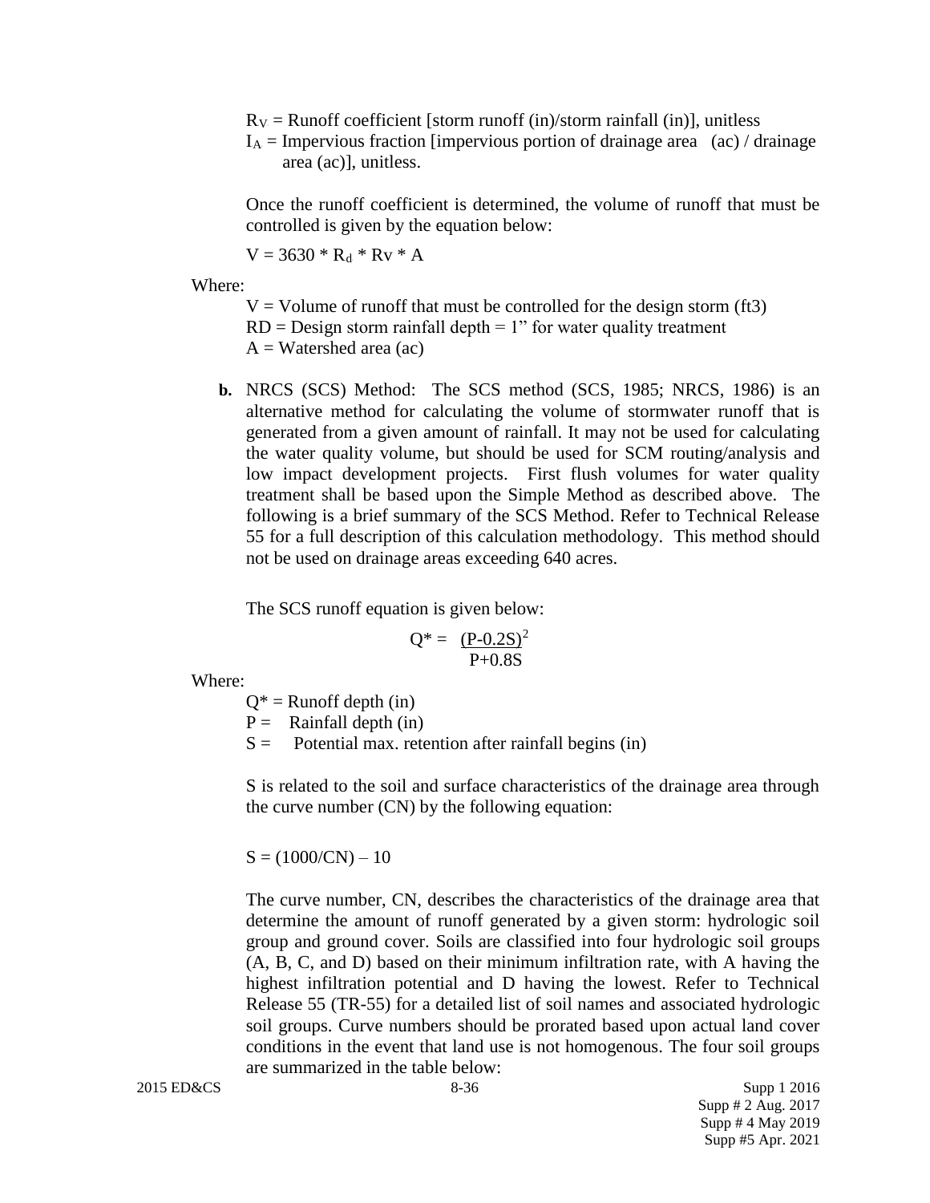$R_V$ = Runoff coefficient [storm runoff (in)/storm rainfall (in)], unitless
$I_A$ = Impervious fraction [impervious portion of drainage area (ac) / drainage area (ac)], unitless.

Once the runoff coefficient is determined, the volume of runoff that must be controlled is given by the equation below:

$$V = 3630 * R_d * Rv * A$$

Where:

V = Volume of runoff that must be controlled for the design storm (ft3)
RD = Design storm rainfall depth = 1" for water quality treatment
A = Watershed area (ac)

**b.** NRCS (SCS) Method: The SCS method (SCS, 1985; NRCS, 1986) is an alternative method for calculating the volume of stormwater runoff that is generated from a given amount of rainfall. It may not be used for calculating the water quality volume, but should be used for SCM routing/analysis and low impact development projects. First flush volumes for water quality treatment shall be based upon the Simple Method as described above. The following is a brief summary of the SCS Method. Refer to Technical Release 55 for a full description of this calculation methodology. This method should not be used on drainage areas exceeding 640 acres.

The SCS runoff equation is given below:

$$Q^* = \frac{(P-0.2S)^2}{P+0.8S}$$

Where:

$Q^*$ = Runoff depth (in)
P = Rainfall depth (in)
S = Potential max. retention after rainfall begins (in)

S is related to the soil and surface characteristics of the drainage area through the curve number (CN) by the following equation:

$$S = (1000/CN) – 10$$

The curve number, CN, describes the characteristics of the drainage area that determine the amount of runoff generated by a given storm: hydrologic soil group and ground cover. Soils are classified into four hydrologic soil groups (A, B, C, and D) based on their minimum infiltration rate, with A having the highest infiltration potential and D having the lowest. Refer to Technical Release 55 (TR-55) for a detailed list of soil names and associated hydrologic soil groups. Curve numbers should be prorated based upon actual land cover conditions in the event that land use is not homogenous. The four soil groups are summarized in the table below: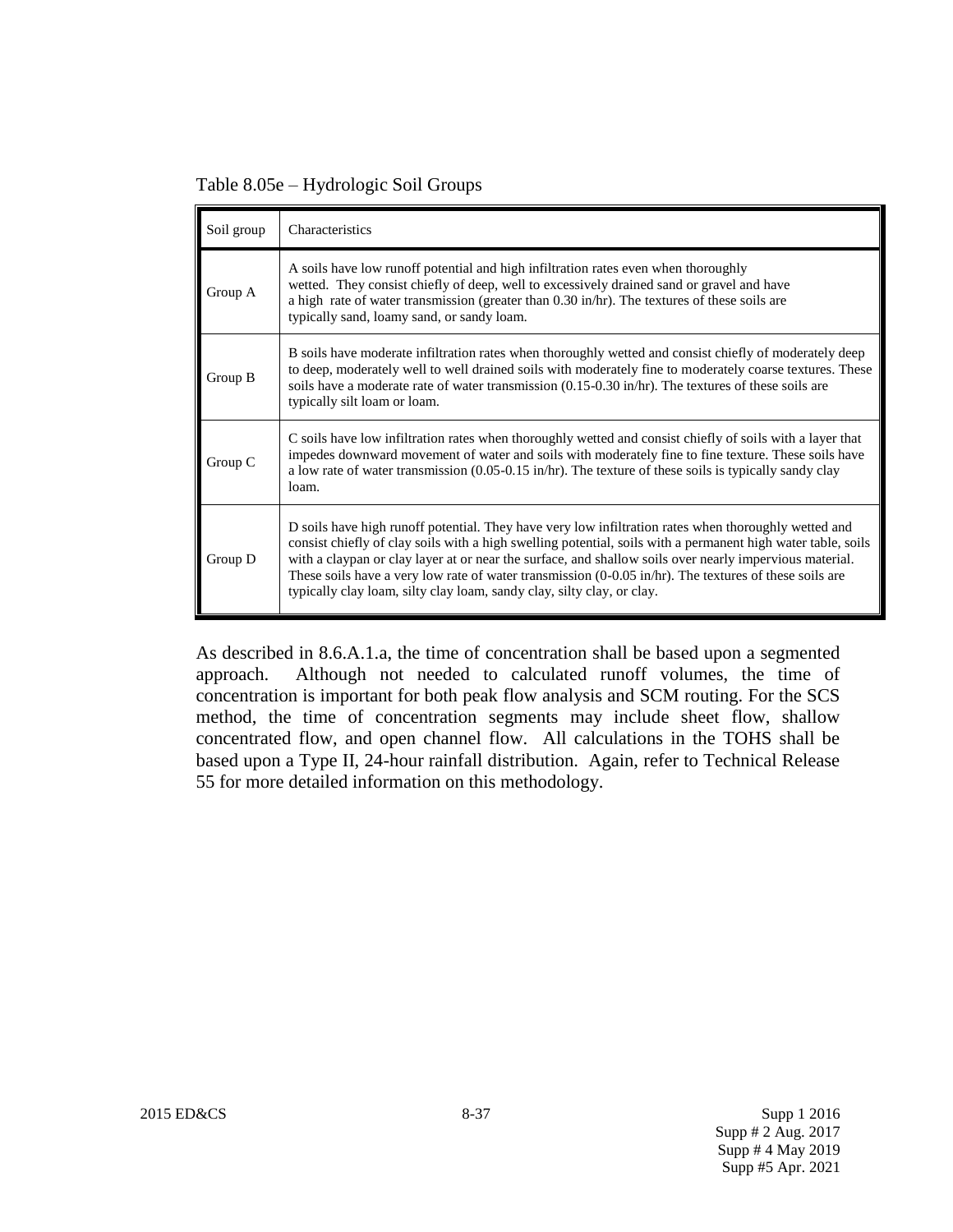Table 8.05e – Hydrologic Soil Groups

| Soil group | Characteristics |
|---|---|
| Group A | A soils have low runoff potential and high infiltration rates even when thoroughly wetted. They consist chiefly of deep, well to excessively drained sand or gravel and have a high rate of water transmission (greater than 0.30 in/hr). The textures of these soils are typically sand, loamy sand, or sandy loam. |
| Group B | B soils have moderate infiltration rates when thoroughly wetted and consist chiefly of moderately deep to deep, moderately well to well drained soils with moderately fine to moderately coarse textures. These soils have a moderate rate of water transmission (0.15-0.30 in/hr). The textures of these soils are typically silt loam or loam. |
| Group C | C soils have low infiltration rates when thoroughly wetted and consist chiefly of soils with a layer that impedes downward movement of water and soils with moderately fine to fine texture. These soils have a low rate of water transmission (0.05-0.15 in/hr). The texture of these soils is typically sandy clay loam. |
| Group D | D soils have high runoff potential. They have very low infiltration rates when thoroughly wetted and consist chiefly of clay soils with a high swelling potential, soils with a permanent high water table, soils with a claypan or clay layer at or near the surface, and shallow soils over nearly impervious material. These soils have a very low rate of water transmission (0-0.05 in/hr). The textures of these soils are typically clay loam, silty clay loam, sandy clay, silty clay, or clay. |

As described in 8.6.A.1.a, the time of concentration shall be based upon a segmented approach. Although not needed to calculated runoff volumes, the time of concentration is important for both peak flow analysis and SCM routing. For the SCS method, the time of concentration segments may include sheet flow, shallow concentrated flow, and open channel flow. All calculations in the TOHS shall be based upon a Type II, 24-hour rainfall distribution. Again, refer to Technical Release 55 for more detailed information on this methodology.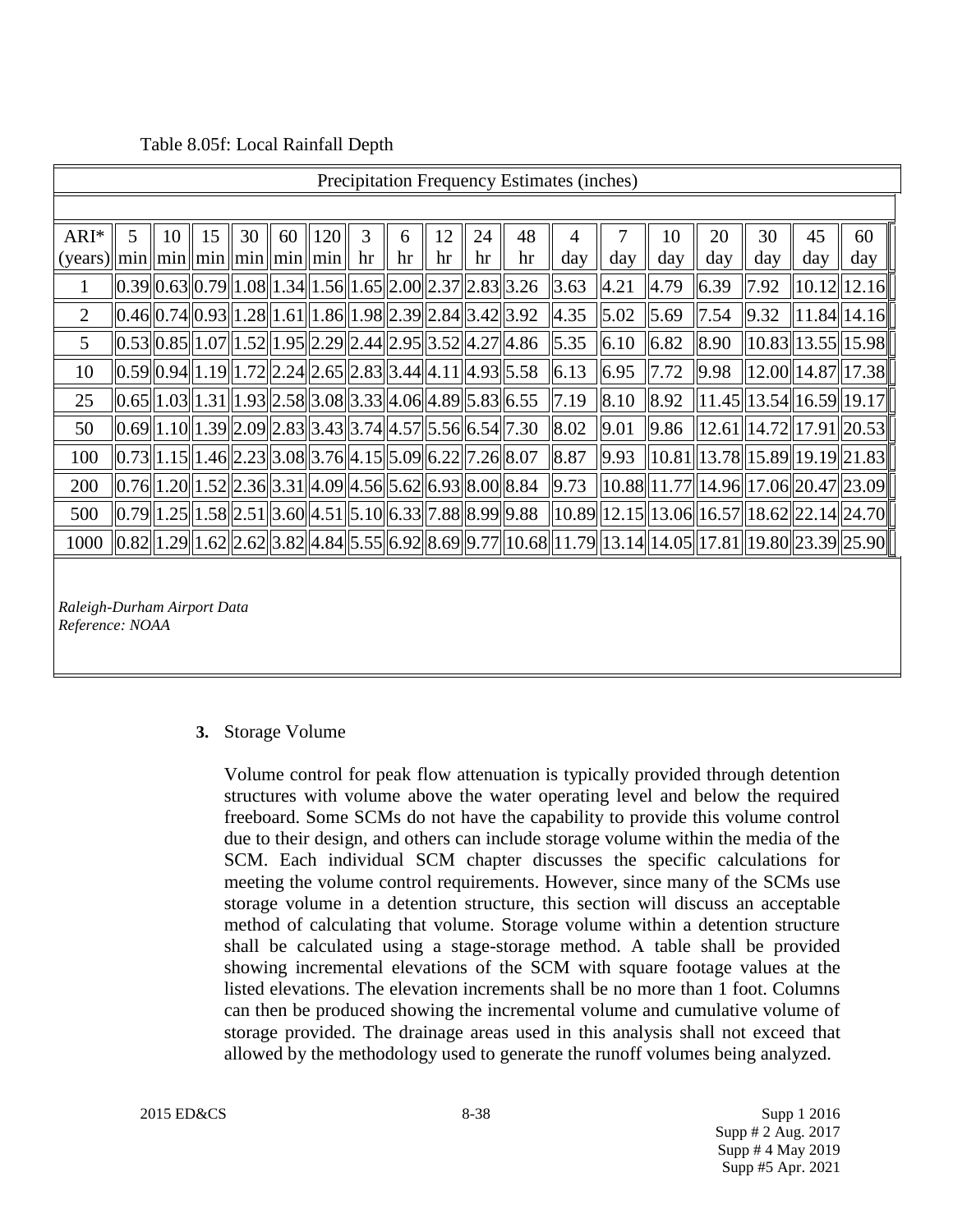Table 8.05f: Local Rainfall Depth

| Precipitation Frequency Estimates (inches) | | | | | | | | | | | | | | | | | | |
|---|---|---|---|---|---|---|---|---|---|---|---|---|---|---|---|---|---|---|
| ARI* (years) | 5 min | 10 min | 15 min | 30 min | 60 min | 120 min | 3 hr | 6 hr | 12 hr | 24 hr | 48 hr | 4 day | 7 day | 10 day | 20 day | 30 day | 45 day | 60 day |
| 1 | 0.39 | 0.63 | 0.79 | 1.08 | 1.34 | 1.56 | 1.65 | 2.00 | 2.37 | 2.83 | 3.26 | 3.63 | 4.21 | 4.79 | 6.39 | 7.92 | 10.12 | 12.16 |
| 2 | 0.46 | 0.74 | 0.93 | 1.28 | 1.61 | 1.86 | 1.98 | 2.39 | 2.84 | 3.42 | 3.92 | 4.35 | 5.02 | 5.69 | 7.54 | 9.32 | 11.84 | 14.16 |
| 5 | 0.53 | 0.85 | 1.07 | 1.52 | 1.95 | 2.29 | 2.44 | 2.95 | 3.52 | 4.27 | 4.86 | 5.35 | 6.10 | 6.82 | 8.90 | 10.83 | 13.55 | 15.98 |
| 10 | 0.59 | 0.94 | 1.19 | 1.72 | 2.24 | 2.65 | 2.83 | 3.44 | 4.11 | 4.93 | 5.58 | 6.13 | 6.95 | 7.72 | 9.98 | 12.00 | 14.87 | 17.38 |
| 25 | 0.65 | 1.03 | 1.31 | 1.93 | 2.58 | 3.08 | 3.33 | 4.06 | 4.89 | 5.83 | 6.55 | 7.19 | 8.10 | 8.92 | 11.45 | 13.54 | 16.59 | 19.17 |
| 50 | 0.69 | 1.10 | 1.39 | 2.09 | 2.83 | 3.43 | 3.74 | 4.57 | 5.56 | 6.54 | 7.30 | 8.02 | 9.01 | 9.86 | 12.61 | 14.72 | 17.91 | 20.53 |
| 100 | 0.73 | 1.15 | 1.46 | 2.23 | 3.08 | 3.76 | 4.15 | 5.09 | 6.22 | 7.26 | 8.07 | 8.87 | 9.93 | 10.81 | 13.78 | 15.89 | 19.19 | 21.83 |
| 200 | 0.76 | 1.20 | 1.52 | 2.36 | 3.31 | 4.09 | 4.56 | 5.62 | 6.93 | 8.00 | 8.84 | 9.73 | 10.88 | 11.77 | 14.96 | 17.06 | 20.47 | 23.09 |
| 500 | 0.79 | 1.25 | 1.58 | 2.51 | 3.60 | 4.51 | 5.10 | 6.33 | 7.88 | 8.99 | 9.88 | 10.89 | 12.15 | 13.06 | 16.57 | 18.62 | 22.14 | 24.70 |
| 1000 | 0.82 | 1.29 | 1.62 | 2.62 | 3.82 | 4.84 | 5.55 | 6.92 | 8.69 | 9.77 | 10.68 | 11.79 | 13.14 | 14.05 | 17.81 | 19.80 | 23.39 | 25.90 |

*Raleigh-Durham Airport Data*
*Reference: NOAA*

**3.** Storage Volume

Volume control for peak flow attenuation is typically provided through detention structures with volume above the water operating level and below the required freeboard. Some SCMs do not have the capability to provide this volume control due to their design, and others can include storage volume within the media of the SCM. Each individual SCM chapter discusses the specific calculations for meeting the volume control requirements. However, since many of the SCMs use storage volume in a detention structure, this section will discuss an acceptable method of calculating that volume. Storage volume within a detention structure shall be calculated using a stage-storage method. A table shall be provided showing incremental elevations of the SCM with square footage values at the listed elevations. The elevation increments shall be no more than 1 foot. Columns can then be produced showing the incremental volume and cumulative volume of storage provided. The drainage areas used in this analysis shall not exceed that allowed by the methodology used to generate the runoff volumes being analyzed.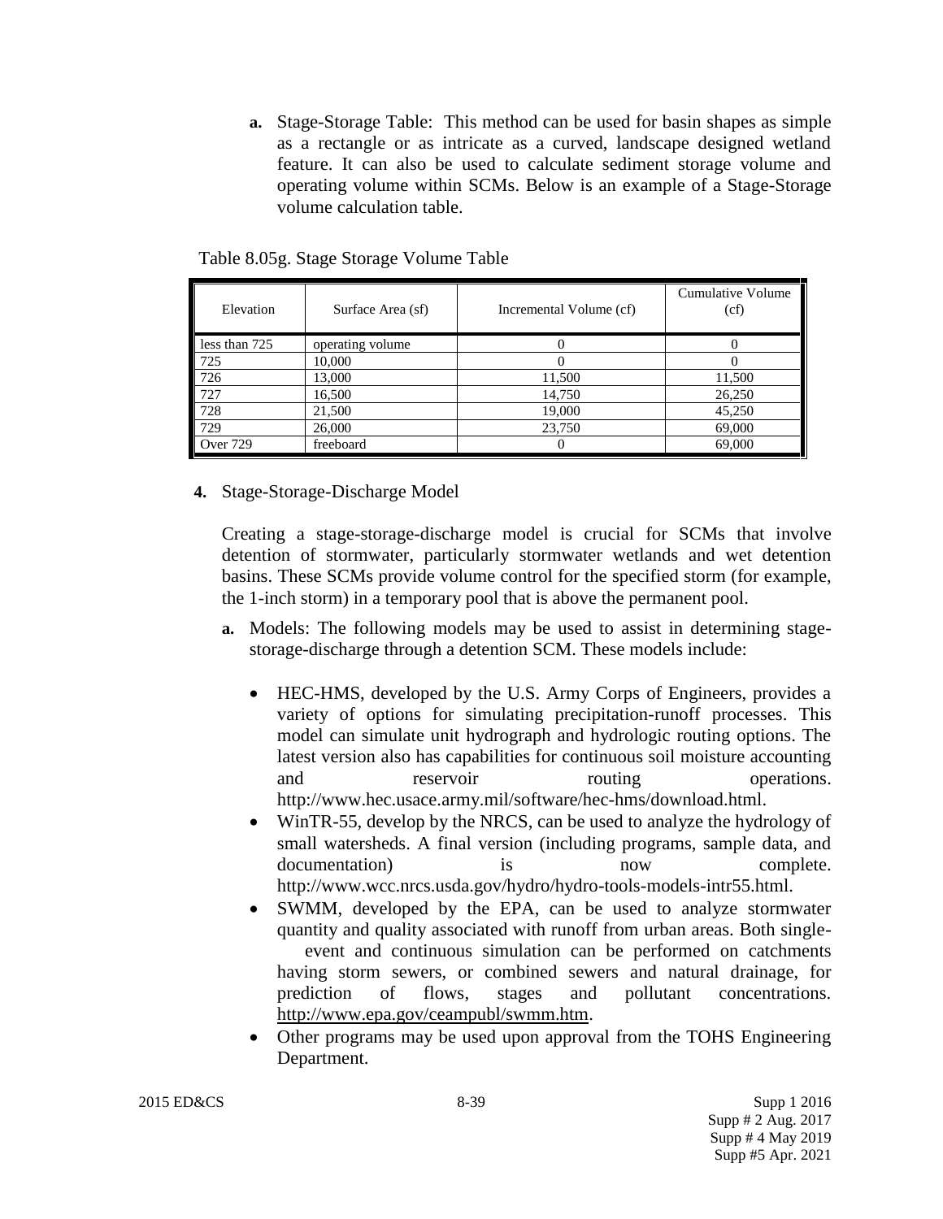**a.** Stage-Storage Table: This method can be used for basin shapes as simple as a rectangle or as intricate as a curved, landscape designed wetland feature. It can also be used to calculate sediment storage volume and operating volume within SCMs. Below is an example of a Stage-Storage volume calculation table.

Table 8.05g. Stage Storage Volume Table

| Elevation | Surface Area (sf) | Incremental Volume (cf) | Cumulative Volume (cf) |
|---|---|---|---|
| less than 725 | operating volume | 0 | 0 |
| 725 | 10,000 | 0 | 0 |
| 726 | 13,000 | 11,500 | 11,500 |
| 727 | 16,500 | 14,750 | 26,250 |
| 728 | 21,500 | 19,000 | 45,250 |
| 729 | 26,000 | 23,750 | 69,000 |
| Over 729 | freeboard | 0 | 69,000 |

**4.** Stage-Storage-Discharge Model

Creating a stage-storage-discharge model is crucial for SCMs that involve detention of stormwater, particularly stormwater wetlands and wet detention basins. These SCMs provide volume control for the specified storm (for example, the 1-inch storm) in a temporary pool that is above the permanent pool.

**a.** Models: The following models may be used to assist in determining stage-storage-discharge through a detention SCM. These models include:

- HEC-HMS, developed by the U.S. Army Corps of Engineers, provides a variety of options for simulating precipitation-runoff processes. This model can simulate unit hydrograph and hydrologic routing options. The latest version also has capabilities for continuous soil moisture accounting and reservoir routing operations. http://www.hec.usace.army.mil/software/hec-hms/download.html.
- WinTR-55, develop by the NRCS, can be used to analyze the hydrology of small watersheds. A final version (including programs, sample data, and documentation) is now complete. http://www.wcc.nrcs.usda.gov/hydro/hydro-tools-models-intr55.html.
- SWMM, developed by the EPA, can be used to analyze stormwater quantity and quality associated with runoff from urban areas. Both single-event and continuous simulation can be performed on catchments having storm sewers, or combined sewers and natural drainage, for prediction of flows, stages and pollutant concentrations. http://www.epa.gov/ceampubl/swmm.htm.
- Other programs may be used upon approval from the TOHS Engineering Department.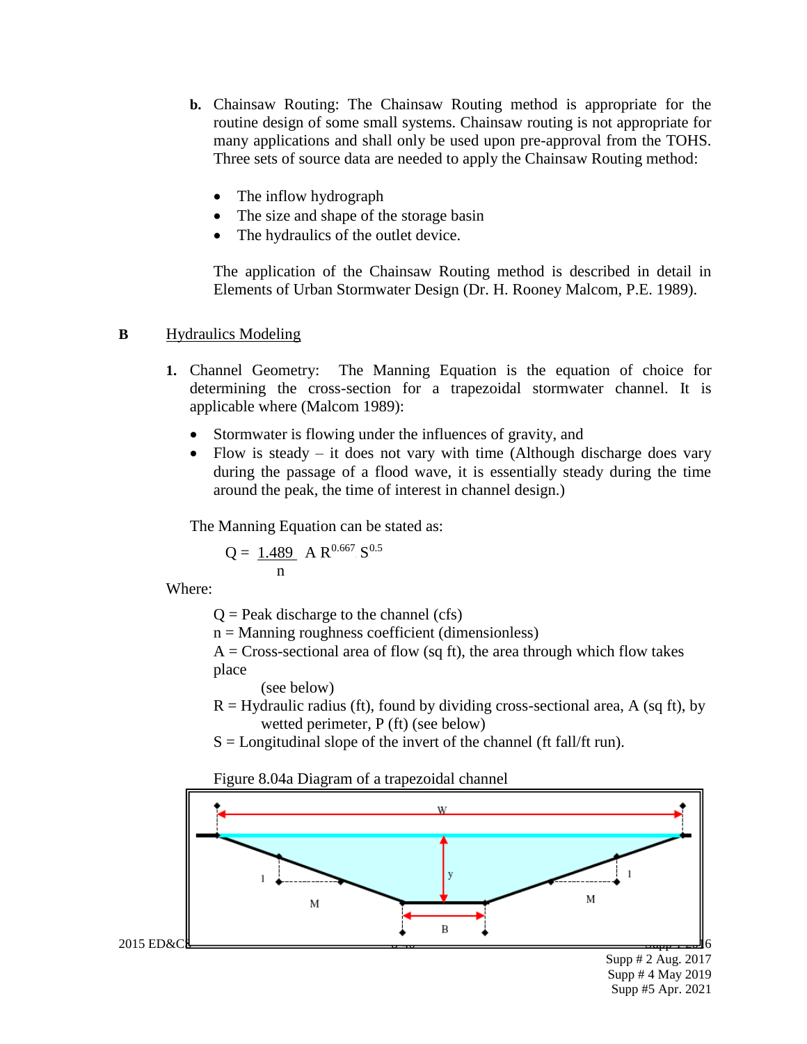**b.** Chainsaw Routing: The Chainsaw Routing method is appropriate for the routine design of some small systems. Chainsaw routing is not appropriate for many applications and shall only be used upon pre-approval from the TOHS. Three sets of source data are needed to apply the Chainsaw Routing method:

- The inflow hydrograph
- The size and shape of the storage basin
- The hydraulics of the outlet device.

The application of the Chainsaw Routing method is described in detail in Elements of Urban Stormwater Design (Dr. H. Rooney Malcom, P.E. 1989).

## B Hydraulics Modeling

**1.** Channel Geometry: The Manning Equation is the equation of choice for determining the cross-section for a trapezoidal stormwater channel. It is applicable where (Malcom 1989):

- Stormwater is flowing under the influences of gravity, and
- Flow is steady – it does not vary with time (Although discharge does vary during the passage of a flood wave, it is essentially steady during the time around the peak, the time of interest in channel design.)

The Manning Equation can be stated as:

$$Q = \frac{1.489}{n} A R^{0.667} S^{0.5}$$

Where:

$Q$ = Peak discharge to the channel (cfs)
$n$ = Manning roughness coefficient (dimensionless)
$A$ = Cross-sectional area of flow (sq ft), the area through which flow takes place (see below)
$R$ = Hydraulic radius (ft), found by dividing cross-sectional area, A (sq ft), by wetted perimeter, P (ft) (see below)
$S$ = Longitudinal slope of the invert of the channel (ft fall/ft run).

Figure 8.04a Diagram of a trapezoidal channel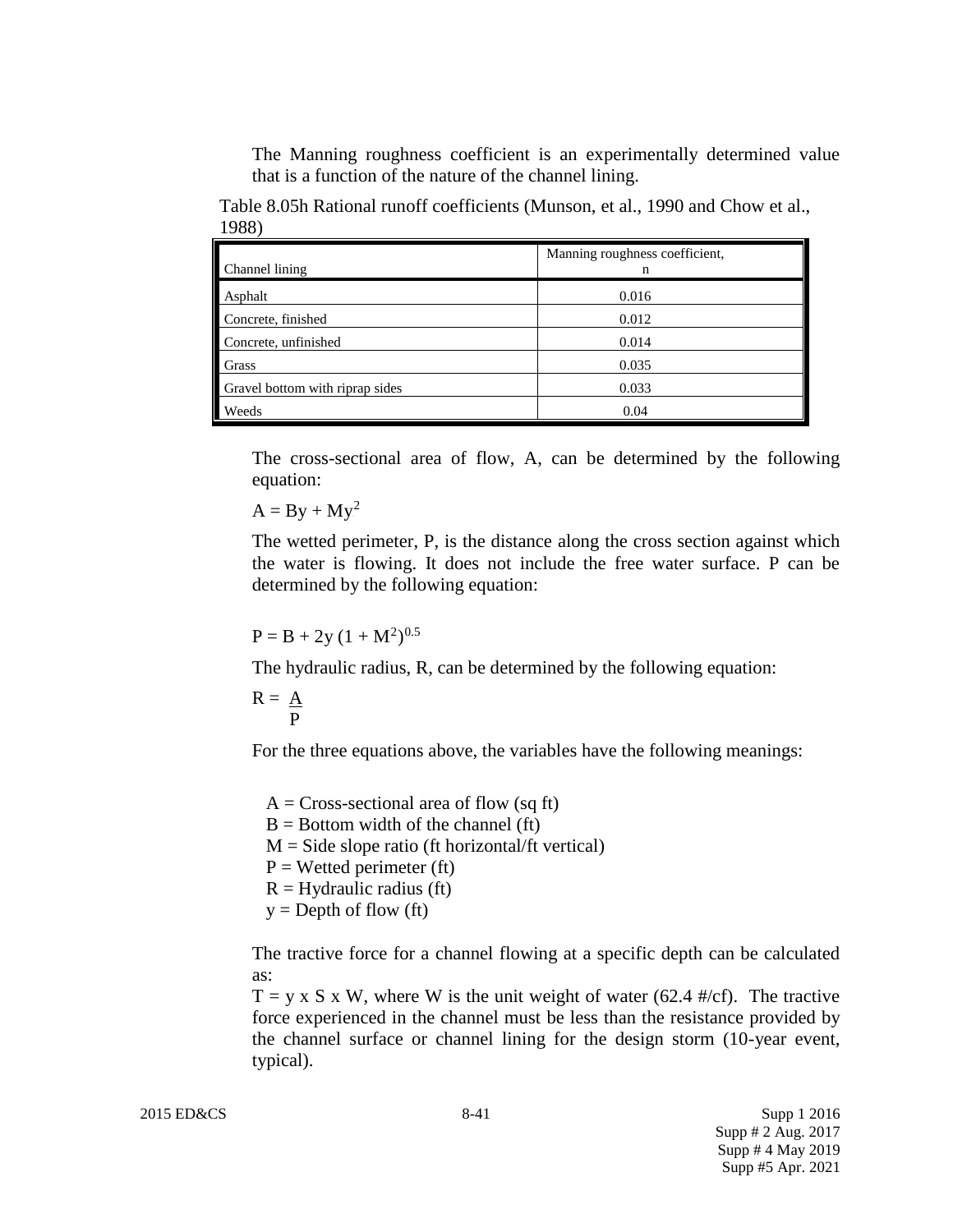The Manning roughness coefficient is an experimentally determined value that is a function of the nature of the channel lining.

Table 8.05h Rational runoff coefficients (Munson, et al., 1990 and Chow et al., 1988)

| Channel lining | Manning roughness coefficient, n |
|---|---|
| Asphalt | 0.016 |
| Concrete, finished | 0.012 |
| Concrete, unfinished | 0.014 |
| Grass | 0.035 |
| Gravel bottom with riprap sides | 0.033 |
| Weeds | 0.04 |

The cross-sectional area of flow, A, can be determined by the following equation:

$$A = By + My^2$$

The wetted perimeter, P, is the distance along the cross section against which the water is flowing. It does not include the free water surface. P can be determined by the following equation:

$$P = B + 2y\,(1 + M^2)^{0.5}$$

The hydraulic radius, R, can be determined by the following equation:

$$R = \frac{A}{P}$$

For the three equations above, the variables have the following meanings:

- A = Cross-sectional area of flow (sq ft)
- B = Bottom width of the channel (ft)
- M = Side slope ratio (ft horizontal/ft vertical)
- P = Wetted perimeter (ft)
- R = Hydraulic radius (ft)
- y = Depth of flow (ft)

The tractive force for a channel flowing at a specific depth can be calculated as:

$T = y \times S \times W$, where W is the unit weight of water (62.4 #/cf). The tractive force experienced in the channel must be less than the resistance provided by the channel surface or channel lining for the design storm (10-year event, typical).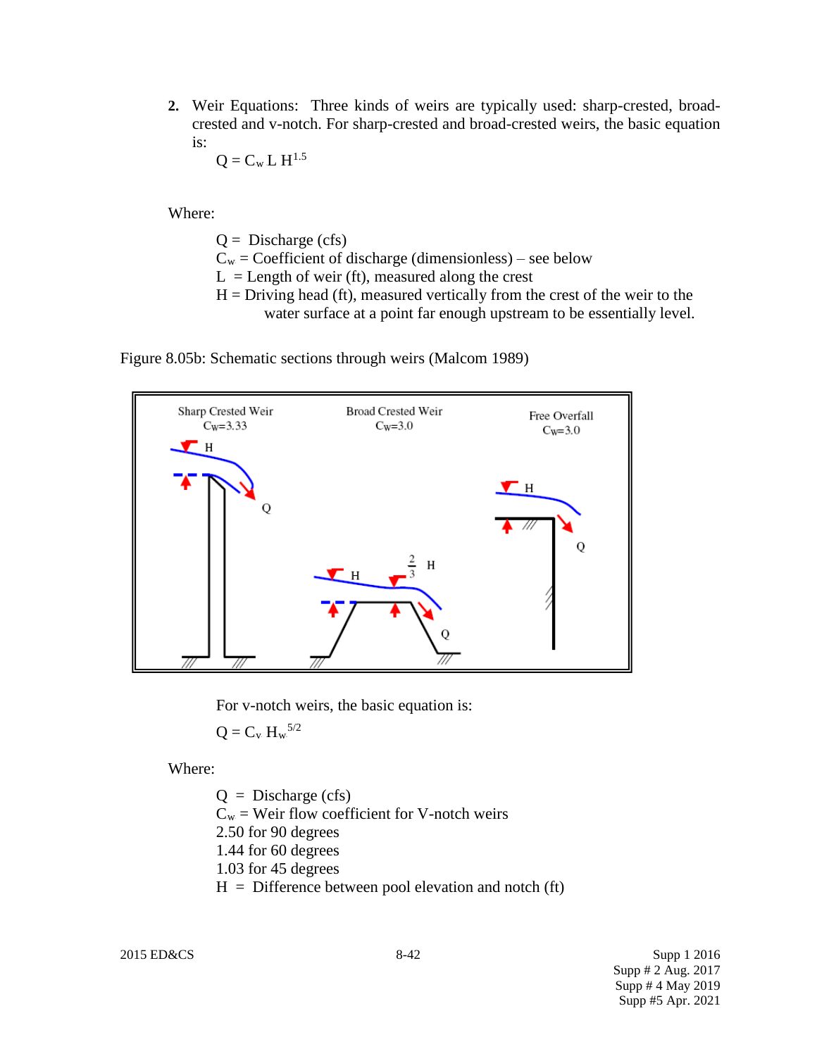**2.** Weir Equations: Three kinds of weirs are typically used: sharp-crested, broad-crested and v-notch. For sharp-crested and broad-crested weirs, the basic equation is:

$$Q = C_w L H^{1.5}$$

Where:

$Q$ = Discharge (cfs)
$C_w$ = Coefficient of discharge (dimensionless) – see below
$L$ = Length of weir (ft), measured along the crest
$H$ = Driving head (ft), measured vertically from the crest of the weir to the water surface at a point far enough upstream to be essentially level.

Figure 8.05b: Schematic sections through weirs (Malcom 1989)

For v-notch weirs, the basic equation is:

$$Q = C_v H_w^{5/2}$$

Where:

$Q$ = Discharge (cfs)
$C_w$ = Weir flow coefficient for V-notch weirs
2.50 for 90 degrees
1.44 for 60 degrees
1.03 for 45 degrees
$H$ = Difference between pool elevation and notch (ft)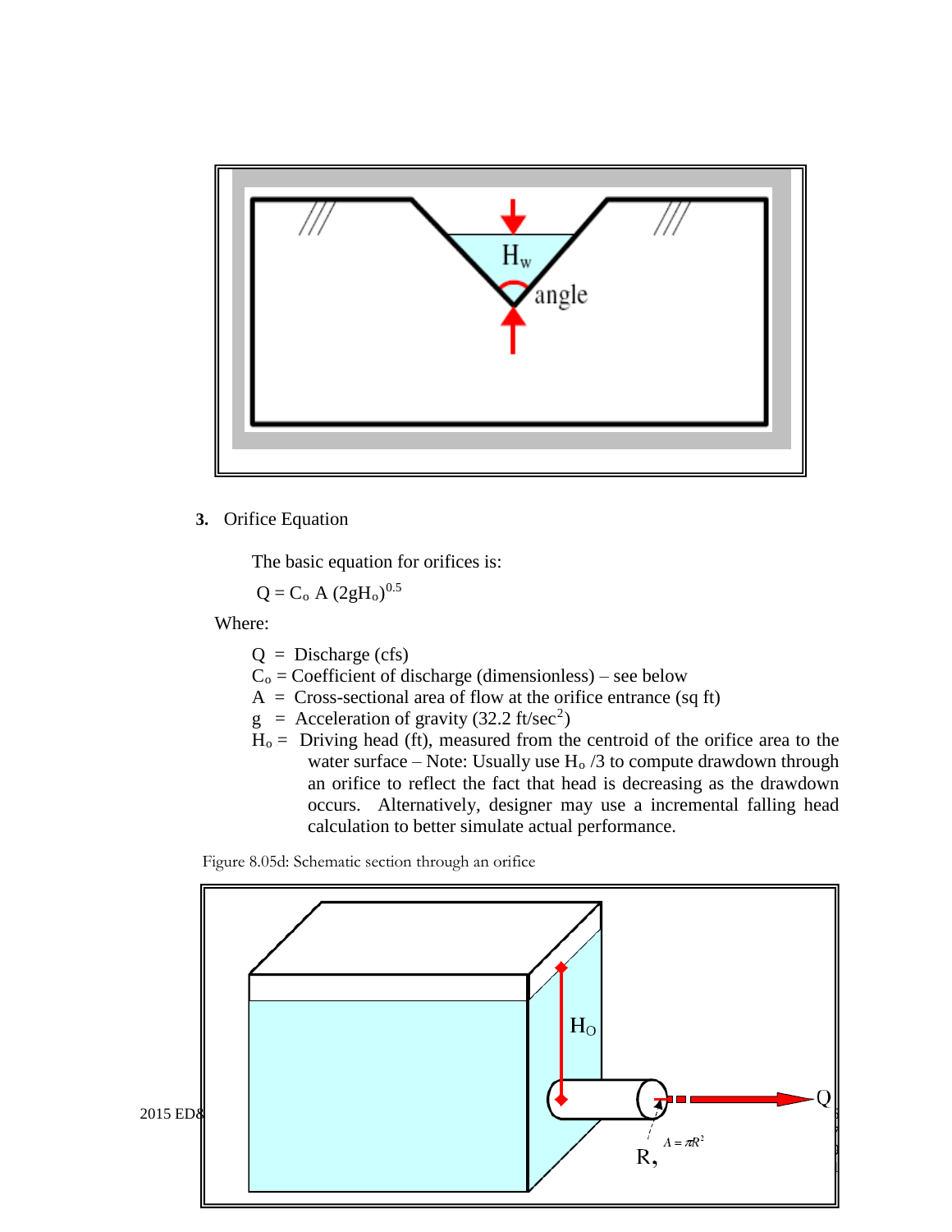**3.** Orifice Equation

The basic equation for orifices is:

$$Q = C_o A (2gH_o)^{0.5}$$

Where:

$Q$ = Discharge (cfs)
$C_o$ = Coefficient of discharge (dimensionless) – see below
$A$ = Cross-sectional area of flow at the orifice entrance (sq ft)
$g$ = Acceleration of gravity (32.2 ft/sec$^2$)
$H_o$ = Driving head (ft), measured from the centroid of the orifice area to the water surface – Note: Usually use $H_o$ /3 to compute drawdown through an orifice to reflect the fact that head is decreasing as the drawdown occurs. Alternatively, designer may use a incremental falling head calculation to better simulate actual performance.

Figure 8.05d: Schematic section through an orifice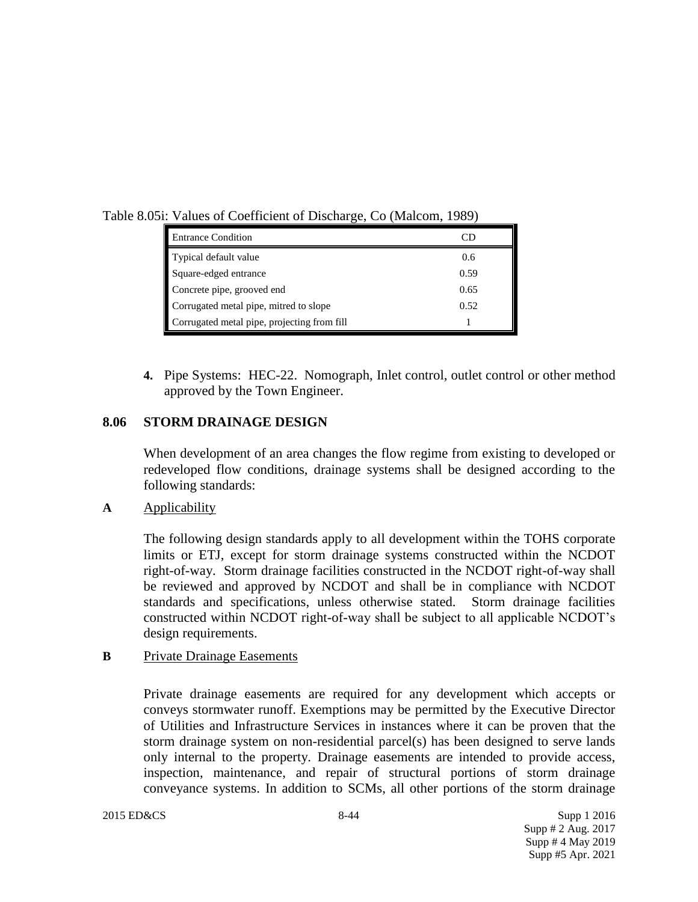Table 8.05i: Values of Coefficient of Discharge, Co (Malcom, 1989)

| Entrance Condition | CD |
| --- | --- |
| Typical default value | 0.6 |
| Square-edged entrance | 0.59 |
| Concrete pipe, grooved end | 0.65 |
| Corrugated metal pipe, mitred to slope | 0.52 |
| Corrugated metal pipe, projecting from fill | 1 |

**4.** Pipe Systems: HEC-22. Nomograph, Inlet control, outlet control or other method approved by the Town Engineer.

## 8.06 STORM DRAINAGE DESIGN

When development of an area changes the flow regime from existing to developed or redeveloped flow conditions, drainage systems shall be designed according to the following standards:

**A** Applicability

The following design standards apply to all development within the TOHS corporate limits or ETJ, except for storm drainage systems constructed within the NCDOT right-of-way. Storm drainage facilities constructed in the NCDOT right-of-way shall be reviewed and approved by NCDOT and shall be in compliance with NCDOT standards and specifications, unless otherwise stated. Storm drainage facilities constructed within NCDOT right-of-way shall be subject to all applicable NCDOT's design requirements.

**B** Private Drainage Easements

Private drainage easements are required for any development which accepts or conveys stormwater runoff. Exemptions may be permitted by the Executive Director of Utilities and Infrastructure Services in instances where it can be proven that the storm drainage system on non-residential parcel(s) has been designed to serve lands only internal to the property. Drainage easements are intended to provide access, inspection, maintenance, and repair of structural portions of storm drainage conveyance systems. In addition to SCMs, all other portions of the storm drainage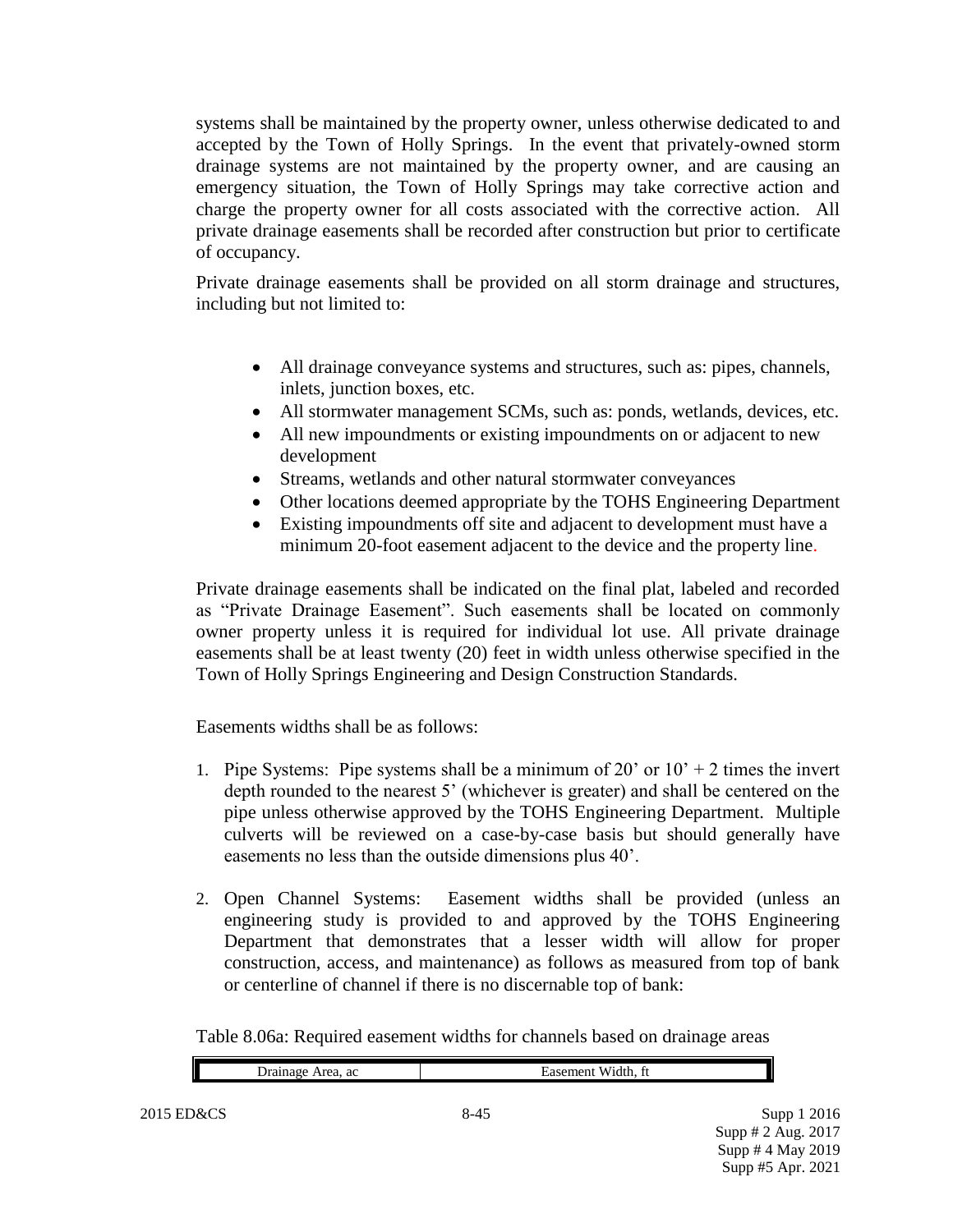systems shall be maintained by the property owner, unless otherwise dedicated to and accepted by the Town of Holly Springs. In the event that privately-owned storm drainage systems are not maintained by the property owner, and are causing an emergency situation, the Town of Holly Springs may take corrective action and charge the property owner for all costs associated with the corrective action. All private drainage easements shall be recorded after construction but prior to certificate of occupancy.

Private drainage easements shall be provided on all storm drainage and structures, including but not limited to:

- All drainage conveyance systems and structures, such as: pipes, channels, inlets, junction boxes, etc.
- All stormwater management SCMs, such as: ponds, wetlands, devices, etc.
- All new impoundments or existing impoundments on or adjacent to new development
- Streams, wetlands and other natural stormwater conveyances
- Other locations deemed appropriate by the TOHS Engineering Department
- Existing impoundments off site and adjacent to development must have a minimum 20-foot easement adjacent to the device and the property line.

Private drainage easements shall be indicated on the final plat, labeled and recorded as "Private Drainage Easement". Such easements shall be located on commonly owner property unless it is required for individual lot use. All private drainage easements shall be at least twenty (20) feet in width unless otherwise specified in the Town of Holly Springs Engineering and Design Construction Standards.

Easements widths shall be as follows:

1. Pipe Systems: Pipe systems shall be a minimum of 20' or 10' + 2 times the invert depth rounded to the nearest 5' (whichever is greater) and shall be centered on the pipe unless otherwise approved by the TOHS Engineering Department. Multiple culverts will be reviewed on a case-by-case basis but should generally have easements no less than the outside dimensions plus 40'.
2. Open Channel Systems: Easement widths shall be provided (unless an engineering study is provided to and approved by the TOHS Engineering Department that demonstrates that a lesser width will allow for proper construction, access, and maintenance) as follows as measured from top of bank or centerline of channel if there is no discernable top of bank:

Table 8.06a: Required easement widths for channels based on drainage areas

| Drainage Area, ac | Easement Width, ft |
|---|---|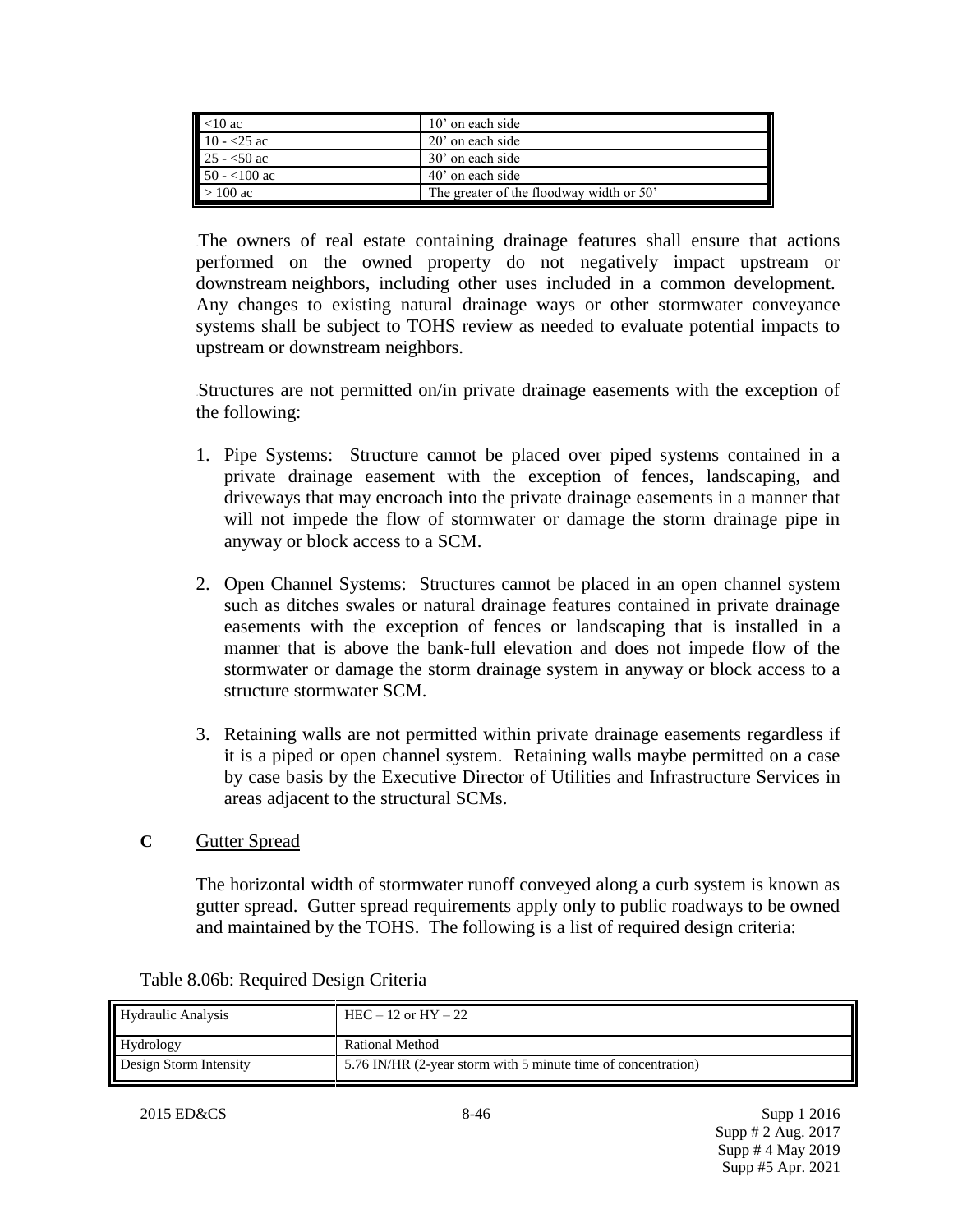| | |
|---|---|
| <10 ac | 10' on each side |
| 10 - <25 ac | 20' on each side |
| 25 - <50 ac | 30' on each side |
| 50 - <100 ac | 40' on each side |
| > 100 ac | The greater of the floodway width or 50' |

The owners of real estate containing drainage features shall ensure that actions performed on the owned property do not negatively impact upstream or downstream neighbors, including other uses included in a common development. Any changes to existing natural drainage ways or other stormwater conveyance systems shall be subject to TOHS review as needed to evaluate potential impacts to upstream or downstream neighbors.

Structures are not permitted on/in private drainage easements with the exception of the following:

1. Pipe Systems: Structure cannot be placed over piped systems contained in a private drainage easement with the exception of fences, landscaping, and driveways that may encroach into the private drainage easements in a manner that will not impede the flow of stormwater or damage the storm drainage pipe in anyway or block access to a SCM.

2. Open Channel Systems: Structures cannot be placed in an open channel system such as ditches swales or natural drainage features contained in private drainage easements with the exception of fences or landscaping that is installed in a manner that is above the bank-full elevation and does not impede flow of the stormwater or damage the storm drainage system in anyway or block access to a structure stormwater SCM.

3. Retaining walls are not permitted within private drainage easements regardless if it is a piped or open channel system. Retaining walls maybe permitted on a case by case basis by the Executive Director of Utilities and Infrastructure Services in areas adjacent to the structural SCMs.

**C** Gutter Spread

The horizontal width of stormwater runoff conveyed along a curb system is known as gutter spread. Gutter spread requirements apply only to public roadways to be owned and maintained by the TOHS. The following is a list of required design criteria:

Table 8.06b: Required Design Criteria

| | |
|---|---|
| Hydraulic Analysis | HEC – 12 or HY – 22 |
| Hydrology | Rational Method |
| Design Storm Intensity | 5.76 IN/HR (2-year storm with 5 minute time of concentration) |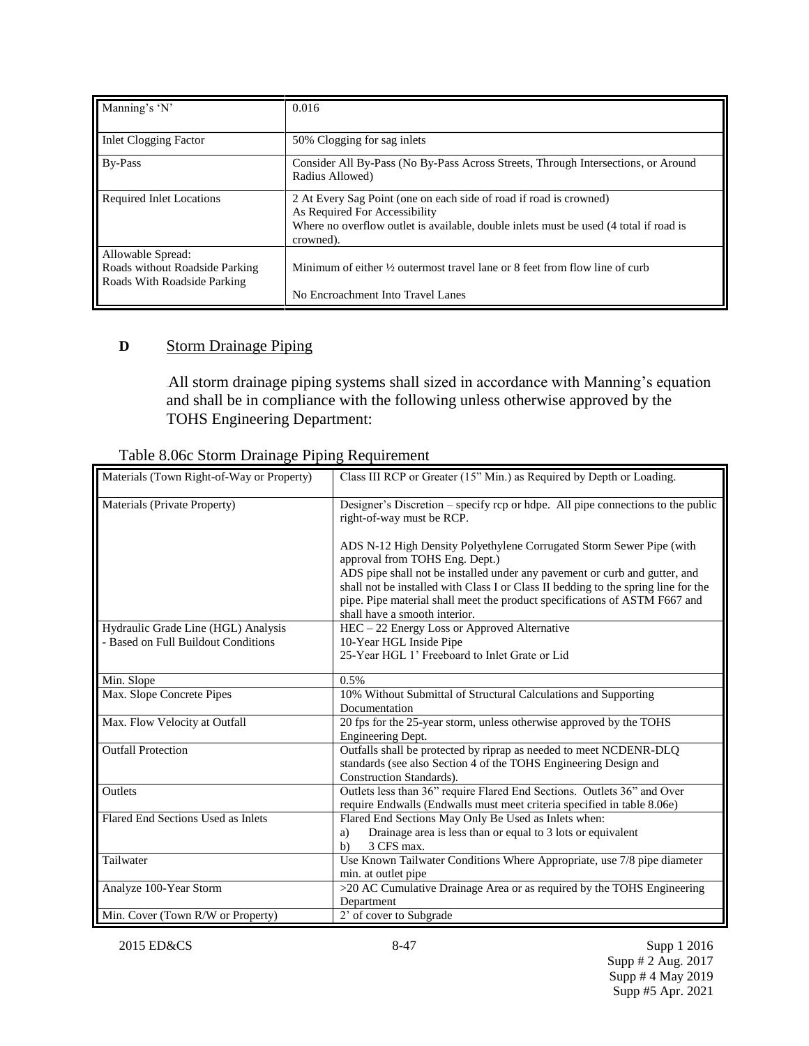| | |
|---|---|
| Manning's 'N' | 0.016 |
| Inlet Clogging Factor | 50% Clogging for sag inlets |
| By-Pass | Consider All By-Pass (No By-Pass Across Streets, Through Intersections, or Around Radius Allowed) |
| Required Inlet Locations | 2 At Every Sag Point (one on each side of road if road is crowned)<br>As Required For Accessibility<br>Where no overflow outlet is available, double inlets must be used (4 total if road is crowned). |
| Allowable Spread:<br>Roads without Roadside Parking<br>Roads With Roadside Parking | Minimum of either ½ outermost travel lane or 8 feet from flow line of curb<br><br>No Encroachment Into Travel Lanes |

**D** Storm Drainage Piping

All storm drainage piping systems shall sized in accordance with Manning's equation and shall be in compliance with the following unless otherwise approved by the TOHS Engineering Department:

Table 8.06c Storm Drainage Piping Requirement

| | |
|---|---|
| Materials (Town Right-of-Way or Property) | Class III RCP or Greater (15" Min.) as Required by Depth or Loading. |
| Materials (Private Property) | Designer's Discretion – specify rcp or hdpe. All pipe connections to the public right-of-way must be RCP.<br><br>ADS N-12 High Density Polyethylene Corrugated Storm Sewer Pipe (with approval from TOHS Eng. Dept.)<br>ADS pipe shall not be installed under any pavement or curb and gutter, and shall not be installed with Class I or Class II bedding to the spring line for the pipe. Pipe material shall meet the product specifications of ASTM F667 and shall have a smooth interior. |
| Hydraulic Grade Line (HGL) Analysis<br>- Based on Full Buildout Conditions | HEC – 22 Energy Loss or Approved Alternative<br>10-Year HGL Inside Pipe<br>25-Year HGL 1' Freeboard to Inlet Grate or Lid |
| Min. Slope | 0.5% |
| Max. Slope Concrete Pipes | 10% Without Submittal of Structural Calculations and Supporting Documentation |
| Max. Flow Velocity at Outfall | 20 fps for the 25-year storm, unless otherwise approved by the TOHS Engineering Dept. |
| Outfall Protection | Outfalls shall be protected by riprap as needed to meet NCDENR-DLQ standards (see also Section 4 of the TOHS Engineering Design and Construction Standards). |
| Outlets | Outlets less than 36" require Flared End Sections. Outlets 36" and Over require Endwalls (Endwalls must meet criteria specified in table 8.06e) |
| Flared End Sections Used as Inlets | Flared End Sections May Only Be Used as Inlets when:<br>a) Drainage area is less than or equal to 3 lots or equivalent<br>b) 3 CFS max. |
| Tailwater | Use Known Tailwater Conditions Where Appropriate, use 7/8 pipe diameter min. at outlet pipe |
| Analyze 100-Year Storm | >20 AC Cumulative Drainage Area or as required by the TOHS Engineering Department |
| Min. Cover (Town R/W or Property) | 2' of cover to Subgrade |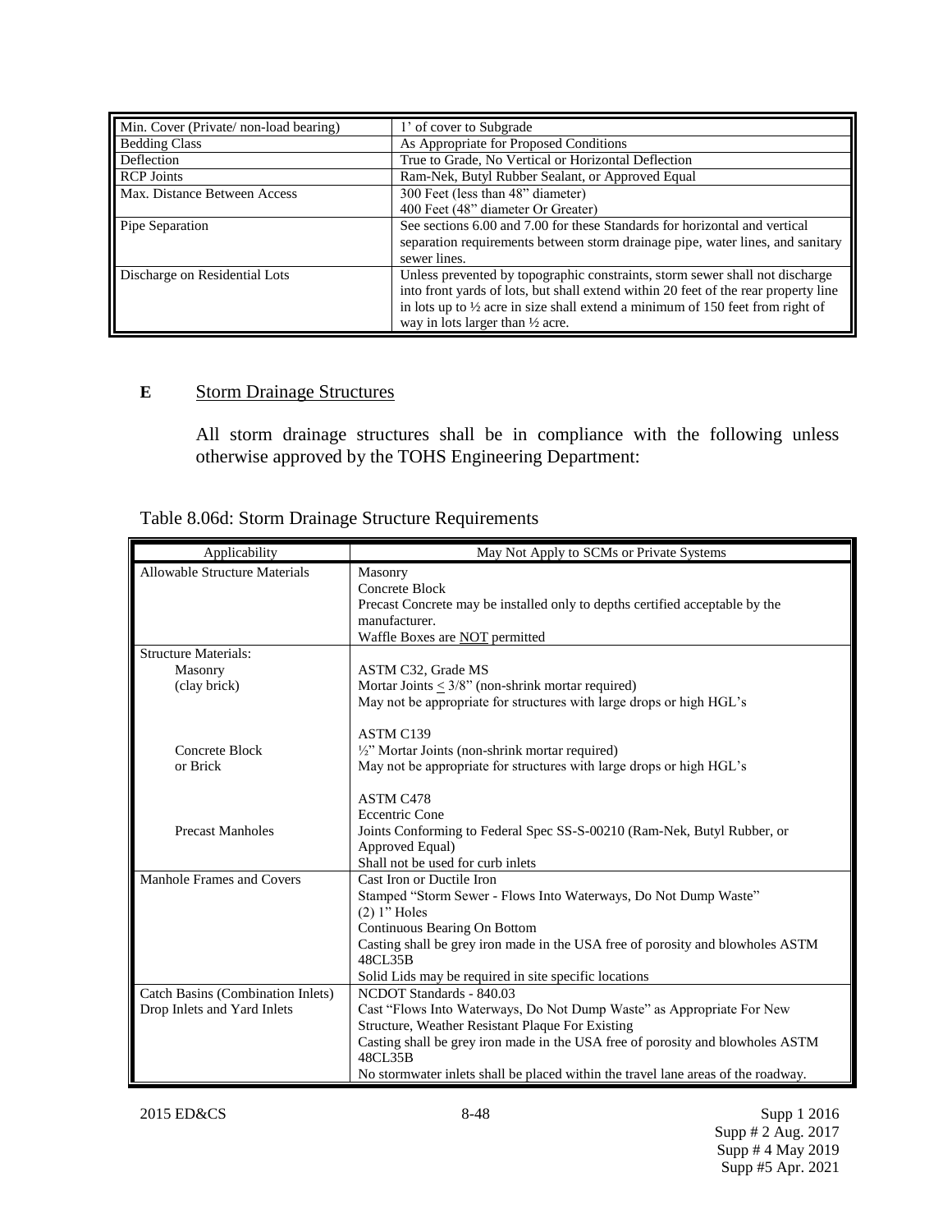| | |
|---|---|
| Min. Cover (Private/ non-load bearing) | 1' of cover to Subgrade |
| Bedding Class | As Appropriate for Proposed Conditions |
| Deflection | True to Grade, No Vertical or Horizontal Deflection |
| RCP Joints | Ram-Nek, Butyl Rubber Sealant, or Approved Equal |
| Max. Distance Between Access | 300 Feet (less than 48" diameter)<br>400 Feet (48" diameter Or Greater) |
| Pipe Separation | See sections 6.00 and 7.00 for these Standards for horizontal and vertical separation requirements between storm drainage pipe, water lines, and sanitary sewer lines. |
| Discharge on Residential Lots | Unless prevented by topographic constraints, storm sewer shall not discharge into front yards of lots, but shall extend within 20 feet of the rear property line in lots up to ½ acre in size shall extend a minimum of 150 feet from right of way in lots larger than ½ acre. |

**E** <u>Storm Drainage Structures</u>

All storm drainage structures shall be in compliance with the following unless otherwise approved by the TOHS Engineering Department:

Table 8.06d: Storm Drainage Structure Requirements

| Applicability | May Not Apply to SCMs or Private Systems |
|---|---|
| Allowable Structure Materials | Masonry<br>Concrete Block<br>Precast Concrete may be installed only to depths certified acceptable by the manufacturer.<br>Waffle Boxes are <u>NOT</u> permitted |
| Structure Materials:<br>Masonry<br>(clay brick) | ASTM C32, Grade MS<br>Mortar Joints ≤ 3/8" (non-shrink mortar required)<br>May not be appropriate for structures with large drops or high HGL's |
| Concrete Block<br>or Brick | ASTM C139<br>½" Mortar Joints (non-shrink mortar required)<br>May not be appropriate for structures with large drops or high HGL's |
| Precast Manholes | ASTM C478<br>Eccentric Cone<br>Joints Conforming to Federal Spec SS-S-00210 (Ram-Nek, Butyl Rubber, or Approved Equal)<br>Shall not be used for curb inlets |
| Manhole Frames and Covers | Cast Iron or Ductile Iron<br>Stamped "Storm Sewer - Flows Into Waterways, Do Not Dump Waste"<br>(2) 1" Holes<br>Continuous Bearing On Bottom<br>Casting shall be grey iron made in the USA free of porosity and blowholes ASTM 48CL35B<br>Solid Lids may be required in site specific locations |
| Catch Basins (Combination Inlets)<br>Drop Inlets and Yard Inlets | NCDOT Standards - 840.03<br>Cast "Flows Into Waterways, Do Not Dump Waste" as Appropriate For New Structure, Weather Resistant Plaque For Existing<br>Casting shall be grey iron made in the USA free of porosity and blowholes ASTM 48CL35B<br>No stormwater inlets shall be placed within the travel lane areas of the roadway. |

2015 ED&CS

Supp 1 2016
Supp # 2 Aug. 2017
Supp # 4 May 2019
Supp #5 Apr. 2021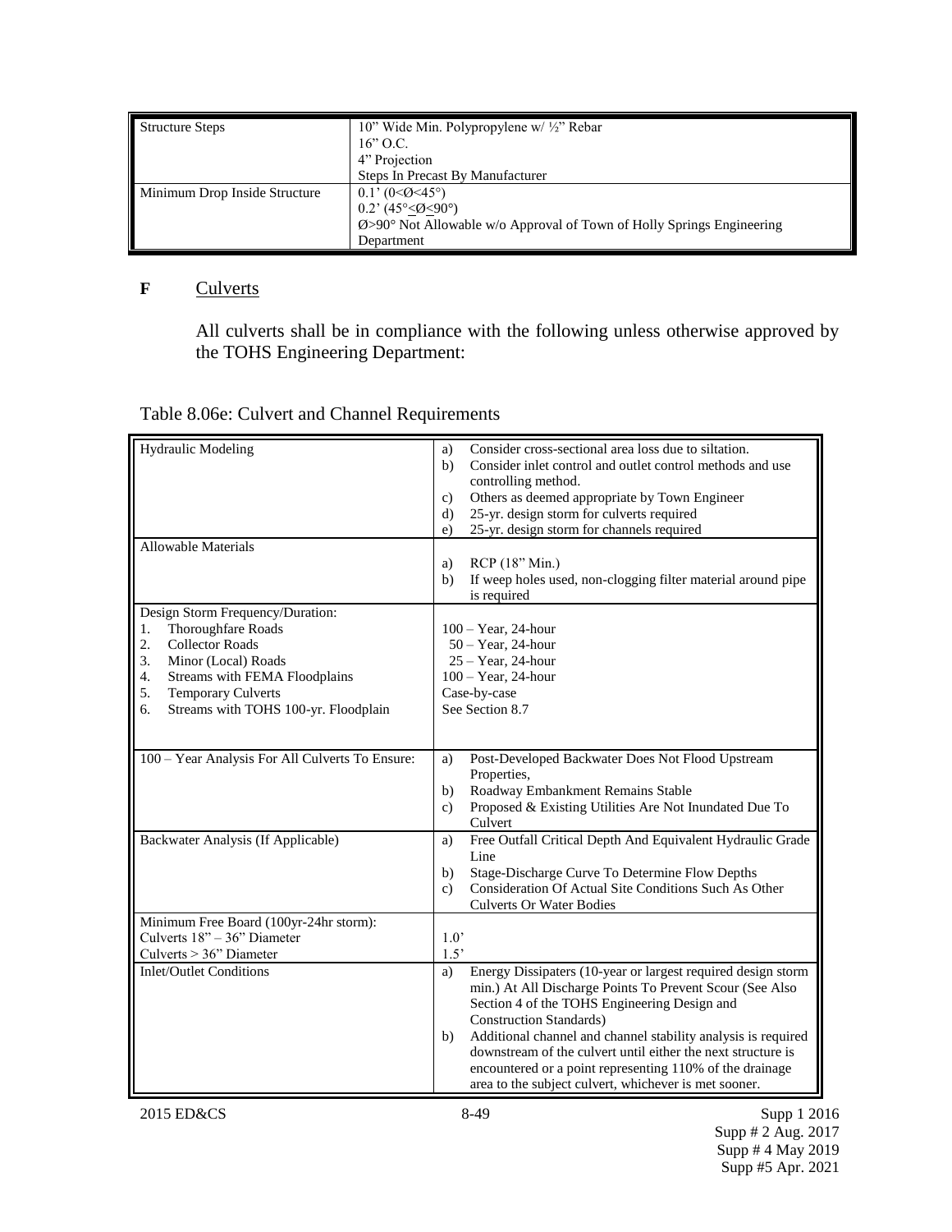| Structure Steps | 10" Wide Min. Polypropylene w/ ½" Rebar<br>16" O.C.<br>4" Projection<br>Steps In Precast By Manufacturer |
|---|---|
| Minimum Drop Inside Structure | 0.1' (0<Ø<45°)<br>0.2' (45°≤Ø≤90°)<br>Ø>90° Not Allowable w/o Approval of Town of Holly Springs Engineering Department |

**F** <u>Culverts</u>

All culverts shall be in compliance with the following unless otherwise approved by the TOHS Engineering Department:

Table 8.06e: Culvert and Channel Requirements

| Hydraulic Modeling | a) Consider cross-sectional area loss due to siltation.<br>b) Consider inlet control and outlet control methods and use controlling method.<br>c) Others as deemed appropriate by Town Engineer<br>d) 25-yr. design storm for culverts required<br>e) 25-yr. design storm for channels required |
|---|---|
| Allowable Materials | a) RCP (18" Min.)<br>b) If weep holes used, non-clogging filter material around pipe is required |
| Design Storm Frequency/Duration:<br>1. Thoroughfare Roads<br>2. Collector Roads<br>3. Minor (Local) Roads<br>4. Streams with FEMA Floodplains<br>5. Temporary Culverts<br>6. Streams with TOHS 100-yr. Floodplain | <br>100 – Year, 24-hour<br>50 – Year, 24-hour<br>25 – Year, 24-hour<br>100 – Year, 24-hour<br>Case-by-case<br>See Section 8.7 |
| 100 – Year Analysis For All Culverts To Ensure: | a) Post-Developed Backwater Does Not Flood Upstream Properties,<br>b) Roadway Embankment Remains Stable<br>c) Proposed & Existing Utilities Are Not Inundated Due To Culvert |
| Backwater Analysis (If Applicable) | a) Free Outfall Critical Depth And Equivalent Hydraulic Grade Line<br>b) Stage-Discharge Curve To Determine Flow Depths<br>c) Consideration Of Actual Site Conditions Such As Other Culverts Or Water Bodies |
| Minimum Free Board (100yr-24hr storm):<br>Culverts 18" – 36" Diameter<br>Culverts > 36" Diameter | <br>1.0'<br>1.5' |
| Inlet/Outlet Conditions | a) Energy Dissipaters (10-year or largest required design storm min.) At All Discharge Points To Prevent Scour (See Also Section 4 of the TOHS Engineering Design and Construction Standards)<br>b) Additional channel and channel stability analysis is required downstream of the culvert until either the next structure is encountered or a point representing 110% of the drainage area to the subject culvert, whichever is met sooner. |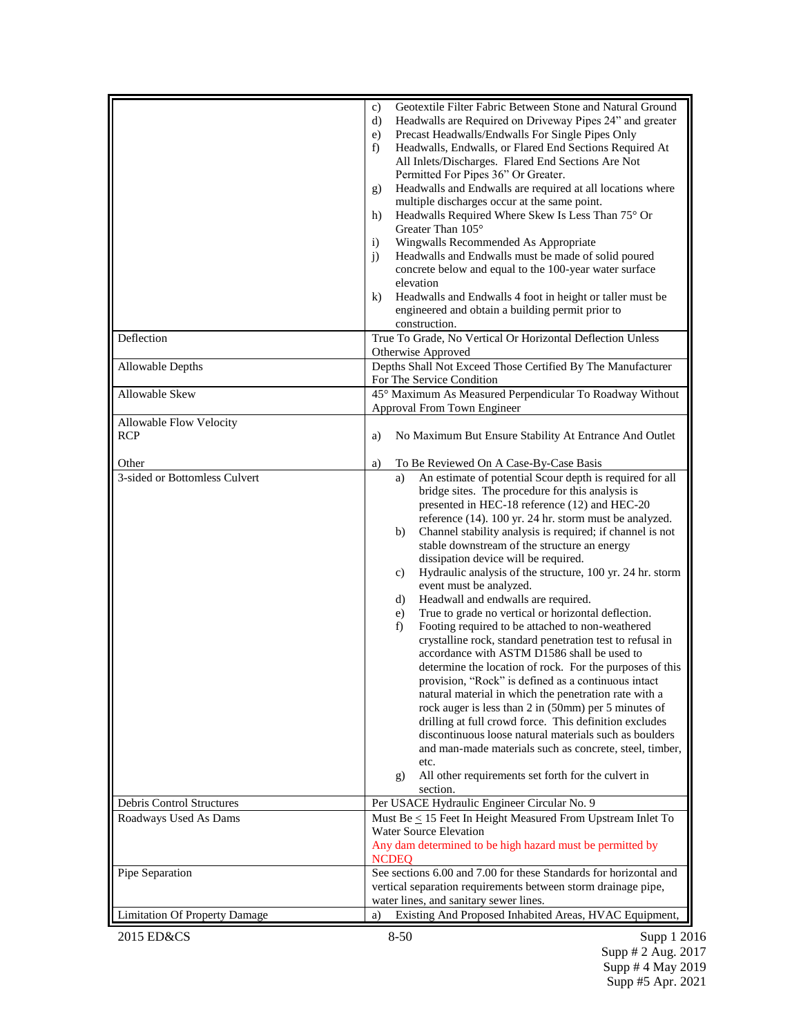| | |
|---|---|
| | c) Geotextile Filter Fabric Between Stone and Natural Ground<br>d) Headwalls are Required on Driveway Pipes 24" and greater<br>e) Precast Headwalls/Endwalls For Single Pipes Only<br>f) Headwalls, Endwalls, or Flared End Sections Required At All Inlets/Discharges. Flared End Sections Are Not Permitted For Pipes 36" Or Greater.<br>g) Headwalls and Endwalls are required at all locations where multiple discharges occur at the same point.<br>h) Headwalls Required Where Skew Is Less Than 75° Or Greater Than 105°<br>i) Wingwalls Recommended As Appropriate<br>j) Headwalls and Endwalls must be made of solid poured concrete below and equal to the 100-year water surface elevation<br>k) Headwalls and Endwalls 4 foot in height or taller must be engineered and obtain a building permit prior to construction. |
| Deflection | True To Grade, No Vertical Or Horizontal Deflection Unless Otherwise Approved |
| Allowable Depths | Depths Shall Not Exceed Those Certified By The Manufacturer For The Service Condition |
| Allowable Skew | 45° Maximum As Measured Perpendicular To Roadway Without Approval From Town Engineer |
| Allowable Flow Velocity<br>RCP<br><br>Other | <br>a) No Maximum But Ensure Stability At Entrance And Outlet<br><br>a) To Be Reviewed On A Case-By-Case Basis |
| 3-sided or Bottomless Culvert | a) An estimate of potential Scour depth is required for all bridge sites. The procedure for this analysis is presented in HEC-18 reference (12) and HEC-20 reference (14). 100 yr. 24 hr. storm must be analyzed.<br>b) Channel stability analysis is required; if channel is not stable downstream of the structure an energy dissipation device will be required.<br>c) Hydraulic analysis of the structure, 100 yr. 24 hr. storm event must be analyzed.<br>d) Headwall and endwalls are required.<br>e) True to grade no vertical or horizontal deflection.<br>f) Footing required to be attached to non-weathered crystalline rock, standard penetration test to refusal in accordance with ASTM D1586 shall be used to determine the location of rock. For the purposes of this provision, "Rock" is defined as a continuous intact natural material in which the penetration rate with a rock auger is less than 2 in (50mm) per 5 minutes of drilling at full crowd force. This definition excludes discontinuous loose natural materials such as boulders and man-made materials such as concrete, steel, timber, etc.<br>g) All other requirements set forth for the culvert in section. |
| Debris Control Structures | Per USACE Hydraulic Engineer Circular No. 9 |
| Roadways Used As Dams | Must Be ≤ 15 Feet In Height Measured From Upstream Inlet To Water Source Elevation<br>Any dam determined to be high hazard must be permitted by NCDEQ |
| Pipe Separation | See sections 6.00 and 7.00 for these Standards for horizontal and vertical separation requirements between storm drainage pipe, water lines, and sanitary sewer lines. |
| Limitation Of Property Damage | a) Existing And Proposed Inhabited Areas, HVAC Equipment, |

2015 ED&CS

Supp 1 2016
Supp # 2 Aug. 2017
Supp # 4 May 2019
Supp #5 Apr. 2021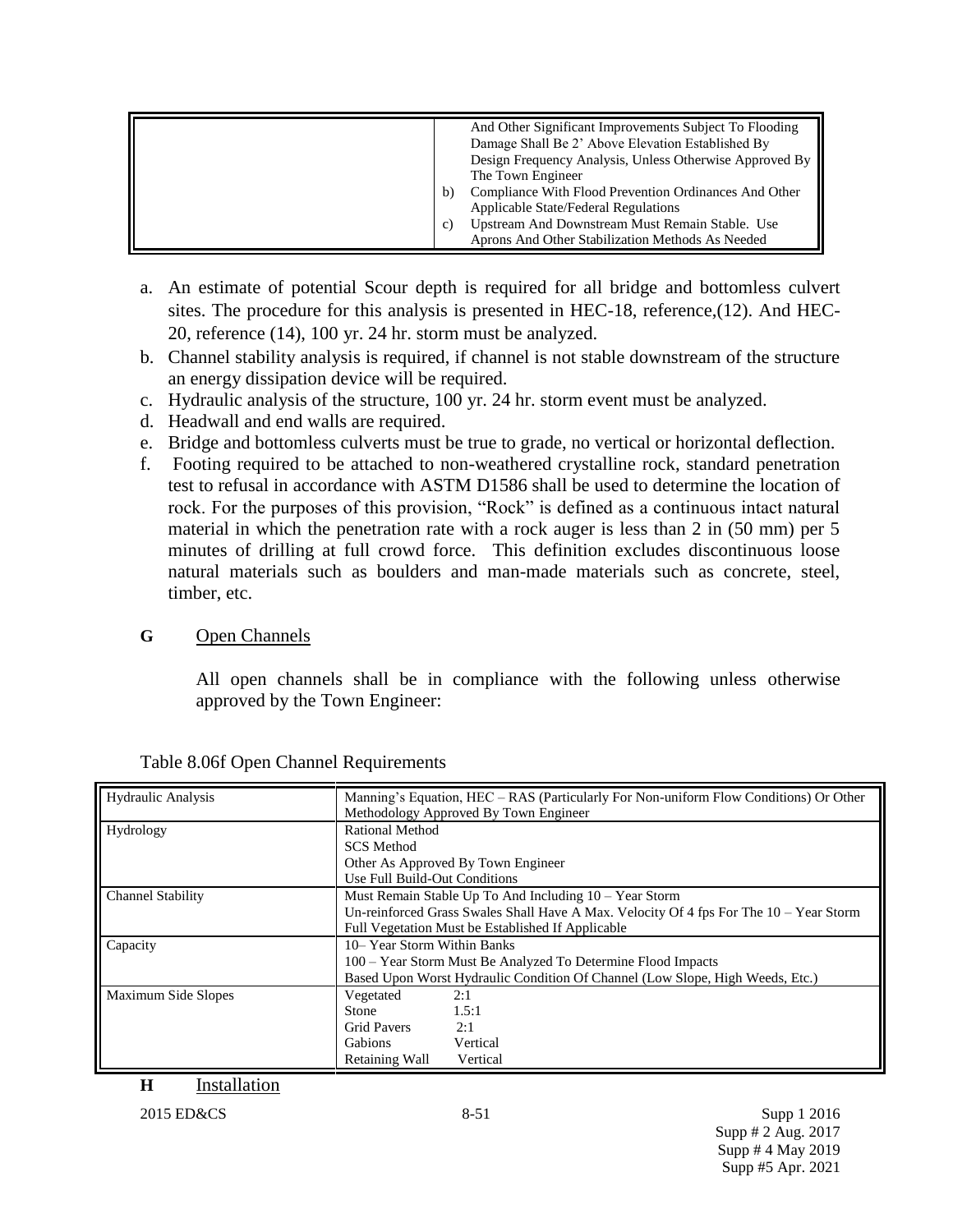| | |
|---|---|
| | And Other Significant Improvements Subject To Flooding Damage Shall Be 2' Above Elevation Established By Design Frequency Analysis, Unless Otherwise Approved By The Town Engineer<br>b) Compliance With Flood Prevention Ordinances And Other Applicable State/Federal Regulations<br>c) Upstream And Downstream Must Remain Stable. Use Aprons And Other Stabilization Methods As Needed |

a. An estimate of potential Scour depth is required for all bridge and bottomless culvert sites. The procedure for this analysis is presented in HEC-18, reference,(12). And HEC-20, reference (14), 100 yr. 24 hr. storm must be analyzed.
b. Channel stability analysis is required, if channel is not stable downstream of the structure an energy dissipation device will be required.
c. Hydraulic analysis of the structure, 100 yr. 24 hr. storm event must be analyzed.
d. Headwall and end walls are required.
e. Bridge and bottomless culverts must be true to grade, no vertical or horizontal deflection.
f. Footing required to be attached to non-weathered crystalline rock, standard penetration test to refusal in accordance with ASTM D1586 shall be used to determine the location of rock. For the purposes of this provision, "Rock" is defined as a continuous intact natural material in which the penetration rate with a rock auger is less than 2 in (50 mm) per 5 minutes of drilling at full crowd force. This definition excludes discontinuous loose natural materials such as boulders and man-made materials such as concrete, steel, timber, etc.

**G** Open Channels

All open channels shall be in compliance with the following unless otherwise approved by the Town Engineer:

Table 8.06f Open Channel Requirements

| | |
|---|---|
| Hydraulic Analysis | Manning's Equation, HEC – RAS (Particularly For Non-uniform Flow Conditions) Or Other Methodology Approved By Town Engineer |
| Hydrology | Rational Method<br>SCS Method<br>Other As Approved By Town Engineer<br>Use Full Build-Out Conditions |
| Channel Stability | Must Remain Stable Up To And Including 10 – Year Storm<br>Un-reinforced Grass Swales Shall Have A Max. Velocity Of 4 fps For The 10 – Year Storm<br>Full Vegetation Must be Established If Applicable |
| Capacity | 10– Year Storm Within Banks<br>100 – Year Storm Must Be Analyzed To Determine Flood Impacts<br>Based Upon Worst Hydraulic Condition Of Channel (Low Slope, High Weeds, Etc.) |
| Maximum Side Slopes | Vegetated 2:1<br>Stone 1.5:1<br>Grid Pavers 2:1<br>Gabions Vertical<br>Retaining Wall Vertical |

**H** Installation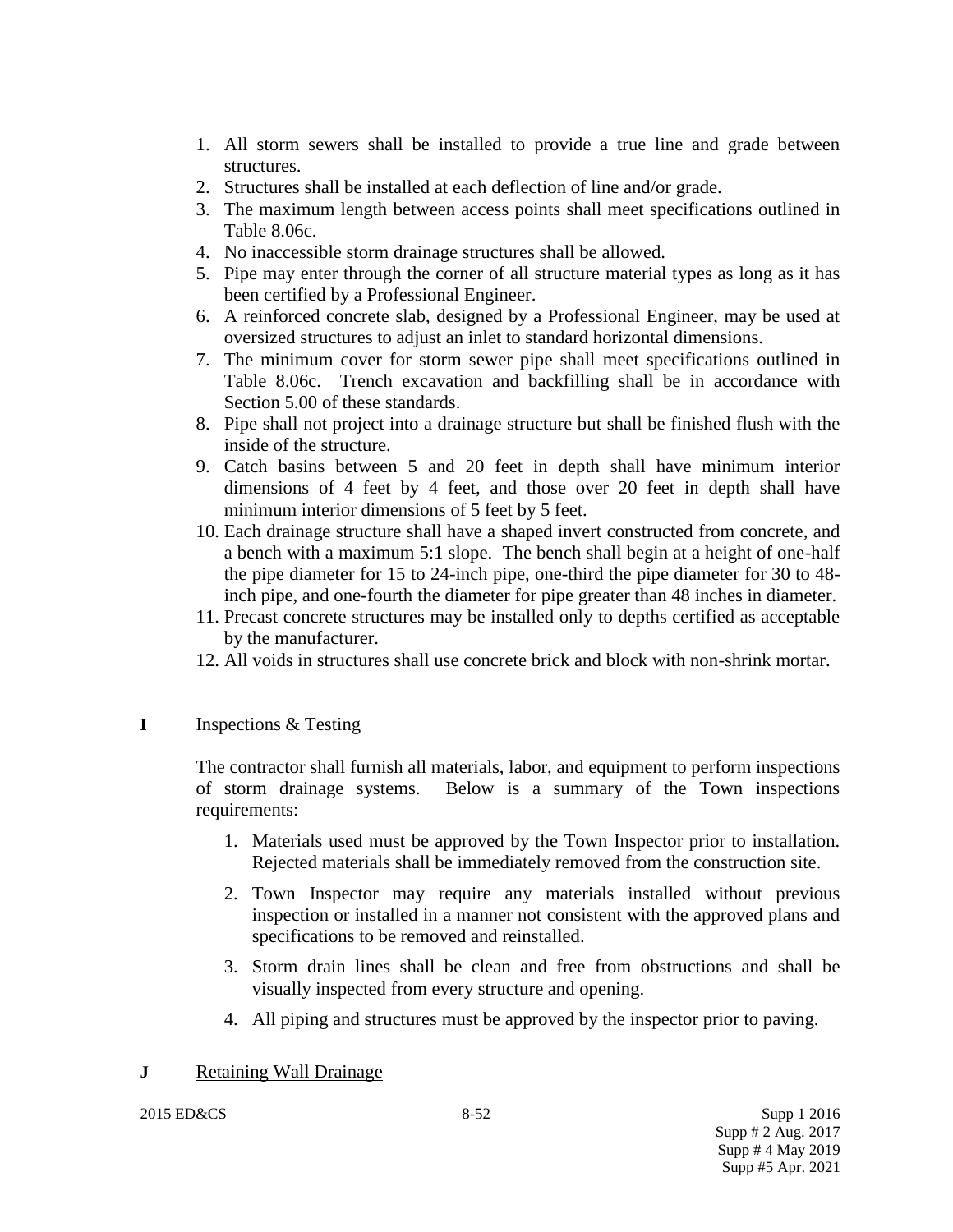1. All storm sewers shall be installed to provide a true line and grade between structures.
2. Structures shall be installed at each deflection of line and/or grade.
3. The maximum length between access points shall meet specifications outlined in Table 8.06c.
4. No inaccessible storm drainage structures shall be allowed.
5. Pipe may enter through the corner of all structure material types as long as it has been certified by a Professional Engineer.
6. A reinforced concrete slab, designed by a Professional Engineer, may be used at oversized structures to adjust an inlet to standard horizontal dimensions.
7. The minimum cover for storm sewer pipe shall meet specifications outlined in Table 8.06c. Trench excavation and backfilling shall be in accordance with Section 5.00 of these standards.
8. Pipe shall not project into a drainage structure but shall be finished flush with the inside of the structure.
9. Catch basins between 5 and 20 feet in depth shall have minimum interior dimensions of 4 feet by 4 feet, and those over 20 feet in depth shall have minimum interior dimensions of 5 feet by 5 feet.
10. Each drainage structure shall have a shaped invert constructed from concrete, and a bench with a maximum 5:1 slope. The bench shall begin at a height of one-half the pipe diameter for 15 to 24-inch pipe, one-third the pipe diameter for 30 to 48-inch pipe, and one-fourth the diameter for pipe greater than 48 inches in diameter.
11. Precast concrete structures may be installed only to depths certified as acceptable by the manufacturer.
12. All voids in structures shall use concrete brick and block with non-shrink mortar.

**I** Inspections & Testing

The contractor shall furnish all materials, labor, and equipment to perform inspections of storm drainage systems. Below is a summary of the Town inspections requirements:

1. Materials used must be approved by the Town Inspector prior to installation. Rejected materials shall be immediately removed from the construction site.
2. Town Inspector may require any materials installed without previous inspection or installed in a manner not consistent with the approved plans and specifications to be removed and reinstalled.
3. Storm drain lines shall be clean and free from obstructions and shall be visually inspected from every structure and opening.
4. All piping and structures must be approved by the inspector prior to paving.

**J** Retaining Wall Drainage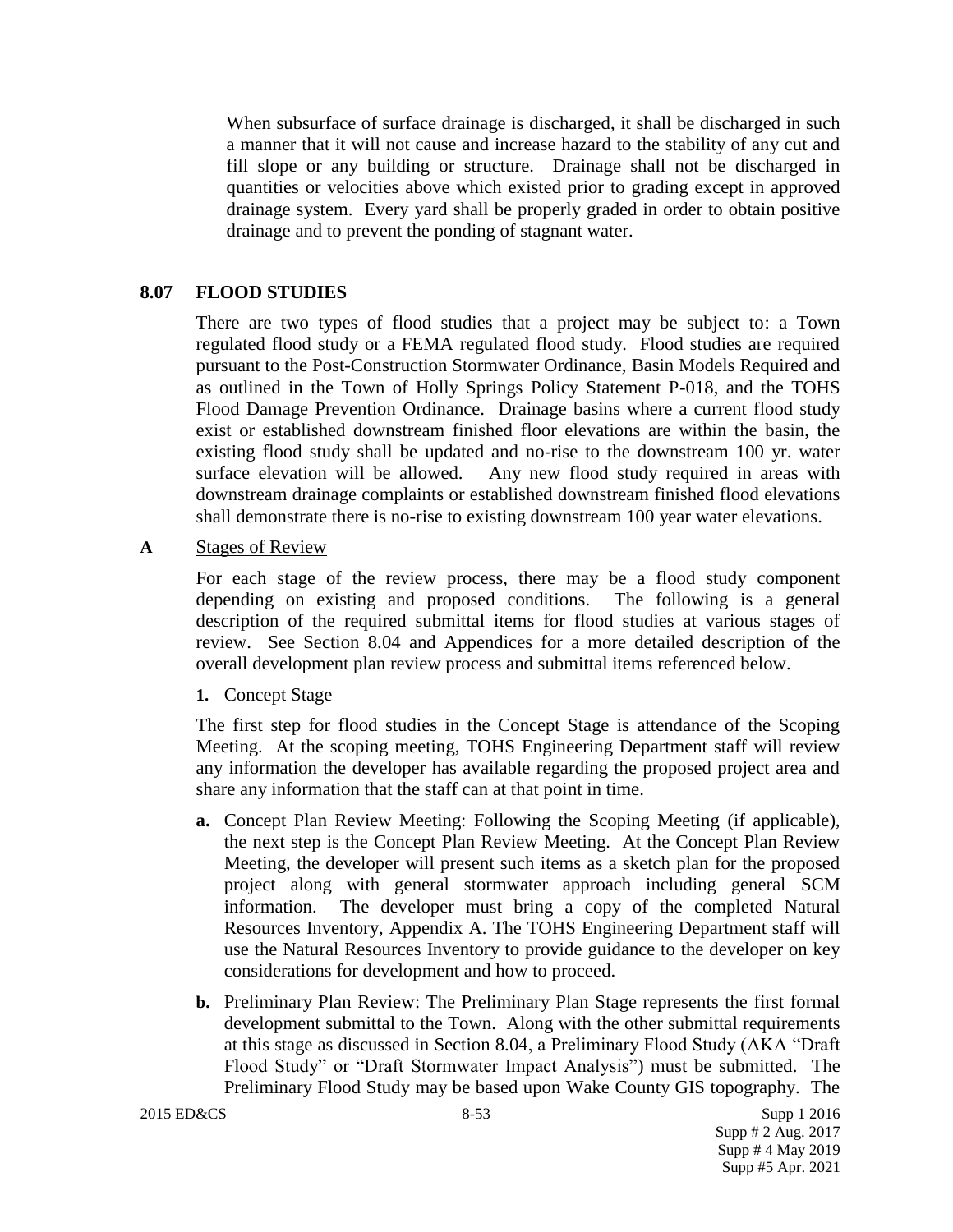When subsurface of surface drainage is discharged, it shall be discharged in such a manner that it will not cause and increase hazard to the stability of any cut and fill slope or any building or structure. Drainage shall not be discharged in quantities or velocities above which existed prior to grading except in approved drainage system. Every yard shall be properly graded in order to obtain positive drainage and to prevent the ponding of stagnant water.

## 8.07 FLOOD STUDIES

There are two types of flood studies that a project may be subject to: a Town regulated flood study or a FEMA regulated flood study. Flood studies are required pursuant to the Post-Construction Stormwater Ordinance, Basin Models Required and as outlined in the Town of Holly Springs Policy Statement P-018, and the TOHS Flood Damage Prevention Ordinance. Drainage basins where a current flood study exist or established downstream finished floor elevations are within the basin, the existing flood study shall be updated and no-rise to the downstream 100 yr. water surface elevation will be allowed. Any new flood study required in areas with downstream drainage complaints or established downstream finished flood elevations shall demonstrate there is no-rise to existing downstream 100 year water elevations.

**A** Stages of Review

For each stage of the review process, there may be a flood study component depending on existing and proposed conditions. The following is a general description of the required submittal items for flood studies at various stages of review. See Section 8.04 and Appendices for a more detailed description of the overall development plan review process and submittal items referenced below.

**1.** Concept Stage

The first step for flood studies in the Concept Stage is attendance of the Scoping Meeting. At the scoping meeting, TOHS Engineering Department staff will review any information the developer has available regarding the proposed project area and share any information that the staff can at that point in time.

**a.** Concept Plan Review Meeting: Following the Scoping Meeting (if applicable), the next step is the Concept Plan Review Meeting. At the Concept Plan Review Meeting, the developer will present such items as a sketch plan for the proposed project along with general stormwater approach including general SCM information. The developer must bring a copy of the completed Natural Resources Inventory, Appendix A. The TOHS Engineering Department staff will use the Natural Resources Inventory to provide guidance to the developer on key considerations for development and how to proceed.

**b.** Preliminary Plan Review: The Preliminary Plan Stage represents the first formal development submittal to the Town. Along with the other submittal requirements at this stage as discussed in Section 8.04, a Preliminary Flood Study (AKA "Draft Flood Study" or "Draft Stormwater Impact Analysis") must be submitted. The Preliminary Flood Study may be based upon Wake County GIS topography. The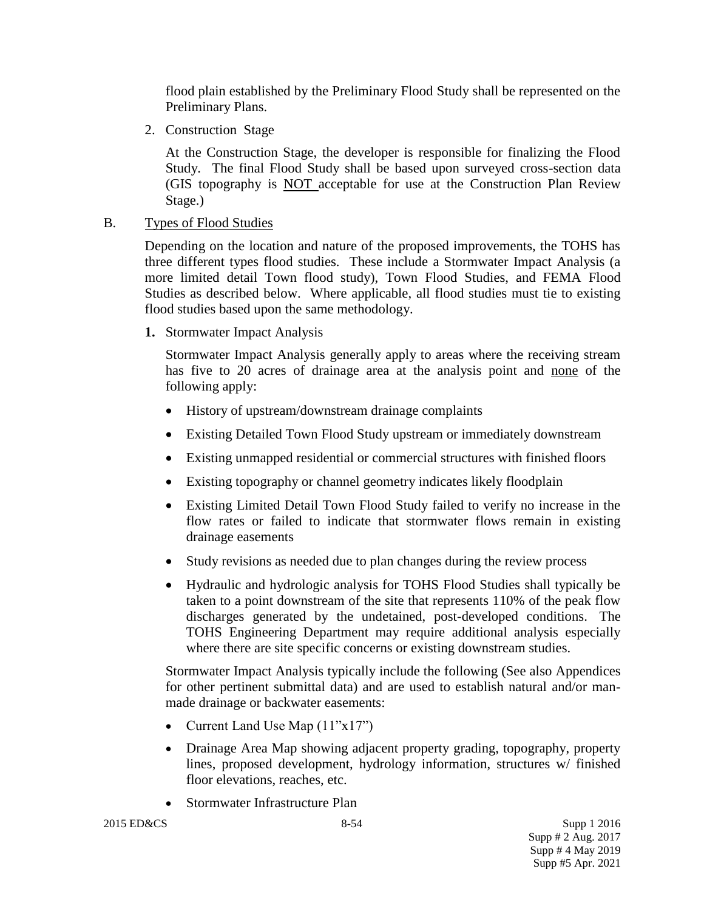flood plain established by the Preliminary Flood Study shall be represented on the Preliminary Plans.

2. Construction Stage

   At the Construction Stage, the developer is responsible for finalizing the Flood Study. The final Flood Study shall be based upon surveyed cross-section data (GIS topography is <u>NOT</u> acceptable for use at the Construction Plan Review Stage.)

B. <u>Types of Flood Studies</u>

Depending on the location and nature of the proposed improvements, the TOHS has three different types flood studies. These include a Stormwater Impact Analysis (a more limited detail Town flood study), Town Flood Studies, and FEMA Flood Studies as described below. Where applicable, all flood studies must tie to existing flood studies based upon the same methodology.

**1.** Stormwater Impact Analysis

Stormwater Impact Analysis generally apply to areas where the receiving stream has five to 20 acres of drainage area at the analysis point and <u>none</u> of the following apply:

- History of upstream/downstream drainage complaints
- Existing Detailed Town Flood Study upstream or immediately downstream
- Existing unmapped residential or commercial structures with finished floors
- Existing topography or channel geometry indicates likely floodplain
- Existing Limited Detail Town Flood Study failed to verify no increase in the flow rates or failed to indicate that stormwater flows remain in existing drainage easements
- Study revisions as needed due to plan changes during the review process
- Hydraulic and hydrologic analysis for TOHS Flood Studies shall typically be taken to a point downstream of the site that represents 110% of the peak flow discharges generated by the undetained, post-developed conditions. The TOHS Engineering Department may require additional analysis especially where there are site specific concerns or existing downstream studies.

Stormwater Impact Analysis typically include the following (See also Appendices for other pertinent submittal data) and are used to establish natural and/or man-made drainage or backwater easements:

- Current Land Use Map (11"x17")
- Drainage Area Map showing adjacent property grading, topography, property lines, proposed development, hydrology information, structures w/ finished floor elevations, reaches, etc.
- Stormwater Infrastructure Plan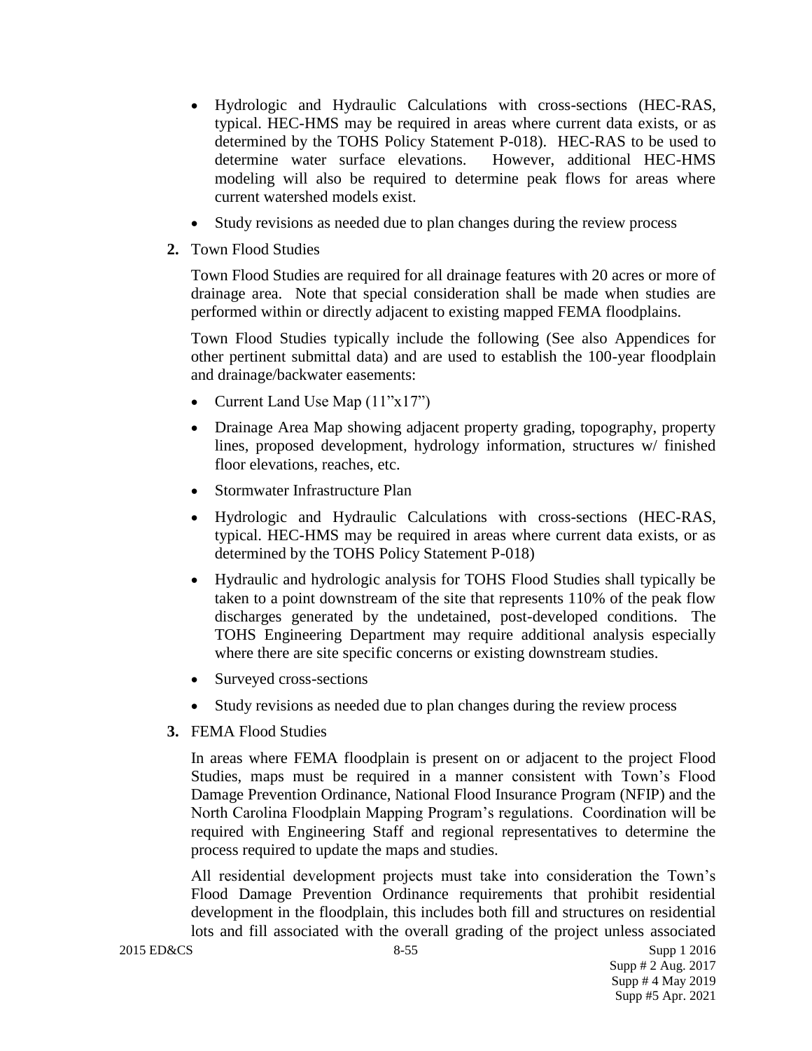- Hydrologic and Hydraulic Calculations with cross-sections (HEC-RAS, typical. HEC-HMS may be required in areas where current data exists, or as determined by the TOHS Policy Statement P-018). HEC-RAS to be used to determine water surface elevations. However, additional HEC-HMS modeling will also be required to determine peak flows for areas where current watershed models exist.
- Study revisions as needed due to plan changes during the review process

**2.** Town Flood Studies

Town Flood Studies are required for all drainage features with 20 acres or more of drainage area. Note that special consideration shall be made when studies are performed within or directly adjacent to existing mapped FEMA floodplains.

Town Flood Studies typically include the following (See also Appendices for other pertinent submittal data) and are used to establish the 100-year floodplain and drainage/backwater easements:

- Current Land Use Map (11"x17")
- Drainage Area Map showing adjacent property grading, topography, property lines, proposed development, hydrology information, structures w/ finished floor elevations, reaches, etc.
- Stormwater Infrastructure Plan
- Hydrologic and Hydraulic Calculations with cross-sections (HEC-RAS, typical. HEC-HMS may be required in areas where current data exists, or as determined by the TOHS Policy Statement P-018)
- Hydraulic and hydrologic analysis for TOHS Flood Studies shall typically be taken to a point downstream of the site that represents 110% of the peak flow discharges generated by the undetained, post-developed conditions. The TOHS Engineering Department may require additional analysis especially where there are site specific concerns or existing downstream studies.
- Surveyed cross-sections
- Study revisions as needed due to plan changes during the review process

**3.** FEMA Flood Studies

In areas where FEMA floodplain is present on or adjacent to the project Flood Studies, maps must be required in a manner consistent with Town's Flood Damage Prevention Ordinance, National Flood Insurance Program (NFIP) and the North Carolina Floodplain Mapping Program's regulations. Coordination will be required with Engineering Staff and regional representatives to determine the process required to update the maps and studies.

All residential development projects must take into consideration the Town's Flood Damage Prevention Ordinance requirements that prohibit residential development in the floodplain, this includes both fill and structures on residential lots and fill associated with the overall grading of the project unless associated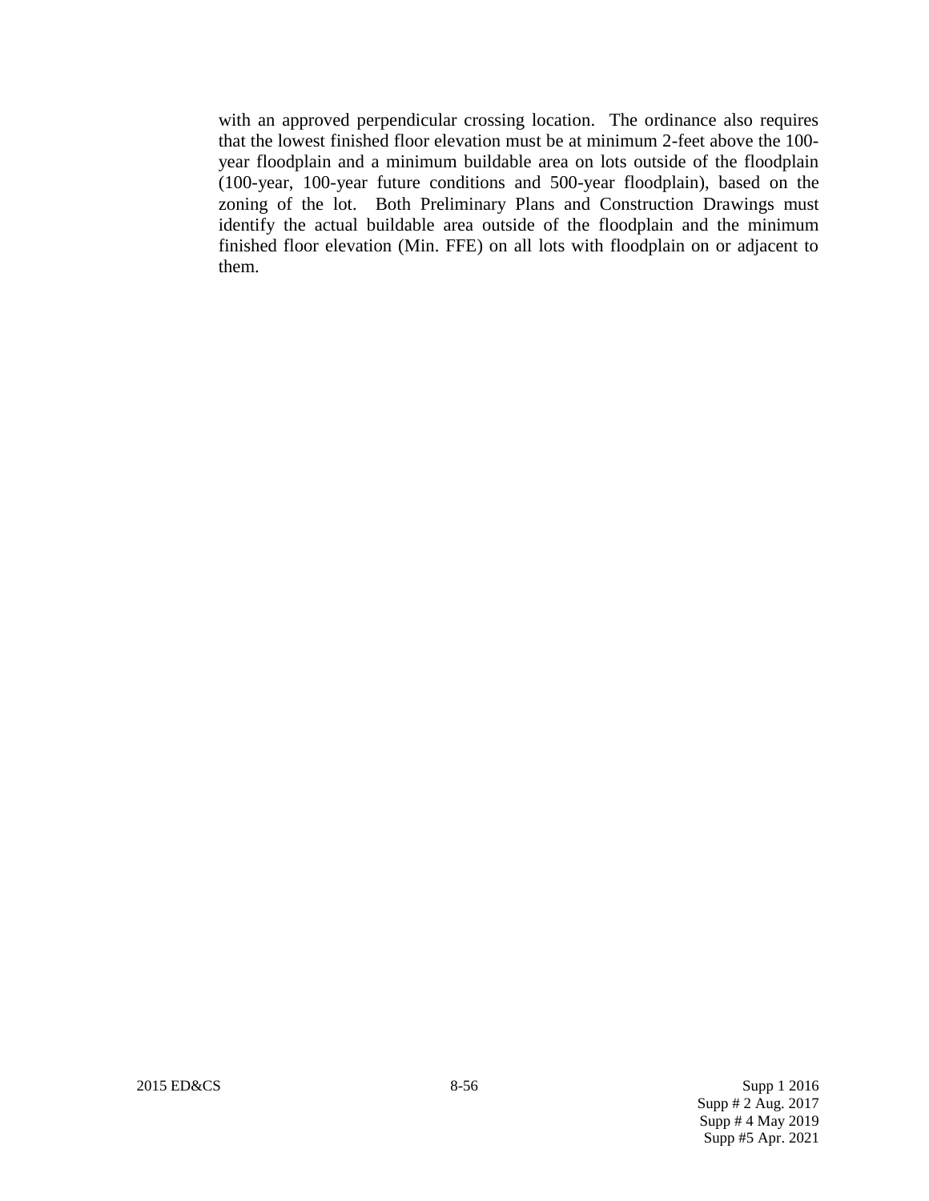with an approved perpendicular crossing location. The ordinance also requires that the lowest finished floor elevation must be at minimum 2-feet above the 100-year floodplain and a minimum buildable area on lots outside of the floodplain (100-year, 100-year future conditions and 500-year floodplain), based on the zoning of the lot. Both Preliminary Plans and Construction Drawings must identify the actual buildable area outside of the floodplain and the minimum finished floor elevation (Min. FFE) on all lots with floodplain on or adjacent to them.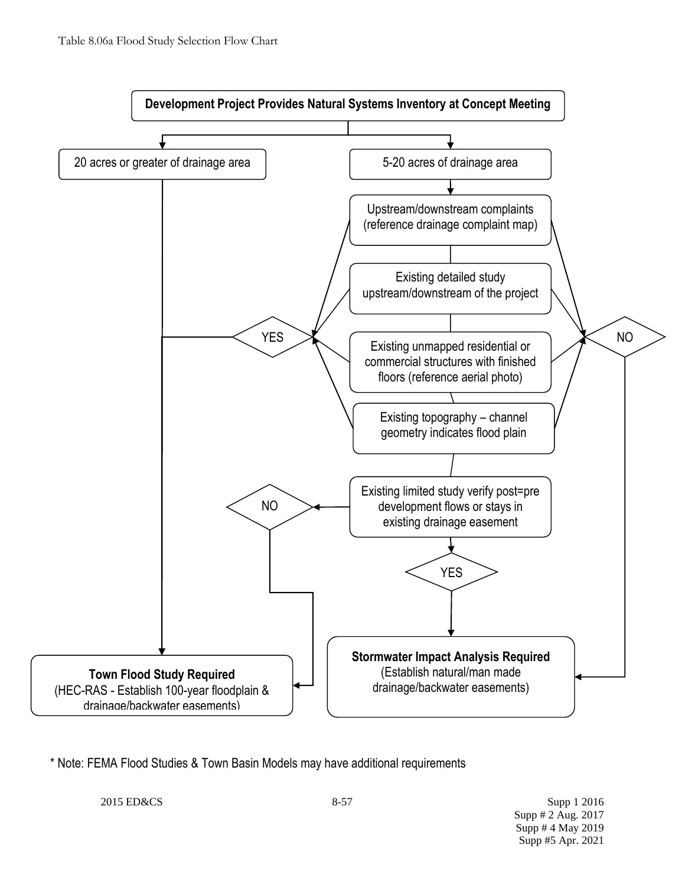Table 8.06a Flood Study Selection Flow Chart

**Development Project Provides Natural Systems Inventory at Concept Meeting**

20 acres or greater of drainage area

5-20 acres of drainage area

Upstream/downstream complaints (reference drainage complaint map)

Existing detailed study upstream/downstream of the project

YES

NO

Existing unmapped residential or commercial structures with finished floors (reference aerial photo)

Existing topography – channel geometry indicates flood plain

NO

Existing limited study verify post=pre development flows or stays in existing drainage easement

YES

**Town Flood Study Required**
(HEC-RAS - Establish 100-year floodplain & drainage/backwater easements)

**Stormwater Impact Analysis Required**
(Establish natural/man made drainage/backwater easements)

* Note: FEMA Flood Studies & Town Basin Models may have additional requirements

2015 ED&CS

Supp 1 2016
Supp # 2 Aug. 2017
Supp # 4 May 2019
Supp #5 Apr. 2021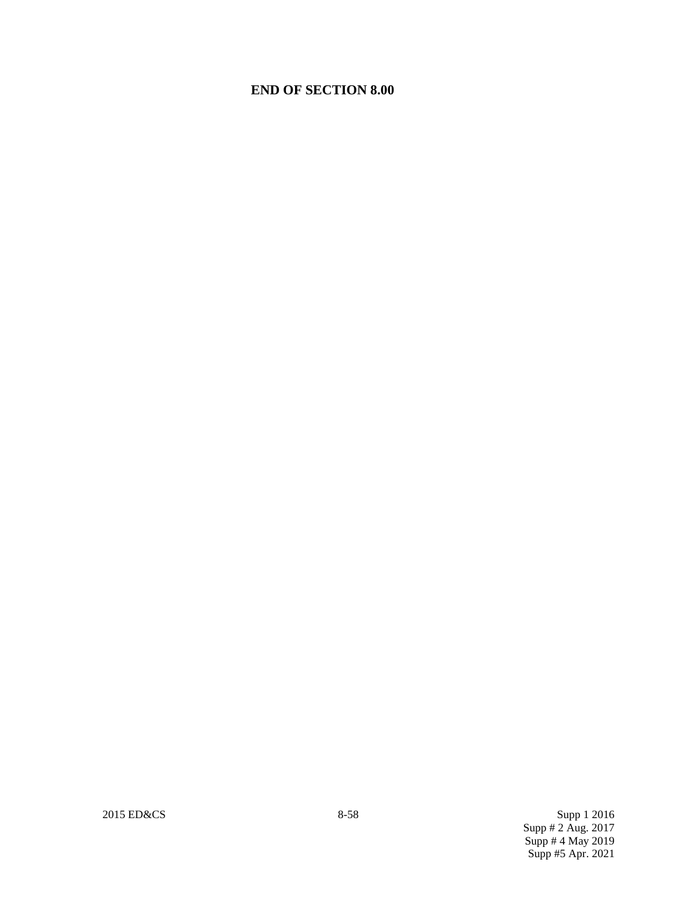**END OF SECTION 8.00**